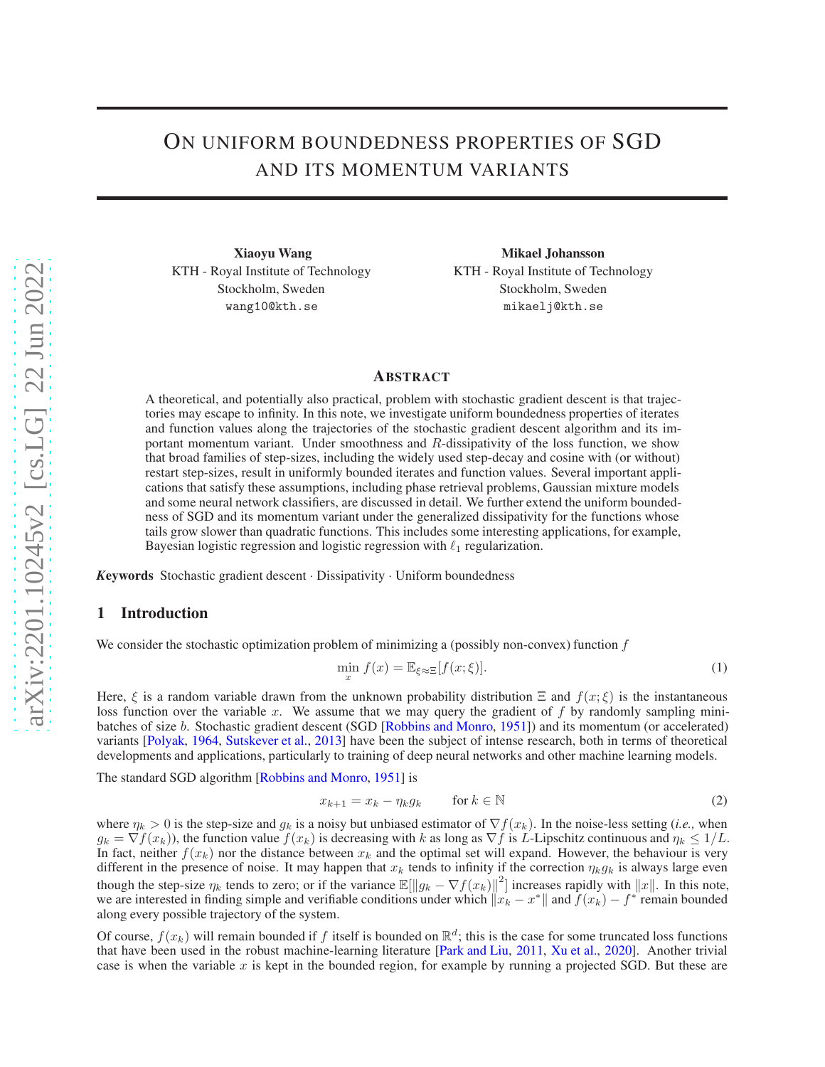# On uniform boundedness properties of SGD and its momentum variants

**Xiaoyu Wang**
KTH - Royal Institute of Technology
Stockholm, Sweden
wang10@kth.se

**Mikael Johansson**
KTH - Royal Institute of Technology
Stockholm, Sweden
mikaelj@kth.se

## Abstract

A theoretical, and potentially also practical, problem with stochastic gradient descent is that trajectories may escape to infinity. In this note, we investigate uniform boundedness properties of iterates and function values along the trajectories of the stochastic gradient descent algorithm and its important momentum variant. Under smoothness and $R$-dissipativity of the loss function, we show that broad families of step-sizes, including the widely used step-decay and cosine with (or without) restart step-sizes, result in uniformly bounded iterates and function values. Several important applications that satisfy these assumptions, including phase retrieval problems, Gaussian mixture models and some neural network classifiers, are discussed in detail. We further extend the uniform boundedness of SGD and its momentum variant under the generalized dissipativity for the functions whose tails grow slower than quadratic functions. This includes some interesting applications, for example, Bayesian logistic regression and logistic regression with $\ell_1$ regularization.

***Keywords*** Stochastic gradient descent · Dissipativity · Uniform boundedness

## 1 Introduction

We consider the stochastic optimization problem of minimizing a (possibly non-convex) function $f$

$$\min_{x} f(x) = \mathbb{E}_{\xi \approx \Xi}[f(x;\xi)]. \tag{1}$$

Here, $\xi$ is a random variable drawn from the unknown probability distribution $\Xi$ and $f(x;\xi)$ is the instantaneous loss function over the variable $x$. We assume that we may query the gradient of $f$ by randomly sampling mini-batches of size $b$. Stochastic gradient descent (SGD [Robbins and Monro, 1951]) and its momentum (or accelerated) variants [Polyak, 1964, Sutskever et al., 2013] have been the subject of intense research, both in terms of theoretical developments and applications, particularly to training of deep neural networks and other machine learning models.

The standard SGD algorithm [Robbins and Monro, 1951] is

$$x_{k+1} = x_k - \eta_k g_k \qquad \text{for } k \in \mathbb{N} \tag{2}$$

where $\eta_k > 0$ is the step-size and $g_k$ is a noisy but unbiased estimator of $\nabla f(x_k)$. In the noise-less setting (*i.e.,* when $g_k = \nabla f(x_k)$), the function value $f(x_k)$ is decreasing with $k$ as long as $\nabla f$ is $L$-Lipschitz continuous and $\eta_k \leq 1/L$. In fact, neither $f(x_k)$ nor the distance between $x_k$ and the optimal set will expand. However, the behaviour is very different in the presence of noise. It may happen that $x_k$ tends to infinity if the correction $\eta_k g_k$ is always large even though the step-size $\eta_k$ tends to zero; or if the variance $\mathbb{E}[\|g_k - \nabla f(x_k)\|^2]$ increases rapidly with $\|x\|$. In this note, we are interested in finding simple and verifiable conditions under which $\|x_k - x^*\|$ and $f(x_k) - f^*$ remain bounded along every possible trajectory of the system.

Of course, $f(x_k)$ will remain bounded if $f$ itself is bounded on $\mathbb{R}^d$; this is the case for some truncated loss functions that have been used in the robust machine-learning literature [Park and Liu, 2011, Xu et al., 2020]. Another trivial case is when the variable $x$ is kept in the bounded region, for example by running a projected SGD. But these are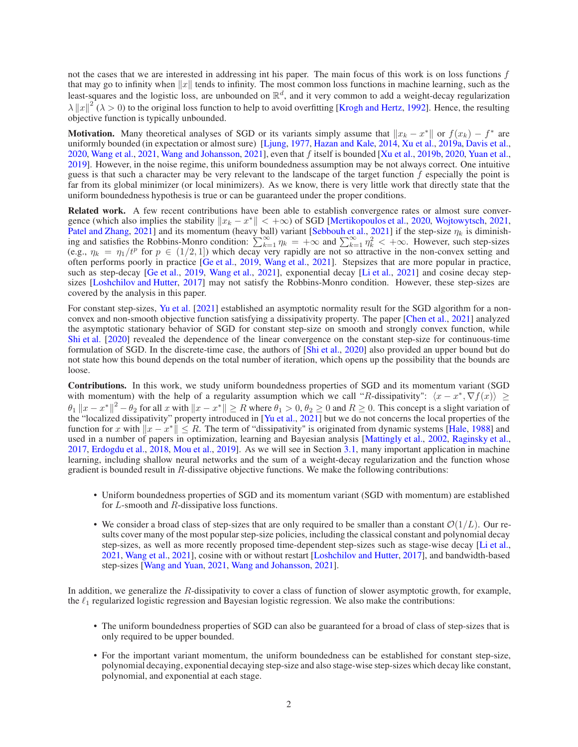not the cases that we are interested in addressing int his paper. The main focus of this work is on loss functions $f$ that may go to infinity when $\|x\|$ tends to infinity. The most common loss functions in machine learning, such as the least-squares and the logistic loss, are unbounded on $\mathbb{R}^d$, and it very common to add a weight-decay regularization $\lambda \|x\|^2$ ($\lambda > 0$) to the original loss function to help to avoid overfitting [Krogh and Hertz, 1992]. Hence, the resulting objective function is typically unbounded.

**Motivation.** Many theoretical analyses of SGD or its variants simply assume that $\|x_k - x^*\|$ or $f(x_k) - f^*$ are uniformly bounded (in expectation or almost sure) [Ljung, 1977, Hazan and Kale, 2014, Xu et al., 2019a, Davis et al., 2020, Wang et al., 2021, Wang and Johansson, 2021], even that $f$ itself is bounded [Xu et al., 2019b, 2020, Yuan et al., 2019]. However, in the noise regime, this uniform boundedness assumption may be not always correct. One intuitive guess is that such a character may be very relevant to the landscape of the target function $f$ especially the point is far from its global minimizer (or local minimizers). As we know, there is very little work that directly state that the uniform boundedness hypothesis is true or can be guaranteed under the proper conditions.

**Related work.** A few recent contributions have been able to establish convergence rates or almost sure convergence (which also implies the stability $\|x_k - x^*\| < +\infty$) of SGD [Mertikopoulos et al., 2020, Wojtowytsch, 2021, Patel and Zhang, 2021] and its momentum (heavy ball) variant [Sebbouh et al., 2021] if the step-size $\eta_k$ is diminishing and satisfies the Robbins-Monro condition: $\sum_{k=1}^{\infty} \eta_k = +\infty$ and $\sum_{k=1}^{\infty} \eta_k^2 < +\infty$. However, such step-sizes (e.g., $\eta_k = \eta_1/t^p$ for $p \in (1/2, 1]$) which decay very rapidly are not so attractive in the non-convex setting and often performs poorly in practice [Ge et al., 2019, Wang et al., 2021]. Stepsizes that are more popular in practice, such as step-decay [Ge et al., 2019, Wang et al., 2021], exponential decay [Li et al., 2021] and cosine decay step-sizes [Loshchilov and Hutter, 2017] may not satisfy the Robbins-Monro condition. However, these step-sizes are covered by the analysis in this paper.

For constant step-sizes, Yu et al. [2021] established an asymptotic normality result for the SGD algorithm for a non-convex and non-smooth objective function satisfying a dissipativity property. The paper [Chen et al., 2021] analyzed the asymptotic stationary behavior of SGD for constant step-size on smooth and strongly convex function, while Shi et al. [2020] revealed the dependence of the linear convergence on the constant step-size for continuous-time formulation of SGD. In the discrete-time case, the authors of [Shi et al., 2020] also provided an upper bound but do not state how this bound depends on the total number of iteration, which opens up the possibility that the bounds are loose.

**Contributions.** In this work, we study uniform boundedness properties of SGD and its momentum variant (SGD with momentum) with the help of a regularity assumption which we call "$R$-dissipativity": $\langle x - x^*, \nabla f(x) \rangle \geq \theta_1 \|x - x^*\|^2 - \theta_2$ for all $x$ with $\|x - x^*\| \geq R$ where $\theta_1 > 0, \theta_2 \geq 0$ and $R \geq 0$. This concept is a slight variation of the "localized dissipativity" property introduced in [Yu et al., 2021] but we do not concerns the local properties of the function for $x$ with $\|x - x^*\| \leq R$. The term of "dissipativity" is originated from dynamic systems [Hale, 1988] and used in a number of papers in optimization, learning and Bayesian analysis [Mattingly et al., 2002, Raginsky et al., 2017, Erdogdu et al., 2018, Mou et al., 2019]. As we will see in Section 3.1, many important application in machine learning, including shallow neural networks and the sum of a weight-decay regularization and the function whose gradient is bounded result in $R$-dissipative objective functions. We make the following contributions:

- Uniform boundedness properties of SGD and its momentum variant (SGD with momentum) are established for $L$-smooth and $R$-dissipative loss functions.
- We consider a broad class of step-sizes that are only required to be smaller than a constant $\mathcal{O}(1/L)$. Our results cover many of the most popular step-size policies, including the classical constant and polynomial decay step-sizes, as well as more recently proposed time-dependent step-sizes such as stage-wise decay [Li et al., 2021, Wang et al., 2021], cosine with or without restart [Loshchilov and Hutter, 2017], and bandwidth-based step-sizes [Wang and Yuan, 2021, Wang and Johansson, 2021].

In addition, we generalize the $R$-dissipativity to cover a class of function of slower asymptotic growth, for example, the $\ell_1$ regularized logistic regression and Bayesian logistic regression. We also make the contributions:

- The uniform boundedness properties of SGD can also be guaranteed for a broad of class of step-sizes that is only required to be upper bounded.
- For the important variant momentum, the uniform boundedness can be established for constant step-size, polynomial decaying, exponential decaying step-size and also stage-wise step-sizes which decay like constant, polynomial, and exponential at each stage.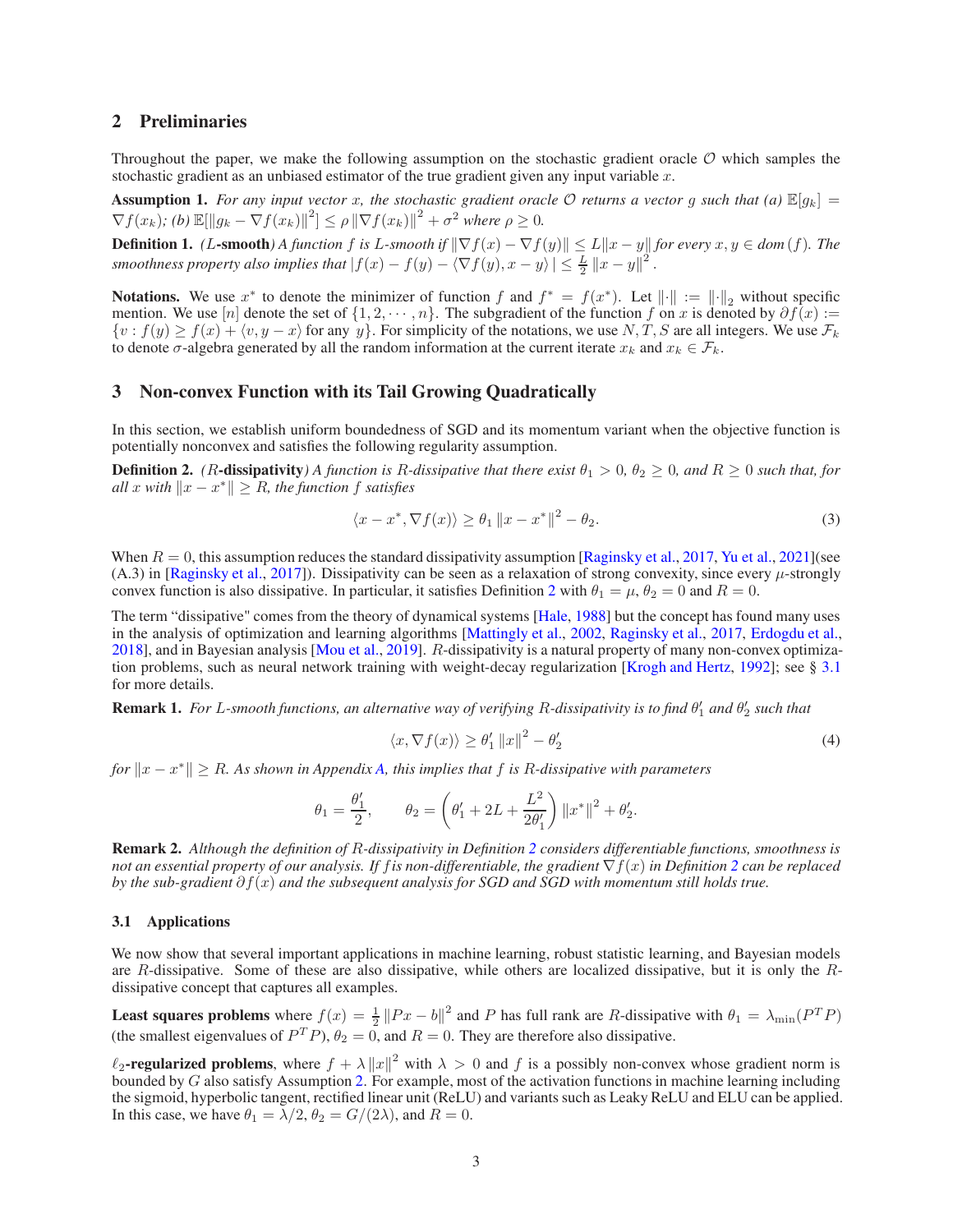## 2 Preliminaries

Throughout the paper, we make the following assumption on the stochastic gradient oracle $\mathcal{O}$ which samples the stochastic gradient as an unbiased estimator of the true gradient given any input variable $x$.

**Assumption 1.** *For any input vector $x$, the stochastic gradient oracle $\mathcal{O}$ returns a vector $g$ such that (a) $\mathbb{E}[g_k] = \nabla f(x_k)$; (b) $\mathbb{E}[\|g_k - \nabla f(x_k)\|^2] \leq \rho \|\nabla f(x_k)\|^2 + \sigma^2$ where $\rho \geq 0$.*

**Definition 1.** *(**$L$-smooth**) A function $f$ is $L$-smooth if $\|\nabla f(x) - \nabla f(y)\| \leq L\|x - y\|$ for every $x, y \in dom(f)$. The smoothness property also implies that $|f(x) - f(y) - \langle \nabla f(y), x - y\rangle| \leq \frac{L}{2}\|x - y\|^2$.*

**Notations.** We use $x^*$ to denote the minimizer of function $f$ and $f^* = f(x^*)$. Let $\|\cdot\| := \|\cdot\|_2$ without specific mention. We use $[n]$ denote the set of $\{1, 2, \cdots, n\}$. The subgradient of the function $f$ on $x$ is denoted by $\partial f(x) := \{v : f(y) \geq f(x) + \langle v, y - x\rangle$ for any $y\}$. For simplicity of the notations, we use $N, T, S$ are all integers. We use $\mathcal{F}_k$ to denote $\sigma$-algebra generated by all the random information at the current iterate $x_k$ and $x_k \in \mathcal{F}_k$.

## 3 Non-convex Function with its Tail Growing Quadratically

In this section, we establish uniform boundedness of SGD and its momentum variant when the objective function is potentially nonconvex and satisfies the following regularity assumption.

**Definition 2.** *(**$R$-dissipativity**) A function is $R$-dissipative that there exist $\theta_1 > 0$, $\theta_2 \geq 0$, and $R \geq 0$ such that, for all $x$ with $\|x - x^*\| \geq R$, the function $f$ satisfies*

$$\langle x - x^*, \nabla f(x)\rangle \geq \theta_1 \|x - x^*\|^2 - \theta_2. \tag{3}$$

When $R = 0$, this assumption reduces the standard dissipativity assumption [Raginsky et al., 2017, Yu et al., 2021](see (A.3) in [Raginsky et al., 2017]). Dissipativity can be seen as a relaxation of strong convexity, since every $\mu$-strongly convex function is also dissipative. In particular, it satisfies Definition 2 with $\theta_1 = \mu$, $\theta_2 = 0$ and $R = 0$.

The term "dissipative" comes from the theory of dynamical systems [Hale, 1988] but the concept has found many uses in the analysis of optimization and learning algorithms [Mattingly et al., 2002, Raginsky et al., 2017, Erdogdu et al., 2018], and in Bayesian analysis [Mou et al., 2019]. $R$-dissipativity is a natural property of many non-convex optimization problems, such as neural network training with weight-decay regularization [Krogh and Hertz, 1992]; see § 3.1 for more details.

**Remark 1.** *For $L$-smooth functions, an alternative way of verifying $R$-dissipativity is to find $\theta_1'$ and $\theta_2'$ such that*

$$\langle x, \nabla f(x)\rangle \geq \theta_1' \|x\|^2 - \theta_2' \tag{4}$$

*for $\|x - x^*\| \geq R$. As shown in Appendix A, this implies that $f$ is $R$-dissipative with parameters*

$$\theta_1 = \frac{\theta_1'}{2}, \qquad \theta_2 = \left(\theta_1' + 2L + \frac{L^2}{2\theta_1'}\right)\|x^*\|^2 + \theta_2'.$$

**Remark 2.** *Although the definition of $R$-dissipativity in Definition 2 considers differentiable functions, smoothness is not an essential property of our analysis. If $f$ is non-differentiable, the gradient $\nabla f(x)$ in Definition 2 can be replaced by the sub-gradient $\partial f(x)$ and the subsequent analysis for SGD and SGD with momentum still holds true.*

### 3.1 Applications

We now show that several important applications in machine learning, robust statistic learning, and Bayesian models are $R$-dissipative. Some of these are also dissipative, while others are localized dissipative, but it is only the $R$-dissipative concept that captures all examples.

**Least squares problems** where $f(x) = \frac{1}{2}\|Px - b\|^2$ and $P$ has full rank are $R$-dissipative with $\theta_1 = \lambda_{\min}(P^T P)$ (the smallest eigenvalues of $P^T P$), $\theta_2 = 0$, and $R = 0$. They are therefore also dissipative.

**$\ell_2$-regularized problems**, where $f + \lambda\|x\|^2$ with $\lambda > 0$ and $f$ is a possibly non-convex whose gradient norm is bounded by $G$ also satisfy Assumption 2. For example, most of the activation functions in machine learning including the sigmoid, hyperbolic tangent, rectified linear unit (ReLU) and variants such as Leaky ReLU and ELU can be applied. In this case, we have $\theta_1 = \lambda/2$, $\theta_2 = G/(2\lambda)$, and $R = 0$.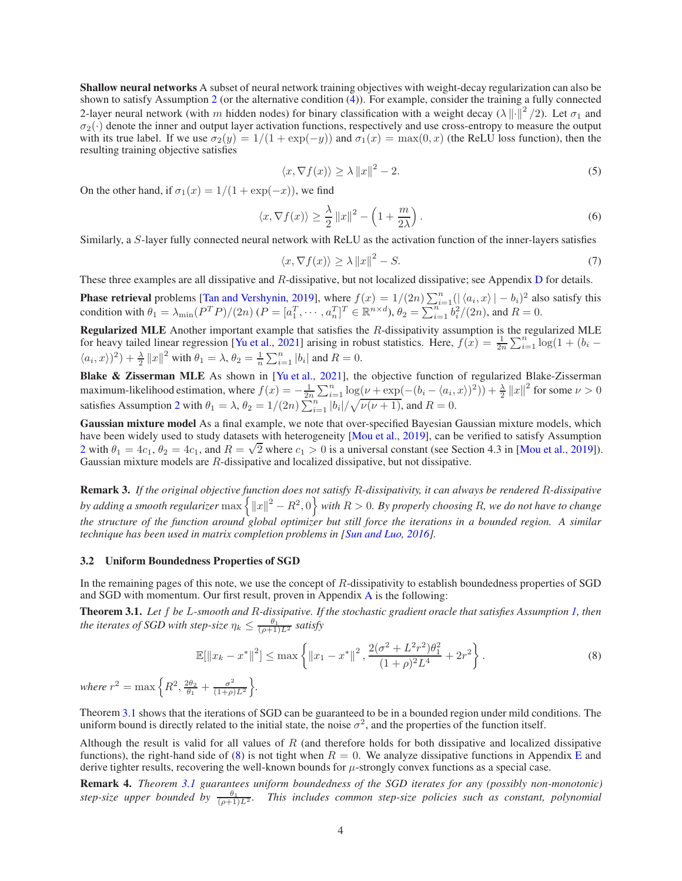**Shallow neural networks** A subset of neural network training objectives with weight-decay regularization can also be shown to satisfy Assumption 2 (or the alternative condition (4)). For example, consider the training a fully connected 2-layer neural network (with $m$ hidden nodes) for binary classification with a weight decay ($\lambda \|\cdot\|^2/2$). Let $\sigma_1$ and $\sigma_2(\cdot)$ denote the inner and output layer activation functions, respectively and use cross-entropy to measure the output with its true label. If we use $\sigma_2(y) = 1/(1+\exp(-y))$ and $\sigma_1(x) = \max(0, x)$ (the ReLU loss function), then the resulting training objective satisfies

$$\langle x, \nabla f(x) \rangle \geq \lambda \|x\|^2 - 2. \tag{5}$$

On the other hand, if $\sigma_1(x) = 1/(1+\exp(-x))$, we find

$$\langle x, \nabla f(x) \rangle \geq \frac{\lambda}{2} \|x\|^2 - \left(1 + \frac{m}{2\lambda}\right). \tag{6}$$

Similarly, a $S$-layer fully connected neural network with ReLU as the activation function of the inner-layers satisfies

$$\langle x, \nabla f(x) \rangle \geq \lambda \|x\|^2 - S. \tag{7}$$

These three examples are all dissipative and $R$-dissipative, but not localized dissipative; see Appendix D for details.

**Phase retrieval** problems [Tan and Vershynin, 2019], where $f(x) = 1/(2n)\sum_{i=1}^n (|\langle a_i, x\rangle| - b_i)^2$ also satisfy this condition with $\theta_1 = \lambda_{\min}(P^T P)/(2n)$ ($P = [a_1^T, \cdots, a_n^T]^T \in \mathbb{R}^{n\times d}$), $\theta_2 = \sum_{i=1}^n b_i^2/(2n)$, and $R = 0$.

**Regularized MLE** Another important example that satisfies the $R$-dissipativity assumption is the regularized MLE for heavy tailed linear regression [Yu et al., 2021] arising in robust statistics. Here, $f(x) = \frac{1}{2n}\sum_{i=1}^n \log(1 + (b_i - \langle a_i, x\rangle)^2) + \frac{\lambda}{2}\|x\|^2$ with $\theta_1 = \lambda$, $\theta_2 = \frac{1}{n}\sum_{i=1}^n |b_i|$ and $R = 0$.

**Blake & Zisserman MLE** As shown in [Yu et al., 2021], the objective function of regularized Blake-Zisserman maximum-likelihood estimation, where $f(x) = -\frac{1}{2n}\sum_{i=1}^n \log(\nu + \exp(-(b_i - \langle a_i, x\rangle)^2)) + \frac{\lambda}{2}\|x\|^2$ for some $\nu > 0$ satisfies Assumption 2 with $\theta_1 = \lambda$, $\theta_2 = 1/(2n)\sum_{i=1}^n |b_i|/\sqrt{\nu(\nu+1)}$, and $R = 0$.

**Gaussian mixture model** As a final example, we note that over-specified Bayesian Gaussian mixture models, which have been widely used to study datasets with heterogeneity [Mou et al., 2019], can be verified to satisfy Assumption 2 with $\theta_1 = 4c_1$, $\theta_2 = 4c_1$, and $R = \sqrt{2}$ where $c_1 > 0$ is a universal constant (see Section 4.3 in [Mou et al., 2019]). Gaussian mixture models are $R$-dissipative and localized dissipative, but not dissipative.

**Remark 3.** *If the original objective function does not satisfy $R$-dissipativity, it can always be rendered $R$-dissipative by adding a smooth regularizer $\max\left\{\|x\|^2 - R^2, 0\right\}$ with $R > 0$. By properly choosing $R$, we do not have to change the structure of the function around global optimizer but still force the iterations in a bounded region. A similar technique has been used in matrix completion problems in [Sun and Luo, 2016].*

### 3.2 Uniform Boundedness Properties of SGD

In the remaining pages of this note, we use the concept of $R$-dissipativity to establish boundedness properties of SGD and SGD with momentum. Our first result, proven in Appendix A is the following:

**Theorem 3.1.** *Let $f$ be $L$-smooth and $R$-dissipative. If the stochastic gradient oracle that satisfies Assumption 1, then the iterates of SGD with step-size $\eta_k \leq \frac{\theta_1}{(\rho+1)L^2}$ satisfy*

$$\mathbb{E}[\|x_k - x^*\|^2] \leq \max\left\{\|x_1 - x^*\|^2, \frac{2(\sigma^2 + L^2 r^2)\theta_1^2}{(1+\rho)^2 L^4} + 2r^2\right\}. \tag{8}$$

*where $r^2 = \max\left\{R^2, \frac{2\theta_2}{\theta_1} + \frac{\sigma^2}{(1+\rho)L^2}\right\}$.*

Theorem 3.1 shows that the iterations of SGD can be guaranteed to be in a bounded region under mild conditions. The uniform bound is directly related to the initial state, the noise $\sigma^2$, and the properties of the function itself.

Although the result is valid for all values of $R$ (and therefore holds for both dissipative and localized dissipative functions), the right-hand side of (8) is not tight when $R = 0$. We analyze dissipative functions in Appendix E and derive tighter results, recovering the well-known bounds for $\mu$-strongly convex functions as a special case.

**Remark 4.** *Theorem 3.1 guarantees uniform boundedness of the SGD iterates for any (possibly non-monotonic) step-size upper bounded by $\frac{\theta_1}{(\rho+1)L^2}$. This includes common step-size policies such as constant, polynomial*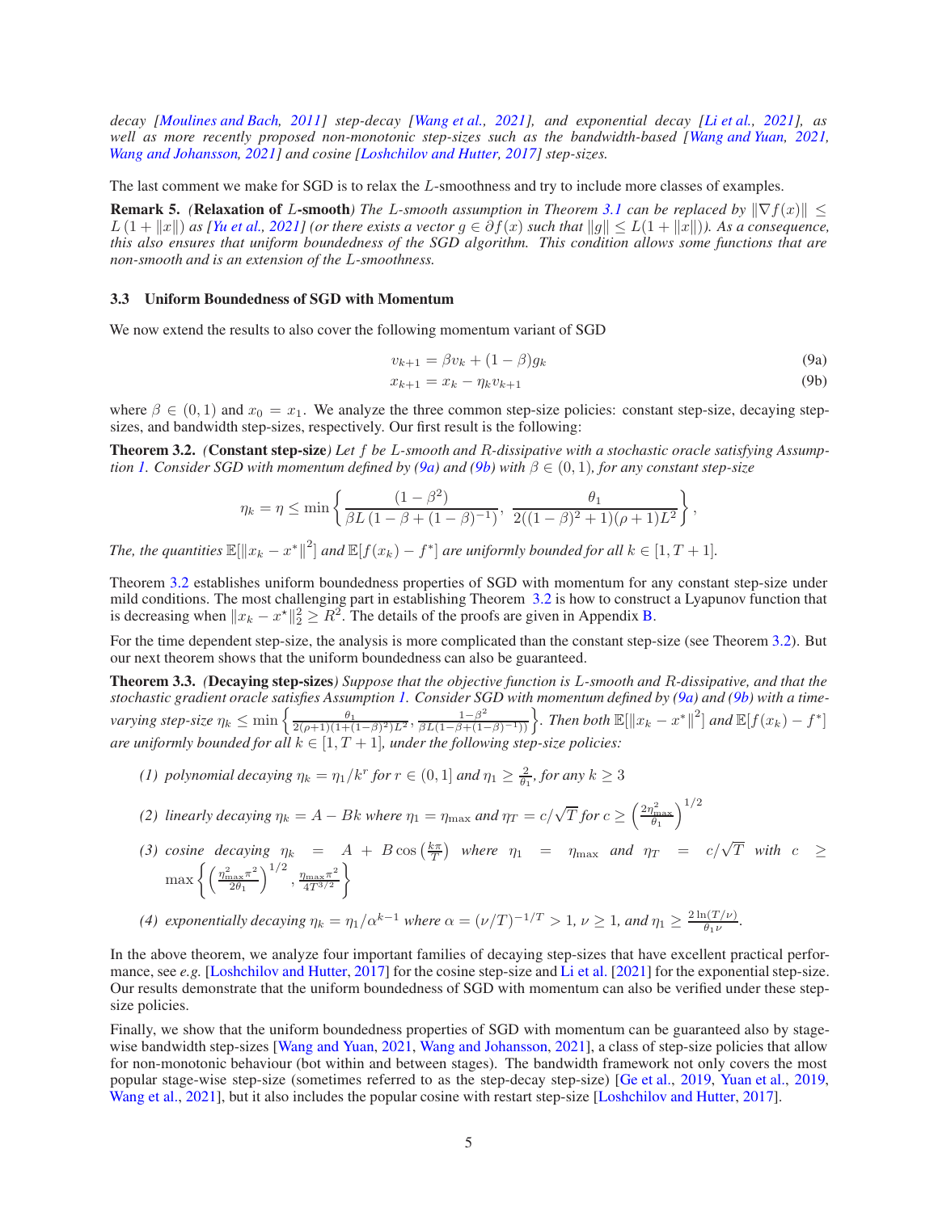*decay [Moulines and Bach, 2011] step-decay [Wang et al., 2021], and exponential decay [Li et al., 2021], as well as more recently proposed non-monotonic step-sizes such as the bandwidth-based [Wang and Yuan, 2021, Wang and Johansson, 2021] and cosine [Loshchilov and Hutter, 2017] step-sizes.*

The last comment we make for SGD is to relax the $L$-smoothness and try to include more classes of examples.

**Remark 5.** *(**Relaxation of** $L$**-smooth**) The $L$-smooth assumption in Theorem 3.1 can be replaced by $\|\nabla f(x)\| \leq L(1 + \|x\|)$ as [Yu et al., 2021] (or there exists a vector $g \in \partial f(x)$ such that $\|g\| \leq L(1 + \|x\|)$). As a consequence, this also ensures that uniform boundedness of the SGD algorithm. This condition allows some functions that are non-smooth and is an extension of the $L$-smoothness.*

### 3.3 Uniform Boundedness of SGD with Momentum

We now extend the results to also cover the following momentum variant of SGD

$$v_{k+1} = \beta v_k + (1 - \beta) g_k \tag{9a}$$

$$x_{k+1} = x_k - \eta_k v_{k+1} \tag{9b}$$

where $\beta \in (0, 1)$ and $x_0 = x_1$. We analyze the three common step-size policies: constant step-size, decaying step-sizes, and bandwidth step-sizes, respectively. Our first result is the following:

**Theorem 3.2.** *(**Constant step-size**) Let $f$ be $L$-smooth and $R$-dissipative with a stochastic oracle satisfying Assumption 1. Consider SGD with momentum defined by (9a) and (9b) with $\beta \in (0, 1)$, for any constant step-size*

$$\eta_k = \eta \leq \min\left\{\frac{(1-\beta^2)}{\beta L\left(1 - \beta + (1-\beta)^{-1}\right)},\ \frac{\theta_1}{2((1-\beta)^2+1)(\rho+1)L^2}\right\},$$

*The, the quantities $\mathbb{E}[\|x_k - x^*\|^2]$ and $\mathbb{E}[f(x_k) - f^*]$ are uniformly bounded for all $k \in [1, T+1]$.*

Theorem 3.2 establishes uniform boundedness properties of SGD with momentum for any constant step-size under mild conditions. The most challenging part in establishing Theorem 3.2 is how to construct a Lyapunov function that is decreasing when $\|x_k - x^*\|_2^2 \geq R^2$. The details of the proofs are given in Appendix B.

For the time dependent step-size, the analysis is more complicated than the constant step-size (see Theorem 3.2). But our next theorem shows that the uniform boundedness can also be guaranteed.

**Theorem 3.3.** *(**Decaying step-sizes**) Suppose that the objective function is $L$-smooth and $R$-dissipative, and that the stochastic gradient oracle satisfies Assumption 1. Consider SGD with momentum defined by (9a) and (9b) with a time-varying step-size $\eta_k \leq \min\left\{\frac{\theta_1}{2(\rho+1)(1+(1-\beta)^2)L^2}, \frac{1-\beta^2}{\beta L(1-\beta+(1-\beta)^{-1})}\right\}$. Then both $\mathbb{E}[\|x_k - x^*\|^2]$ and $\mathbb{E}[f(x_k) - f^*]$ are uniformly bounded for all $k \in [1, T+1]$, under the following step-size policies:*

*(1) polynomial decaying $\eta_k = \eta_1/k^r$ for $r \in (0, 1]$ and $\eta_1 \geq \frac{2}{\theta_1}$, for any $k \geq 3$*

*(2) linearly decaying $\eta_k = A - Bk$ where $\eta_1 = \eta_{\max}$ and $\eta_T = c/\sqrt{T}$ for $c \geq \left(\frac{2\eta_{\max}^2}{\theta_1}\right)^{1/2}$*

*(3) cosine decaying $\eta_k = A + B\cos\left(\frac{k\pi}{T}\right)$ where $\eta_1 = \eta_{\max}$ and $\eta_T = c/\sqrt{T}$ with $c \geq \max\left\{\left(\frac{\eta_{\max}^2\pi^2}{2\theta_1}\right)^{1/2}, \frac{\eta_{\max}\pi^2}{4T^{3/2}}\right\}$*

*(4) exponentially decaying $\eta_k = \eta_1/\alpha^{k-1}$ where $\alpha = (\nu/T)^{-1/T} > 1$, $\nu \geq 1$, and $\eta_1 \geq \frac{2\ln(T/\nu)}{\theta_1 \nu}$.*

In the above theorem, we analyze four important families of decaying step-sizes that have excellent practical performance, see *e.g.* [Loshchilov and Hutter, 2017] for the cosine step-size and Li et al. [2021] for the exponential step-size. Our results demonstrate that the uniform boundedness of SGD with momentum can also be verified under these step-size policies.

Finally, we show that the uniform boundedness properties of SGD with momentum can be guaranteed also by stage-wise bandwidth step-sizes [Wang and Yuan, 2021, Wang and Johansson, 2021], a class of step-size policies that allow for non-monotonic behaviour (bot within and between stages). The bandwidth framework not only covers the most popular stage-wise step-size (sometimes referred to as the step-decay step-size) [Ge et al., 2019, Yuan et al., 2019, Wang et al., 2021], but it also includes the popular cosine with restart step-size [Loshchilov and Hutter, 2017].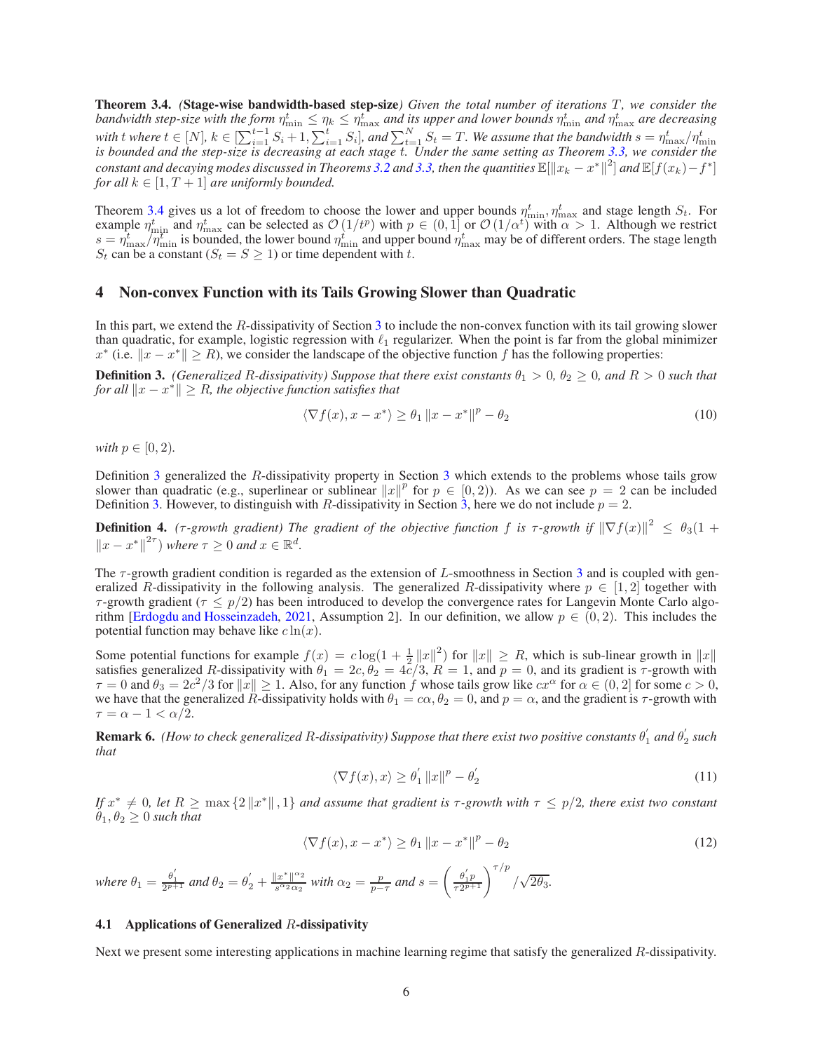**Theorem 3.4.** *(**Stage-wise bandwidth-based step-size**) Given the total number of iterations $T$, we consider the bandwidth step-size with the form $\eta_{\min}^t \leq \eta_k \leq \eta_{\max}^t$ and its upper and lower bounds $\eta_{\min}^t$ and $\eta_{\max}^t$ are decreasing with $t$ where $t \in [N]$, $k \in [\sum_{i=1}^{t-1} S_i + 1, \sum_{i=1}^{t} S_i]$, and $\sum_{t=1}^{N} S_t = T$. We assume that the bandwidth $s = \eta_{\max}^t/\eta_{\min}^t$ is bounded and the step-size is decreasing at each stage $t$. Under the same setting as Theorem 3.3, we consider the constant and decaying modes discussed in Theorems 3.2 and 3.3, then the quantities $\mathbb{E}[\|x_k - x^*\|^2]$ and $\mathbb{E}[f(x_k) - f^*]$ for all $k \in [1, T+1]$ are uniformly bounded.*

Theorem 3.4 gives us a lot of freedom to choose the lower and upper bounds $\eta_{\min}^t, \eta_{\max}^t$ and stage length $S_t$. For example $\eta_{\min}^t$ and $\eta_{\max}^t$ can be selected as $\mathcal{O}(1/t^p)$ with $p \in (0, 1]$ or $\mathcal{O}(1/\alpha^t)$ with $\alpha > 1$. Although we restrict $s = \eta_{\max}^t/\eta_{\min}^t$ is bounded, the lower bound $\eta_{\min}^t$ and upper bound $\eta_{\max}^t$ may be of different orders. The stage length $S_t$ can be a constant ($S_t = S \geq 1$) or time dependent with $t$.

## 4 Non-convex Function with its Tails Growing Slower than Quadratic

In this part, we extend the $R$-dissipativity of Section 3 to include the non-convex function with its tail growing slower than quadratic, for example, logistic regression with $\ell_1$ regularizer. When the point is far from the global minimizer $x^*$ (i.e. $\|x - x^*\| \geq R$), we consider the landscape of the objective function $f$ has the following properties:

**Definition 3.** *(Generalized $R$-dissipativity) Suppose that there exist constants $\theta_1 > 0$, $\theta_2 \geq 0$, and $R > 0$ such that for all $\|x - x^*\| \geq R$, the objective function satisfies that*

$$\langle \nabla f(x), x - x^* \rangle \geq \theta_1 \|x - x^*\|^p - \theta_2 \tag{10}$$

*with $p \in [0, 2)$.*

Definition 3 generalized the $R$-dissipativity property in Section 3 which extends to the problems whose tails grow slower than quadratic (e.g., superlinear or sublinear $\|x\|^p$ for $p \in [0, 2)$). As we can see $p = 2$ can be included Definition 3. However, to distinguish with $R$-dissipativity in Section 3, here we do not include $p = 2$.

**Definition 4.** *($\tau$-growth gradient) The gradient of the objective function $f$ is $\tau$-growth if $\|\nabla f(x)\|^2 \leq \theta_3(1 + \|x - x^*\|^{2\tau})$ where $\tau \geq 0$ and $x \in \mathbb{R}^d$.*

The $\tau$-growth gradient condition is regarded as the extension of $L$-smoothness in Section 3 and is coupled with generalized $R$-dissipativity in the following analysis. The generalized $R$-dissipativity where $p \in [1, 2]$ together with $\tau$-growth gradient ($\tau \leq p/2$) has been introduced to develop the convergence rates for Langevin Monte Carlo algorithm [Erdogdu and Hosseinzadeh, 2021, Assumption 2]. In our definition, we allow $p \in (0, 2)$. This includes the potential function may behave like $c \ln(x)$.

Some potential functions for example $f(x) = c \log(1 + \frac{1}{2}\|x\|^2)$ for $\|x\| \geq R$, which is sub-linear growth in $\|x\|$ satisfies generalized $R$-dissipativity with $\theta_1 = 2c, \theta_2 = 4c/3$, $R = 1$, and $p = 0$, and its gradient is $\tau$-growth with $\tau = 0$ and $\theta_3 = 2c^2/3$ for $\|x\| \geq 1$. Also, for any function $f$ whose tails grow like $cx^\alpha$ for $\alpha \in (0, 2]$ for some $c > 0$, we have that the generalized $R$-dissipativity holds with $\theta_1 = c\alpha, \theta_2 = 0$, and $p = \alpha$, and the gradient is $\tau$-growth with $\tau = \alpha - 1 < \alpha/2$.

**Remark 6.** *(How to check generalized $R$-dissipativity) Suppose that there exist two positive constants $\theta_1^{'}$ and $\theta_2^{'}$ such that*

$$\langle \nabla f(x), x \rangle \geq \theta_1^{'} \|x\|^p - \theta_2^{'} \tag{11}$$

*If $x^* \neq 0$, let $R \geq \max\{2\|x^*\|, 1\}$ and assume that gradient is $\tau$-growth with $\tau \leq p/2$, there exist two constant $\theta_1, \theta_2 \geq 0$ such that*

$$\langle \nabla f(x), x - x^* \rangle \geq \theta_1 \|x - x^*\|^p - \theta_2 \tag{12}$$

*where $\theta_1 = \frac{\theta_1^{'}}{2^{p+1}}$ and $\theta_2 = \theta_2^{'} + \frac{\|x^*\|^{\alpha_2}}{s^{\alpha_2}\alpha_2}$ with $\alpha_2 = \frac{p}{p-\tau}$ and $s = \left(\frac{\theta_1^{'} p}{\tau 2^{p+1}}\right)^{\tau/p} / \sqrt{2\theta_3}$.*

### 4.1 Applications of Generalized $R$-dissipativity

Next we present some interesting applications in machine learning regime that satisfy the generalized $R$-dissipativity.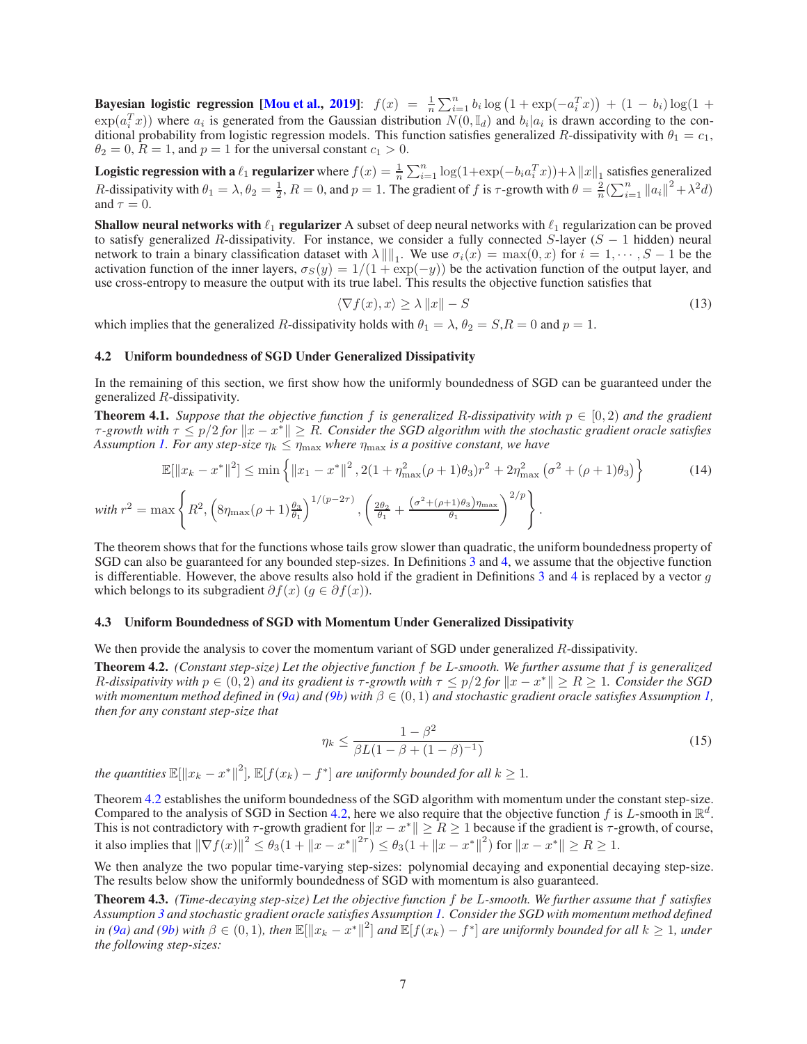**Bayesian logistic regression [Mou et al., 2019]**: $f(x) = \frac{1}{n}\sum_{i=1}^n b_i \log\left(1+\exp(-a_i^T x)\right) + (1-b_i)\log(1+\exp(a_i^T x))$ where $a_i$ is generated from the Gaussian distribution $N(0, \mathbb{I}_d)$ and $b_i|a_i$ is drawn according to the conditional probability from logistic regression models. This function satisfies generalized $R$-dissipativity with $\theta_1 = c_1$, $\theta_2 = 0$, $R = 1$, and $p = 1$ for the universal constant $c_1 > 0$.

**Logistic regression with a $\ell_1$ regularizer** where $f(x) = \frac{1}{n}\sum_{i=1}^n \log(1+\exp(-b_i a_i^T x)) + \lambda \|x\|_1$ satisfies generalized $R$-dissipativity with $\theta_1 = \lambda$, $\theta_2 = \frac{1}{2}$, $R = 0$, and $p = 1$. The gradient of $f$ is $\tau$-growth with $\theta = \frac{2}{n}(\sum_{i=1}^n \|a_i\|^2 + \lambda^2 d)$ and $\tau = 0$.

**Shallow neural networks with $\ell_1$ regularizer** A subset of deep neural networks with $\ell_1$ regularization can be proved to satisfy generalized $R$-dissipativity. For instance, we consider a fully connected $S$-layer ($S-1$ hidden) neural network to train a binary classification dataset with $\lambda\|\|_1$. We use $\sigma_i(x) = \max(0,x)$ for $i = 1, \cdots, S-1$ be the activation function of the inner layers, $\sigma_S(y) = 1/(1+\exp(-y))$ be the activation function of the output layer, and use cross-entropy to measure the output with its true label. This results the objective function satisfies that

$$\langle \nabla f(x), x\rangle \geq \lambda \|x\| - S \tag{13}$$

which implies that the generalized $R$-dissipativity holds with $\theta_1 = \lambda$, $\theta_2 = S$, $R = 0$ and $p = 1$.

### 4.2 Uniform boundedness of SGD Under Generalized Dissipativity

In the remaining of this section, we first show how the uniformly boundedness of SGD can be guaranteed under the generalized $R$-dissipativity.

**Theorem 4.1.** *Suppose that the objective function $f$ is generalized $R$-dissipativity with $p \in [0,2)$ and the gradient $\tau$-growth with $\tau \leq p/2$ for $\|x - x^*\| \geq R$. Consider the SGD algorithm with the stochastic gradient oracle satisfies Assumption 1. For any step-size $\eta_k \leq \eta_{\max}$ where $\eta_{\max}$ is a positive constant, we have*

$$\mathbb{E}[\|x_k - x^*\|^2] \leq \min\left\{\|x_1 - x^*\|^2, 2(1+\eta_{\max}^2(\rho+1)\theta_3)r^2 + 2\eta_{\max}^2\left(\sigma^2 + (\rho+1)\theta_3\right)\right\} \tag{14}$$

*with* $r^2 = \max\left\{R^2, \left(8\eta_{\max}(\rho+1)\frac{\theta_3}{\theta_1}\right)^{1/(p-2\tau)}, \left(\frac{2\theta_2}{\theta_1} + \frac{\left(\sigma^2+(\rho+1)\theta_3\right)\eta_{\max}}{\theta_1}\right)^{2/p}\right\}.$

The theorem shows that for the functions whose tails grow slower than quadratic, the uniform boundedness property of SGD can also be guaranteed for any bounded step-sizes. In Definitions 3 and 4, we assume that the objective function is differentiable. However, the above results also hold if the gradient in Definitions 3 and 4 is replaced by a vector $g$ which belongs to its subgradient $\partial f(x)$ ($g \in \partial f(x)$).

### 4.3 Uniform Boundedness of SGD with Momentum Under Generalized Dissipativity

We then provide the analysis to cover the momentum variant of SGD under generalized $R$-dissipativity.

**Theorem 4.2.** *(Constant step-size) Let the objective function $f$ be $L$-smooth. We further assume that $f$ is generalized $R$-dissipativity with $p \in (0,2)$ and its gradient is $\tau$-growth with $\tau \leq p/2$ for $\|x - x^*\| \geq R \geq 1$. Consider the SGD with momentum method defined in (9a) and (9b) with $\beta \in (0,1)$ and stochastic gradient oracle satisfies Assumption 1, then for any constant step-size that*

$$\eta_k \leq \frac{1-\beta^2}{\beta L(1-\beta+(1-\beta)^{-1})} \tag{15}$$

*the quantities $\mathbb{E}[\|x_k - x^*\|^2]$, $\mathbb{E}[f(x_k) - f^*]$ are uniformly bounded for all $k \geq 1$.*

Theorem 4.2 establishes the uniform boundedness of the SGD algorithm with momentum under the constant step-size. Compared to the analysis of SGD in Section 4.2, here we also require that the objective function $f$ is $L$-smooth in $\mathbb{R}^d$. This is not contradictory with $\tau$-growth gradient for $\|x - x^*\| \geq R \geq 1$ because if the gradient is $\tau$-growth, of course, it also implies that $\|\nabla f(x)\|^2 \leq \theta_3(1 + \|x - x^*\|^{2\tau}) \leq \theta_3(1 + \|x - x^*\|^2)$ for $\|x - x^*\| \geq R \geq 1$.

We then analyze the two popular time-varying step-sizes: polynomial decaying and exponential decaying step-size. The results below show the uniformly boundedness of SGD with momentum is also guaranteed.

**Theorem 4.3.** *(Time-decaying step-size) Let the objective function $f$ be $L$-smooth. We further assume that $f$ satisfies Assumption 3 and stochastic gradient oracle satisfies Assumption 1. Consider the SGD with momentum method defined in (9a) and (9b) with $\beta \in (0,1)$, then $\mathbb{E}[\|x_k - x^*\|^2]$ and $\mathbb{E}[f(x_k) - f^*]$ are uniformly bounded for all $k \geq 1$, under the following step-sizes:*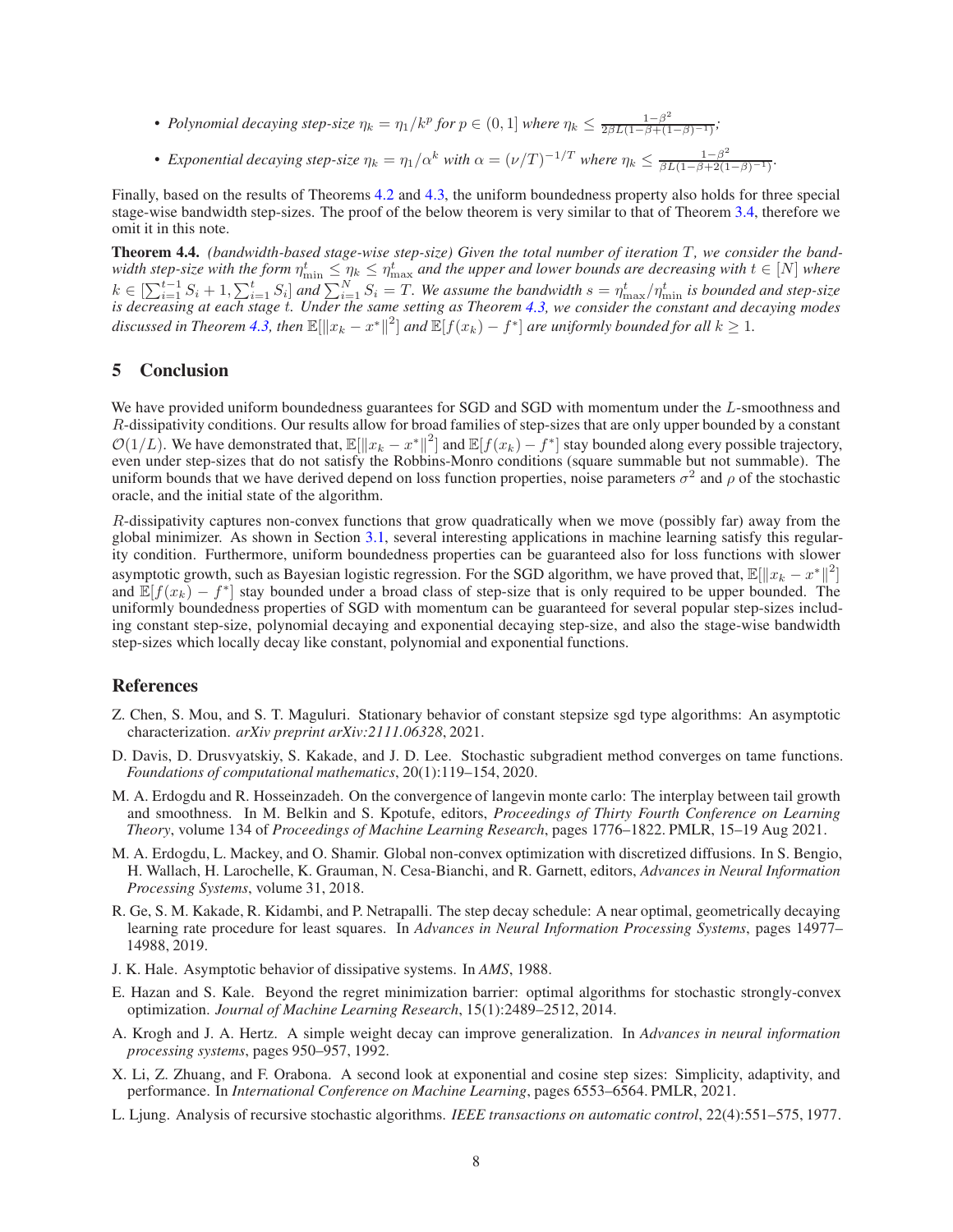- *Polynomial decaying step-size $\eta_k = \eta_1/k^p$ for $p \in (0, 1]$ where $\eta_k \le \frac{1-\beta^2}{2\beta L(1-\beta+(1-\beta)^{-1})}$;*
- *Exponential decaying step-size $\eta_k = \eta_1/\alpha^k$ with $\alpha = (\nu/T)^{-1/T}$ where $\eta_k \le \frac{1-\beta^2}{\beta L(1-\beta+2(1-\beta)^{-1})}$.*

Finally, based on the results of Theorems 4.2 and 4.3, the uniform boundedness property also holds for three special stage-wise bandwidth step-sizes. The proof of the below theorem is very similar to that of Theorem 3.4, therefore we omit it in this note.

**Theorem 4.4.** *(bandwidth-based stage-wise step-size) Given the total number of iteration $T$, we consider the bandwidth step-size with the form $\eta^t_{\min} \le \eta_k \le \eta^t_{\max}$ and the upper and lower bounds are decreasing with $t \in [N]$ where $k \in [\sum_{i=1}^{t-1} S_i + 1, \sum_{i=1}^{t} S_i]$ and $\sum_{i=1}^{N} S_i = T$. We assume the bandwidth $s = \eta^t_{\max}/\eta^t_{\min}$ is bounded and step-size is decreasing at each stage $t$. Under the same setting as Theorem 4.3, we consider the constant and decaying modes discussed in Theorem 4.3, then $\mathbb{E}[\|x_k - x^*\|^2]$ and $\mathbb{E}[f(x_k) - f^*]$ are uniformly bounded for all $k \ge 1$.*

# 5 Conclusion

We have provided uniform boundedness guarantees for SGD and SGD with momentum under the $L$-smoothness and $R$-dissipativity conditions. Our results allow for broad families of step-sizes that are only upper bounded by a constant $\mathcal{O}(1/L)$. We have demonstrated that, $\mathbb{E}[\|x_k - x^*\|^2]$ and $\mathbb{E}[f(x_k) - f^*]$ stay bounded along every possible trajectory, even under step-sizes that do not satisfy the Robbins-Monro conditions (square summable but not summable). The uniform bounds that we have derived depend on loss function properties, noise parameters $\sigma^2$ and $\rho$ of the stochastic oracle, and the initial state of the algorithm.

$R$-dissipativity captures non-convex functions that grow quadratically when we move (possibly far) away from the global minimizer. As shown in Section 3.1, several interesting applications in machine learning satisfy this regularity condition. Furthermore, uniform boundedness properties can be guaranteed also for loss functions with slower asymptotic growth, such as Bayesian logistic regression. For the SGD algorithm, we have proved that, $\mathbb{E}[\|x_k - x^*\|^2]$ and $\mathbb{E}[f(x_k) - f^*]$ stay bounded under a broad class of step-size that is only required to be upper bounded. The uniformly boundedness properties of SGD with momentum can be guaranteed for several popular step-sizes including constant step-size, polynomial decaying and exponential decaying step-size, and also the stage-wise bandwidth step-sizes which locally decay like constant, polynomial and exponential functions.

## References

Z. Chen, S. Mou, and S. T. Maguluri. Stationary behavior of constant stepsize sgd type algorithms: An asymptotic characterization. *arXiv preprint arXiv:2111.06328*, 2021.

D. Davis, D. Drusvyatskiy, S. Kakade, and J. D. Lee. Stochastic subgradient method converges on tame functions. *Foundations of computational mathematics*, 20(1):119–154, 2020.

M. A. Erdogdu and R. Hosseinzadeh. On the convergence of langevin monte carlo: The interplay between tail growth and smoothness. In M. Belkin and S. Kpotufe, editors, *Proceedings of Thirty Fourth Conference on Learning Theory*, volume 134 of *Proceedings of Machine Learning Research*, pages 1776–1822. PMLR, 15–19 Aug 2021.

M. A. Erdogdu, L. Mackey, and O. Shamir. Global non-convex optimization with discretized diffusions. In S. Bengio, H. Wallach, H. Larochelle, K. Grauman, N. Cesa-Bianchi, and R. Garnett, editors, *Advances in Neural Information Processing Systems*, volume 31, 2018.

R. Ge, S. M. Kakade, R. Kidambi, and P. Netrapalli. The step decay schedule: A near optimal, geometrically decaying learning rate procedure for least squares. In *Advances in Neural Information Processing Systems*, pages 14977–14988, 2019.

J. K. Hale. Asymptotic behavior of dissipative systems. In *AMS*, 1988.

E. Hazan and S. Kale. Beyond the regret minimization barrier: optimal algorithms for stochastic strongly-convex optimization. *Journal of Machine Learning Research*, 15(1):2489–2512, 2014.

A. Krogh and J. A. Hertz. A simple weight decay can improve generalization. In *Advances in neural information processing systems*, pages 950–957, 1992.

X. Li, Z. Zhuang, and F. Orabona. A second look at exponential and cosine step sizes: Simplicity, adaptivity, and performance. In *International Conference on Machine Learning*, pages 6553–6564. PMLR, 2021.

L. Ljung. Analysis of recursive stochastic algorithms. *IEEE transactions on automatic control*, 22(4):551–575, 1977.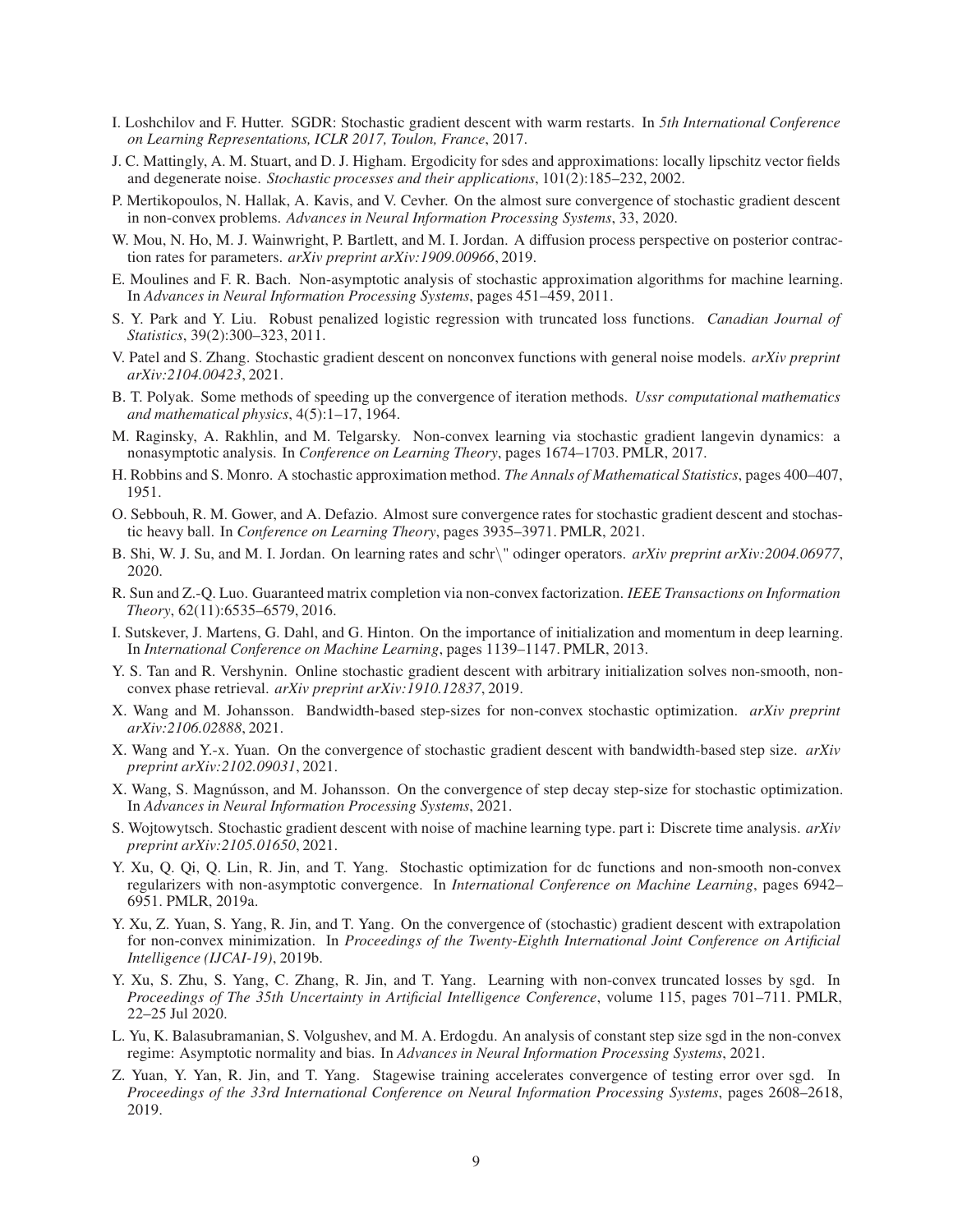I. Loshchilov and F. Hutter. SGDR: Stochastic gradient descent with warm restarts. In *5th International Conference on Learning Representations, ICLR 2017, Toulon, France*, 2017.

J. C. Mattingly, A. M. Stuart, and D. J. Higham. Ergodicity for sdes and approximations: locally lipschitz vector fields and degenerate noise. *Stochastic processes and their applications*, 101(2):185–232, 2002.

P. Mertikopoulos, N. Hallak, A. Kavis, and V. Cevher. On the almost sure convergence of stochastic gradient descent in non-convex problems. *Advances in Neural Information Processing Systems*, 33, 2020.

W. Mou, N. Ho, M. J. Wainwright, P. Bartlett, and M. I. Jordan. A diffusion process perspective on posterior contraction rates for parameters. *arXiv preprint arXiv:1909.00966*, 2019.

E. Moulines and F. R. Bach. Non-asymptotic analysis of stochastic approximation algorithms for machine learning. In *Advances in Neural Information Processing Systems*, pages 451–459, 2011.

S. Y. Park and Y. Liu. Robust penalized logistic regression with truncated loss functions. *Canadian Journal of Statistics*, 39(2):300–323, 2011.

V. Patel and S. Zhang. Stochastic gradient descent on nonconvex functions with general noise models. *arXiv preprint arXiv:2104.00423*, 2021.

B. T. Polyak. Some methods of speeding up the convergence of iteration methods. *Ussr computational mathematics and mathematical physics*, 4(5):1–17, 1964.

M. Raginsky, A. Rakhlin, and M. Telgarsky. Non-convex learning via stochastic gradient langevin dynamics: a nonasymptotic analysis. In *Conference on Learning Theory*, pages 1674–1703. PMLR, 2017.

H. Robbins and S. Monro. A stochastic approximation method. *The Annals of Mathematical Statistics*, pages 400–407, 1951.

O. Sebbouh, R. M. Gower, and A. Defazio. Almost sure convergence rates for stochastic gradient descent and stochastic heavy ball. In *Conference on Learning Theory*, pages 3935–3971. PMLR, 2021.

B. Shi, W. J. Su, and M. I. Jordan. On learning rates and schr\" odinger operators. *arXiv preprint arXiv:2004.06977*, 2020.

R. Sun and Z.-Q. Luo. Guaranteed matrix completion via non-convex factorization. *IEEE Transactions on Information Theory*, 62(11):6535–6579, 2016.

I. Sutskever, J. Martens, G. Dahl, and G. Hinton. On the importance of initialization and momentum in deep learning. In *International Conference on Machine Learning*, pages 1139–1147. PMLR, 2013.

Y. S. Tan and R. Vershynin. Online stochastic gradient descent with arbitrary initialization solves non-smooth, non-convex phase retrieval. *arXiv preprint arXiv:1910.12837*, 2019.

X. Wang and M. Johansson. Bandwidth-based step-sizes for non-convex stochastic optimization. *arXiv preprint arXiv:2106.02888*, 2021.

X. Wang and Y.-x. Yuan. On the convergence of stochastic gradient descent with bandwidth-based step size. *arXiv preprint arXiv:2102.09031*, 2021.

X. Wang, S. Magnússon, and M. Johansson. On the convergence of step decay step-size for stochastic optimization. In *Advances in Neural Information Processing Systems*, 2021.

S. Wojtowytsch. Stochastic gradient descent with noise of machine learning type. part i: Discrete time analysis. *arXiv preprint arXiv:2105.01650*, 2021.

Y. Xu, Q. Qi, Q. Lin, R. Jin, and T. Yang. Stochastic optimization for dc functions and non-smooth non-convex regularizers with non-asymptotic convergence. In *International Conference on Machine Learning*, pages 6942–6951. PMLR, 2019a.

Y. Xu, Z. Yuan, S. Yang, R. Jin, and T. Yang. On the convergence of (stochastic) gradient descent with extrapolation for non-convex minimization. In *Proceedings of the Twenty-Eighth International Joint Conference on Artificial Intelligence (IJCAI-19)*, 2019b.

Y. Xu, S. Zhu, S. Yang, C. Zhang, R. Jin, and T. Yang. Learning with non-convex truncated losses by sgd. In *Proceedings of The 35th Uncertainty in Artificial Intelligence Conference*, volume 115, pages 701–711. PMLR, 22–25 Jul 2020.

L. Yu, K. Balasubramanian, S. Volgushev, and M. A. Erdogdu. An analysis of constant step size sgd in the non-convex regime: Asymptotic normality and bias. In *Advances in Neural Information Processing Systems*, 2021.

Z. Yuan, Y. Yan, R. Jin, and T. Yang. Stagewise training accelerates convergence of testing error over sgd. In *Proceedings of the 33rd International Conference on Neural Information Processing Systems*, pages 2608–2618, 2019.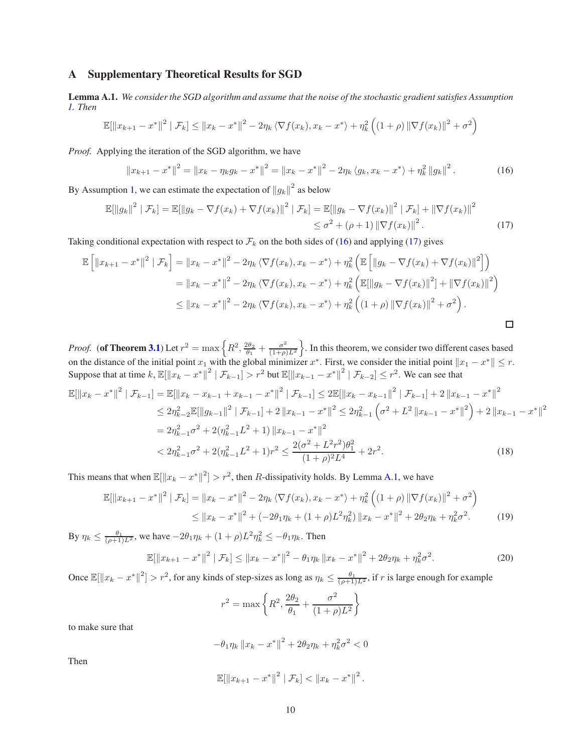# A Supplementary Theoretical Results for SGD

**Lemma A.1.** *We consider the SGD algorithm and assume that the noise of the stochastic gradient satisfies Assumption 1. Then*

$$\mathbb{E}[\|x_{k+1} - x^*\|^2 \mid \mathcal{F}_k] \leq \|x_k - x^*\|^2 - 2\eta_k \langle \nabla f(x_k), x_k - x^* \rangle + \eta_k^2 \left( (1+\rho) \|\nabla f(x_k)\|^2 + \sigma^2 \right)$$

*Proof.* Applying the iteration of the SGD algorithm, we have

$$\|x_{k+1} - x^*\|^2 = \|x_k - \eta_k g_k - x^*\|^2 = \|x_k - x^*\|^2 - 2\eta_k \langle g_k, x_k - x^* \rangle + \eta_k^2 \|g_k\|^2 . \tag{16}$$

By Assumption 1, we can estimate the expectation of $\|g_k\|^2$ as below

$$\begin{aligned}\mathbb{E}[\|g_k\|^2 \mid \mathcal{F}_k] = \mathbb{E}[\|g_k - \nabla f(x_k) + \nabla f(x_k)\|^2 \mid \mathcal{F}_k] &= \mathbb{E}[\|g_k - \nabla f(x_k)\|^2 \mid \mathcal{F}_k] + \|\nabla f(x_k)\|^2 \\ &\leq \sigma^2 + (\rho+1) \|\nabla f(x_k)\|^2 . \end{aligned} \tag{17}$$

Taking conditional expectation with respect to $\mathcal{F}_k$ on the both sides of (16) and applying (17) gives

$$\begin{aligned}\mathbb{E}\left[\|x_{k+1} - x^*\|^2 \mid \mathcal{F}_k\right] &= \|x_k - x^*\|^2 - 2\eta_k \langle \nabla f(x_k), x_k - x^* \rangle + \eta_k^2 \left( \mathbb{E}\left[ \|g_k - \nabla f(x_k) + \nabla f(x_k)\|^2 \right] \right) \\ &= \|x_k - x^*\|^2 - 2\eta_k \langle \nabla f(x_k), x_k - x^* \rangle + \eta_k^2 \left( \mathbb{E}[\|g_k - \nabla f(x_k)\|^2] + \|\nabla f(x_k)\|^2 \right) \\ &\leq \|x_k - x^*\|^2 - 2\eta_k \langle \nabla f(x_k), x_k - x^* \rangle + \eta_k^2 \left( (1+\rho) \|\nabla f(x_k)\|^2 + \sigma^2 \right). \end{aligned}$$

□

*Proof.* **(of Theorem 3.1)** Let $r^2 = \max\left\{ R^2, \frac{2\theta_2}{\theta_1} + \frac{\sigma^2}{(1+\rho)L^2} \right\}$. In this theorem, we consider two different cases based on the distance of the initial point $x_1$ with the global minimizer $x^*$. First, we consider the initial point $\|x_1 - x^*\| \leq r$. Suppose that at time $k$, $\mathbb{E}[\|x_k - x^*\|^2 \mid \mathcal{F}_{k-1}] > r^2$ but $\mathbb{E}[\|x_{k-1} - x^*\|^2 \mid \mathcal{F}_{k-2}] \leq r^2$. We can see that

$$\begin{aligned}\mathbb{E}[\|x_k - x^*\|^2 \mid \mathcal{F}_{k-1}] &= \mathbb{E}[\|x_k - x_{k-1} + x_{k-1} - x^*\|^2 \mid \mathcal{F}_{k-1}] \leq 2\mathbb{E}[\|x_k - x_{k-1}\|^2 \mid \mathcal{F}_{k-1}] + 2\|x_{k-1} - x^*\|^2 \\ &\leq 2\eta_{k-2}^2 \mathbb{E}[\|g_{k-1}\|^2 \mid \mathcal{F}_{k-1}] + 2\|x_{k-1} - x^*\|^2 \leq 2\eta_{k-1}^2 \left( \sigma^2 + L^2 \|x_{k-1} - x^*\|^2 \right) + 2\|x_{k-1} - x^*\|^2 \\ &= 2\eta_{k-1}^2 \sigma^2 + 2(\eta_{k-1}^2 L^2 + 1) \|x_{k-1} - x^*\|^2 \\ &< 2\eta_{k-1}^2 \sigma^2 + 2(\eta_{k-1}^2 L^2 + 1) r^2 \leq \frac{2(\sigma^2 + L^2 r^2)\theta_1^2}{(1+\rho)^2 L^4} + 2r^2. \end{aligned} \tag{18}$$

This means that when $\mathbb{E}[\|x_k - x^*\|^2] > r^2$, then $R$-dissipativity holds. By Lemma A.1, we have

$$\begin{aligned}\mathbb{E}[\|x_{k+1} - x^*\|^2 \mid \mathcal{F}_k] &= \|x_k - x^*\|^2 - 2\eta_k \langle \nabla f(x_k), x_k - x^* \rangle + \eta_k^2 \left( (1+\rho) \|\nabla f(x_k)\|^2 + \sigma^2 \right) \\ &\leq \|x_k - x^*\|^2 + (-2\theta_1 \eta_k + (1+\rho) L^2 \eta_k^2) \|x_k - x^*\|^2 + 2\theta_2 \eta_k + \eta_k^2 \sigma^2. \end{aligned} \tag{19}$$

By $\eta_k \leq \frac{\theta_1}{(\rho+1)L^2}$, we have $-2\theta_1 \eta_k + (1+\rho) L^2 \eta_k^2 \leq -\theta_1 \eta_k$. Then

$$\mathbb{E}[\|x_{k+1} - x^*\|^2 \mid \mathcal{F}_k] \leq \|x_k - x^*\|^2 - \theta_1 \eta_k \|x_k - x^*\|^2 + 2\theta_2 \eta_k + \eta_k^2 \sigma^2. \tag{20}$$

Once $\mathbb{E}[\|x_k - x^*\|^2] > r^2$, for any kinds of step-sizes as long as $\eta_k \leq \frac{\theta_1}{(\rho+1)L^2}$, if $r$ is large enough for example

$$r^2 = \max\left\{ R^2, \frac{2\theta_2}{\theta_1} + \frac{\sigma^2}{(1+\rho)L^2} \right\}$$

to make sure that

$$-\theta_1 \eta_k \|x_k - x^*\|^2 + 2\theta_2 \eta_k + \eta_k^2 \sigma^2 < 0$$

Then

$$\mathbb{E}[\|x_{k+1} - x^*\|^2 \mid \mathcal{F}_k] < \|x_k - x^*\|^2 .$$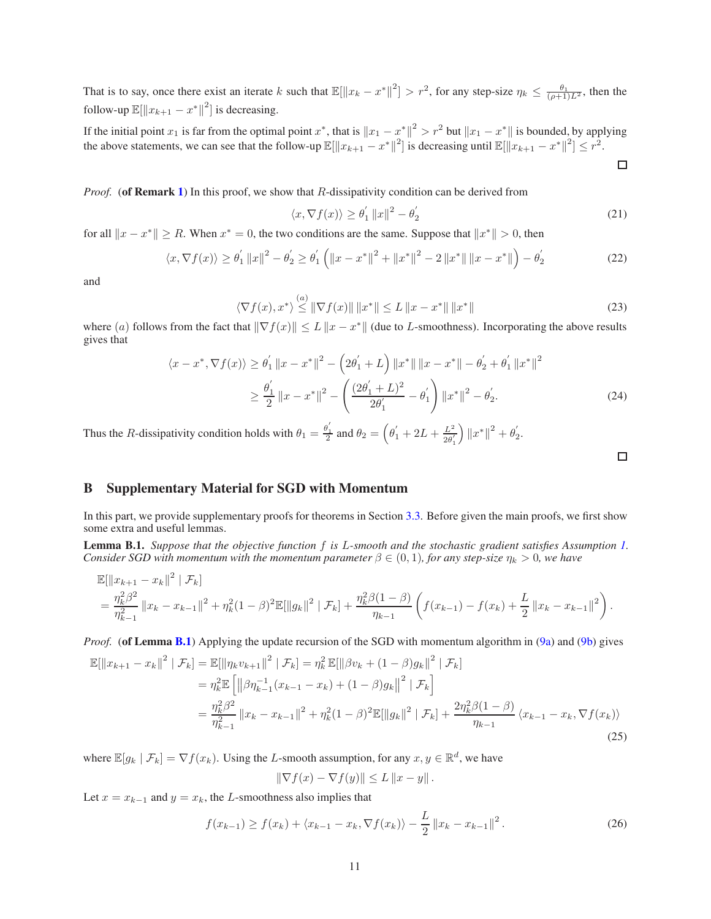That is to say, once there exist an iterate $k$ such that $\mathbb{E}[\|x_k - x^*\|^2] > r^2$, for any step-size $\eta_k \leq \frac{\theta_1}{(\rho+1)L^2}$, then the follow-up $\mathbb{E}[\|x_{k+1} - x^*\|^2]$ is decreasing.

If the initial point $x_1$ is far from the optimal point $x^*$, that is $\|x_1 - x^*\|^2 > r^2$ but $\|x_1 - x^*\|$ is bounded, by applying the above statements, we can see that the follow-up $\mathbb{E}[\|x_{k+1} - x^*\|^2]$ is decreasing until $\mathbb{E}[\|x_{k+1} - x^*\|^2] \leq r^2$.

□

*Proof.* (**of Remark 1**) In this proof, we show that $R$-dissipativity condition can be derived from

$$\langle x, \nabla f(x) \rangle \geq \theta_1' \|x\|^2 - \theta_2' \tag{21}$$

for all $\|x - x^*\| \geq R$. When $x^* = 0$, the two conditions are the same. Suppose that $\|x^*\| > 0$, then

$$\langle x, \nabla f(x) \rangle \geq \theta_1' \|x\|^2 - \theta_2' \geq \theta_1' \left( \|x - x^*\|^2 + \|x^*\|^2 - 2\|x^*\| \|x - x^*\| \right) - \theta_2' \tag{22}$$

and

$$\langle \nabla f(x), x^* \rangle \overset{(a)}{\leq} \|\nabla f(x)\| \|x^*\| \leq L \|x - x^*\| \|x^*\| \tag{23}$$

where $(a)$ follows from the fact that $\|\nabla f(x)\| \leq L \|x - x^*\|$ (due to $L$-smoothness). Incorporating the above results gives that

$$\begin{aligned}
\langle x - x^*, \nabla f(x) \rangle &\geq \theta_1' \|x - x^*\|^2 - \left(2\theta_1' + L\right) \|x^*\| \|x - x^*\| - \theta_2' + \theta_1' \|x^*\|^2 \\
&\geq \frac{\theta_1'}{2} \|x - x^*\|^2 - \left( \frac{(2\theta_1' + L)^2}{2\theta_1'} - \theta_1' \right) \|x^*\|^2 - \theta_2'.
\end{aligned} \tag{24}$$

Thus the $R$-dissipativity condition holds with $\theta_1 = \frac{\theta_1'}{2}$ and $\theta_2 = \left(\theta_1' + 2L + \frac{L^2}{2\theta_1'}\right) \|x^*\|^2 + \theta_2'$.

□

## B Supplementary Material for SGD with Momentum

In this part, we provide supplementary proofs for theorems in Section 3.3. Before given the main proofs, we first show some extra and useful lemmas.

**Lemma B.1.** *Suppose that the objective function $f$ is $L$-smooth and the stochastic gradient satisfies Assumption 1. Consider SGD with momentum with the momentum parameter $\beta \in (0, 1)$, for any step-size $\eta_k > 0$, we have*

$$\begin{aligned}
&\mathbb{E}[\|x_{k+1} - x_k\|^2 \mid \mathcal{F}_k] \\
&= \frac{\eta_k^2 \beta^2}{\eta_{k-1}^2} \|x_k - x_{k-1}\|^2 + \eta_k^2 (1-\beta)^2 \mathbb{E}[\|g_k\|^2 \mid \mathcal{F}_k] + \frac{\eta_k^2 \beta (1-\beta)}{\eta_{k-1}} \left( f(x_{k-1}) - f(x_k) + \frac{L}{2} \|x_k - x_{k-1}\|^2 \right).
\end{aligned}$$

*Proof.* (**of Lemma B.1**) Applying the update recursion of the SGD with momentum algorithm in (9a) and (9b) gives

$$\begin{aligned}
\mathbb{E}[\|x_{k+1} - x_k\|^2 \mid \mathcal{F}_k] &= \mathbb{E}[\|\eta_k v_{k+1}\|^2 \mid \mathcal{F}_k] = \eta_k^2 \, \mathbb{E}[\|\beta v_k + (1-\beta) g_k\|^2 \mid \mathcal{F}_k] \\
&= \eta_k^2 \mathbb{E}\left[ \left\| \beta \eta_{k-1}^{-1} (x_{k-1} - x_k) + (1-\beta) g_k \right\|^2 \mid \mathcal{F}_k \right] \\
&= \frac{\eta_k^2 \beta^2}{\eta_{k-1}^2} \|x_k - x_{k-1}\|^2 + \eta_k^2 (1-\beta)^2 \mathbb{E}[\|g_k\|^2 \mid \mathcal{F}_k] + \frac{2\eta_k^2 \beta (1-\beta)}{\eta_{k-1}} \langle x_{k-1} - x_k, \nabla f(x_k) \rangle
\end{aligned} \tag{25}$$

where $\mathbb{E}[g_k \mid \mathcal{F}_k] = \nabla f(x_k)$. Using the $L$-smooth assumption, for any $x, y \in \mathbb{R}^d$, we have

$$\|\nabla f(x) - \nabla f(y)\| \leq L \|x - y\|.$$

Let $x = x_{k-1}$ and $y = x_k$, the $L$-smoothness also implies that

$$f(x_{k-1}) \geq f(x_k) + \langle x_{k-1} - x_k, \nabla f(x_k) \rangle - \frac{L}{2} \|x_k - x_{k-1}\|^2. \tag{26}$$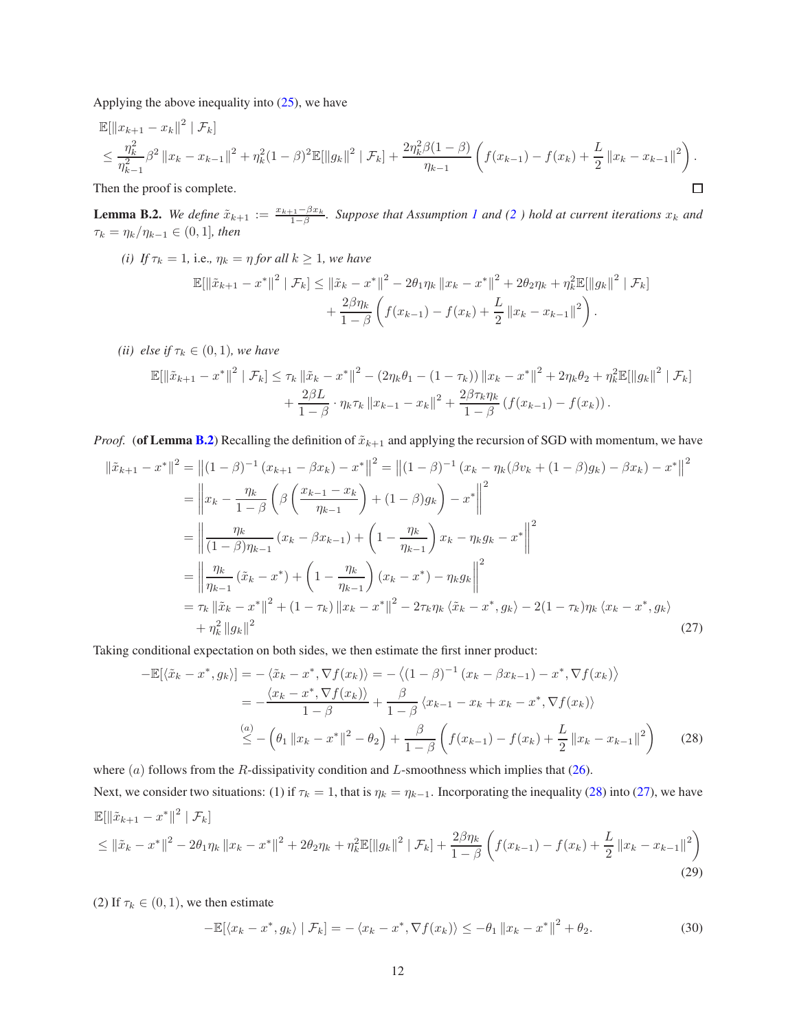Applying the above inequality into (25), we have

$$
\begin{aligned}
&\mathbb{E}[\|x_{k+1} - x_k\|^2 \mid \mathcal{F}_k] \\
&\le \frac{\eta_k^2}{\eta_{k-1}^2}\beta^2 \|x_k - x_{k-1}\|^2 + \eta_k^2(1-\beta)^2\mathbb{E}[\|g_k\|^2 \mid \mathcal{F}_k] + \frac{2\eta_k^2\beta(1-\beta)}{\eta_{k-1}}\left(f(x_{k-1}) - f(x_k) + \frac{L}{2}\|x_k - x_{k-1}\|^2\right).
\end{aligned}
$$

Then the proof is complete. ∎

**Lemma B.2.** *We define $\tilde{x}_{k+1} := \frac{x_{k+1} - \beta x_k}{1-\beta}$. Suppose that Assumption 1 and (2 ) hold at current iterations $x_k$ and $\tau_k = \eta_k/\eta_{k-1} \in (0,1]$, then*

*(i) If $\tau_k = 1$, i.e., $\eta_k = \eta$ for all $k \ge 1$, we have*

$$
\begin{aligned}
\mathbb{E}[\|\tilde{x}_{k+1} - x^*\|^2 \mid \mathcal{F}_k] \le \|\tilde{x}_k - x^*\|^2 - 2\theta_1\eta_k\|x_k - x^*\|^2 + 2\theta_2\eta_k + \eta_k^2\mathbb{E}[\|g_k\|^2 \mid \mathcal{F}_k] \\
+ \frac{2\beta\eta_k}{1-\beta}\left(f(x_{k-1}) - f(x_k) + \frac{L}{2}\|x_k - x_{k-1}\|^2\right).
\end{aligned}
$$

*(ii) else if $\tau_k \in (0,1)$, we have*

$$
\begin{aligned}
\mathbb{E}[\|\tilde{x}_{k+1} - x^*\|^2 \mid \mathcal{F}_k] \le \tau_k\|\tilde{x}_k - x^*\|^2 - (2\eta_k\theta_1 - (1-\tau_k))\|x_k - x^*\|^2 + 2\eta_k\theta_2 + \eta_k^2\mathbb{E}[\|g_k\|^2 \mid \mathcal{F}_k] \\
+ \frac{2\beta L}{1-\beta}\cdot\eta_k\tau_k\|x_{k-1} - x_k\|^2 + \frac{2\beta\tau_k\eta_k}{1-\beta}\left(f(x_{k-1}) - f(x_k)\right).
\end{aligned}
$$

*Proof.* (**of Lemma B.2**) Recalling the definition of $\tilde{x}_{k+1}$ and applying the recursion of SGD with momentum, we have

$$
\begin{aligned}
\|\tilde{x}_{k+1} - x^*\|^2 &= \left\|(1-\beta)^{-1}(x_{k+1} - \beta x_k) - x^*\right\|^2 = \left\|(1-\beta)^{-1}(x_k - \eta_k(\beta v_k + (1-\beta)g_k) - \beta x_k) - x^*\right\|^2 \\
&= \left\|x_k - \frac{\eta_k}{1-\beta}\left(\beta\left(\frac{x_{k-1} - x_k}{\eta_{k-1}}\right) + (1-\beta)g_k\right) - x^*\right\|^2 \\
&= \left\|\frac{\eta_k}{(1-\beta)\eta_{k-1}}(x_k - \beta x_{k-1}) + \left(1 - \frac{\eta_k}{\eta_{k-1}}\right)x_k - \eta_k g_k - x^*\right\|^2 \\
&= \left\|\frac{\eta_k}{\eta_{k-1}}(\tilde{x}_k - x^*) + \left(1 - \frac{\eta_k}{\eta_{k-1}}\right)(x_k - x^*) - \eta_k g_k\right\|^2 \\
&= \tau_k\|\tilde{x}_k - x^*\|^2 + (1-\tau_k)\|x_k - x^*\|^2 - 2\tau_k\eta_k\langle\tilde{x}_k - x^*, g_k\rangle - 2(1-\tau_k)\eta_k\langle x_k - x^*, g_k\rangle \\
&\quad + \eta_k^2\|g_k\|^2 \qquad (27)
\end{aligned}
$$

Taking conditional expectation on both sides, we then estimate the first inner product:

$$
\begin{aligned}
-\mathbb{E}[\langle\tilde{x}_k - x^*, g_k\rangle] &= -\langle\tilde{x}_k - x^*, \nabla f(x_k)\rangle = -\left\langle(1-\beta)^{-1}(x_k - \beta x_{k-1}) - x^*, \nabla f(x_k)\right\rangle \\
&= -\frac{\langle x_k - x^*, \nabla f(x_k)\rangle}{1-\beta} + \frac{\beta}{1-\beta}\langle x_{k-1} - x_k + x_k - x^*, \nabla f(x_k)\rangle \\
&\overset{(a)}{\le} -\left(\theta_1\|x_k - x^*\|^2 - \theta_2\right) + \frac{\beta}{1-\beta}\left(f(x_{k-1}) - f(x_k) + \frac{L}{2}\|x_k - x_{k-1}\|^2\right) \qquad (28)
\end{aligned}
$$

where $(a)$ follows from the $R$-dissipativity condition and $L$-smoothness which implies that (26).

Next, we consider two situations: (1) if $\tau_k = 1$, that is $\eta_k = \eta_{k-1}$. Incorporating the inequality (28) into (27), we have

$$
\begin{aligned}
&\mathbb{E}[\|\tilde{x}_{k+1} - x^*\|^2 \mid \mathcal{F}_k] \\
&\le \|\tilde{x}_k - x^*\|^2 - 2\theta_1\eta_k\|x_k - x^*\|^2 + 2\theta_2\eta_k + \eta_k^2\mathbb{E}[\|g_k\|^2 \mid \mathcal{F}_k] + \frac{2\beta\eta_k}{1-\beta}\left(f(x_{k-1}) - f(x_k) + \frac{L}{2}\|x_k - x_{k-1}\|^2\right)
\end{aligned}
\qquad (29)
$$

(2) If $\tau_k \in (0,1)$, we then estimate

$$
-\mathbb{E}[\langle x_k - x^*, g_k\rangle \mid \mathcal{F}_k] = -\langle x_k - x^*, \nabla f(x_k)\rangle \le -\theta_1\|x_k - x^*\|^2 + \theta_2. \qquad (30)
$$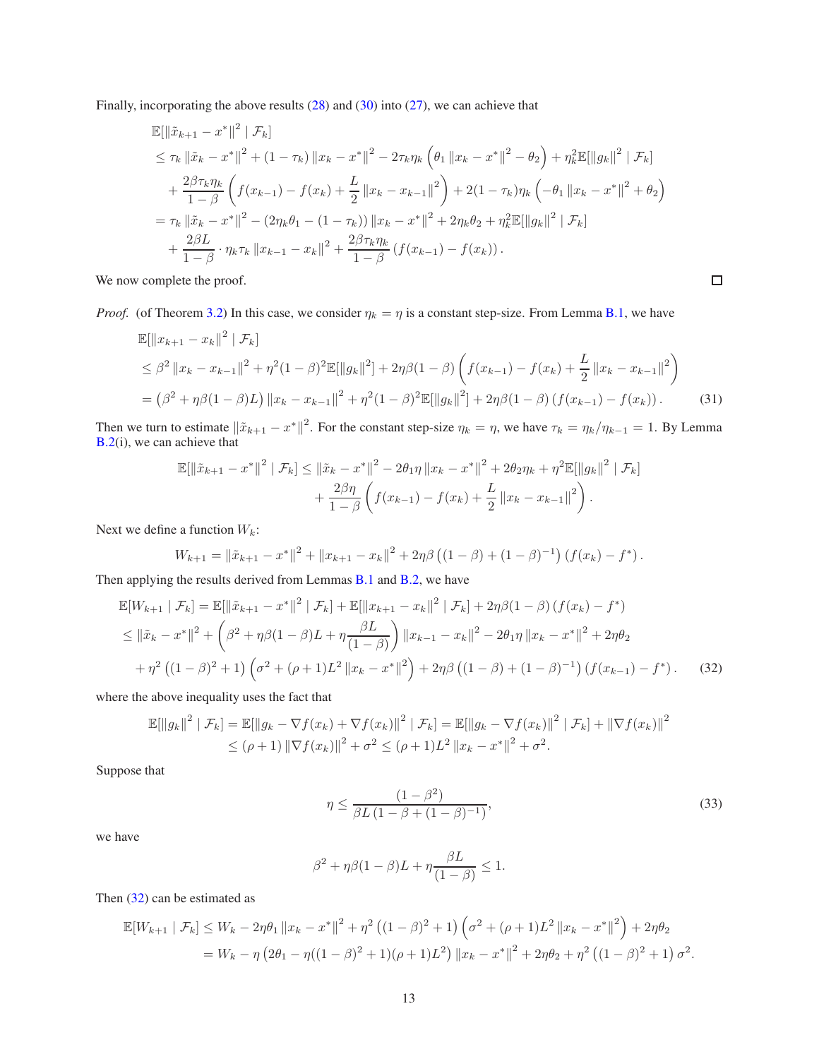Finally, incorporating the above results (28) and (30) into (27), we can achieve that

$$
\begin{aligned}
&\mathbb{E}[\|\tilde{x}_{k+1} - x^*\|^2 \mid \mathcal{F}_k] \\
&\leq \tau_k \|\tilde{x}_k - x^*\|^2 + (1-\tau_k)\|x_k - x^*\|^2 - 2\tau_k\eta_k\left(\theta_1\|x_k - x^*\|^2 - \theta_2\right) + \eta_k^2\mathbb{E}[\|g_k\|^2 \mid \mathcal{F}_k] \\
&\quad + \frac{2\beta\tau_k\eta_k}{1-\beta}\left(f(x_{k-1}) - f(x_k) + \frac{L}{2}\|x_k - x_{k-1}\|^2\right) + 2(1-\tau_k)\eta_k\left(-\theta_1\|x_k - x^*\|^2 + \theta_2\right) \\
&= \tau_k\|\tilde{x}_k - x^*\|^2 - (2\eta_k\theta_1 - (1-\tau_k))\|x_k - x^*\|^2 + 2\eta_k\theta_2 + \eta_k^2\mathbb{E}[\|g_k\|^2 \mid \mathcal{F}_k] \\
&\quad + \frac{2\beta L}{1-\beta}\cdot\eta_k\tau_k\|x_{k-1} - x_k\|^2 + \frac{2\beta\tau_k\eta_k}{1-\beta}\left(f(x_{k-1}) - f(x_k)\right).
\end{aligned}
$$

We now complete the proof. ∎

*Proof.* (of Theorem 3.2) In this case, we consider $\eta_k = \eta$ is a constant step-size. From Lemma B.1, we have

$$
\begin{aligned}
&\mathbb{E}[\|x_{k+1} - x_k\|^2 \mid \mathcal{F}_k] \\
&\leq \beta^2\|x_k - x_{k-1}\|^2 + \eta^2(1-\beta)^2\mathbb{E}[\|g_k\|^2] + 2\eta\beta(1-\beta)\left(f(x_{k-1}) - f(x_k) + \frac{L}{2}\|x_k - x_{k-1}\|^2\right) \\
&= \left(\beta^2 + \eta\beta(1-\beta)L\right)\|x_k - x_{k-1}\|^2 + \eta^2(1-\beta)^2\mathbb{E}[\|g_k\|^2] + 2\eta\beta(1-\beta)\left(f(x_{k-1}) - f(x_k)\right). \quad (31)
\end{aligned}
$$

Then we turn to estimate $\|\tilde{x}_{k+1} - x^*\|^2$. For the constant step-size $\eta_k = \eta$, we have $\tau_k = \eta_k/\eta_{k-1} = 1$. By Lemma B.2(i), we can achieve that

$$
\begin{aligned}
\mathbb{E}[\|\tilde{x}_{k+1} - x^*\|^2 \mid \mathcal{F}_k] \leq \|\tilde{x}_k - x^*\|^2 - 2\theta_1\eta\|x_k - x^*\|^2 + 2\theta_2\eta_k + \eta^2\mathbb{E}[\|g_k\|^2 \mid \mathcal{F}_k] \\
+ \frac{2\beta\eta}{1-\beta}\left(f(x_{k-1}) - f(x_k) + \frac{L}{2}\|x_k - x_{k-1}\|^2\right).
\end{aligned}
$$

Next we define a function $W_k$:

$$
W_{k+1} = \|\tilde{x}_{k+1} - x^*\|^2 + \|x_{k+1} - x_k\|^2 + 2\eta\beta\left((1-\beta) + (1-\beta)^{-1}\right)(f(x_k) - f^*).
$$

Then applying the results derived from Lemmas B.1 and B.2, we have

$$
\begin{aligned}
&\mathbb{E}[W_{k+1} \mid \mathcal{F}_k] = \mathbb{E}[\|\tilde{x}_{k+1} - x^*\|^2 \mid \mathcal{F}_k] + \mathbb{E}[\|x_{k+1} - x_k\|^2 \mid \mathcal{F}_k] + 2\eta\beta(1-\beta)(f(x_k) - f^*) \\
&\leq \|\tilde{x}_k - x^*\|^2 + \left(\beta^2 + \eta\beta(1-\beta)L + \eta\frac{\beta L}{(1-\beta)}\right)\|x_{k-1} - x_k\|^2 - 2\theta_1\eta\|x_k - x^*\|^2 + 2\eta\theta_2 \\
&\quad + \eta^2\left((1-\beta)^2 + 1\right)\left(\sigma^2 + (\rho+1)L^2\|x_k - x^*\|^2\right) + 2\eta\beta\left((1-\beta) + (1-\beta)^{-1}\right)(f(x_{k-1}) - f^*). \quad (32)
\end{aligned}
$$

where the above inequality uses the fact that

$$
\begin{aligned}
\mathbb{E}[\|g_k\|^2 \mid \mathcal{F}_k] &= \mathbb{E}[\|g_k - \nabla f(x_k) + \nabla f(x_k)\|^2 \mid \mathcal{F}_k] = \mathbb{E}[\|g_k - \nabla f(x_k)\|^2 \mid \mathcal{F}_k] + \|\nabla f(x_k)\|^2 \\
&\leq (\rho+1)\|\nabla f(x_k)\|^2 + \sigma^2 \leq (\rho+1)L^2\|x_k - x^*\|^2 + \sigma^2.
\end{aligned}
$$

Suppose that

$$
\eta \leq \frac{(1-\beta^2)}{\beta L\left(1-\beta+(1-\beta)^{-1}\right)}, \quad (33)
$$

we have

$$
\beta^2 + \eta\beta(1-\beta)L + \eta\frac{\beta L}{(1-\beta)} \leq 1.
$$

Then (32) can be estimated as

$$
\begin{aligned}
\mathbb{E}[W_{k+1} \mid \mathcal{F}_k] &\leq W_k - 2\eta\theta_1\|x_k - x^*\|^2 + \eta^2\left((1-\beta)^2 + 1\right)\left(\sigma^2 + (\rho+1)L^2\|x_k - x^*\|^2\right) + 2\eta\theta_2 \\
&= W_k - \eta\left(2\theta_1 - \eta((1-\beta)^2 + 1)(\rho+1)L^2\right)\|x_k - x^*\|^2 + 2\eta\theta_2 + \eta^2\left((1-\beta)^2 + 1\right)\sigma^2.
\end{aligned}
$$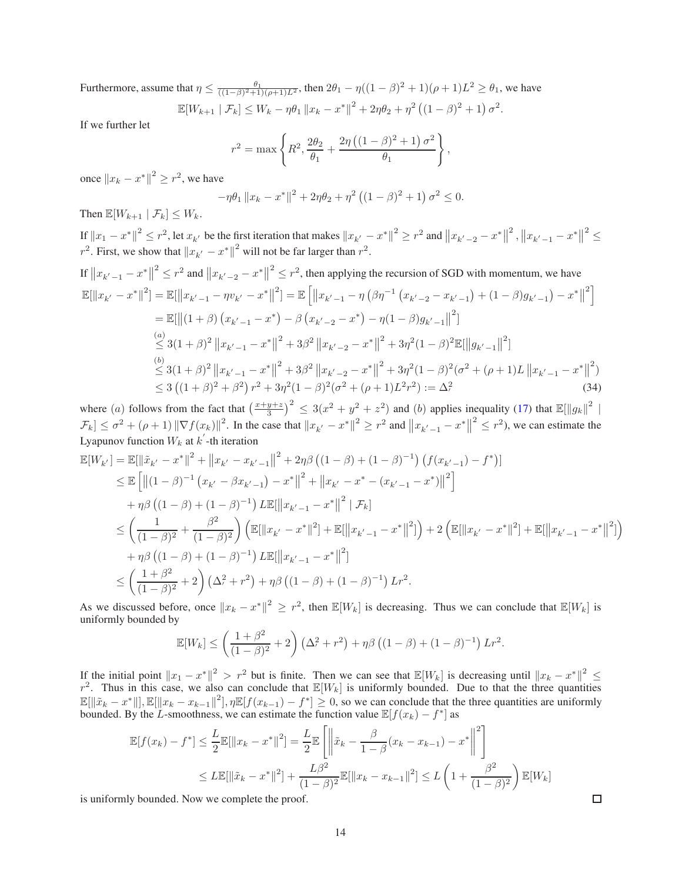Furthermore, assume that $\eta \leq \frac{\theta_1}{((1-\beta)^2+1)(\rho+1)L^2}$, then $2\theta_1 - \eta((1-\beta)^2+1)(\rho+1)L^2 \geq \theta_1$, we have

$$\mathbb{E}[W_{k+1} \mid \mathcal{F}_k] \leq W_k - \eta\theta_1 \|x_k - x^*\|^2 + 2\eta\theta_2 + \eta^2\left((1-\beta)^2+1\right)\sigma^2.$$

If we further let

$$r^2 = \max\left\{R^2, \frac{2\theta_2}{\theta_1} + \frac{2\eta\left((1-\beta)^2+1\right)\sigma^2}{\theta_1}\right\},$$

once $\|x_k - x^*\|^2 \geq r^2$, we have

$$-\eta\theta_1 \|x_k - x^*\|^2 + 2\eta\theta_2 + \eta^2\left((1-\beta)^2+1\right)\sigma^2 \leq 0.$$

Then $\mathbb{E}[W_{k+1} \mid \mathcal{F}_k] \leq W_k$.

If $\|x_1 - x^*\|^2 \leq r^2$, let $x_{k'}$ be the first iteration that makes $\|x_{k'} - x^*\|^2 \geq r^2$ and $\|x_{k'-2} - x^*\|^2, \|x_{k'-1} - x^*\|^2 \leq r^2$. First, we show that $\|x_{k'} - x^*\|^2$ will not be far larger than $r^2$.

If $\|x_{k'-1} - x^*\|^2 \leq r^2$ and $\|x_{k'-2} - x^*\|^2 \leq r^2$, then applying the recursion of SGD with momentum, we have

$$\begin{aligned}
\mathbb{E}[\|x_{k'} - x^*\|^2] &= \mathbb{E}[\|x_{k'-1} - \eta v_{k'} - x^*\|^2] = \mathbb{E}\left[\left\|x_{k'-1} - \eta\left(\beta\eta^{-1}\left(x_{k'-2} - x_{k'-1}\right) + (1-\beta)g_{k'-1}\right) - x^*\right\|^2\right] \\
&= \mathbb{E}[\|(1+\beta)\left(x_{k'-1} - x^*\right) - \beta\left(x_{k'-2} - x^*\right) - \eta(1-\beta)g_{k'-1}\|^2] \\
&\overset{(a)}{\leq} 3(1+\beta)^2\left\|x_{k'-1} - x^*\right\|^2 + 3\beta^2\left\|x_{k'-2} - x^*\right\|^2 + 3\eta^2(1-\beta)^2\mathbb{E}[\|g_{k'-1}\|^2] \\
&\overset{(b)}{\leq} 3(1+\beta)^2\left\|x_{k'-1} - x^*\right\|^2 + 3\beta^2\left\|x_{k'-2} - x^*\right\|^2 + 3\eta^2(1-\beta)^2(\sigma^2 + (\rho+1)L\left\|x_{k'-1} - x^*\right\|^2) \\
&\leq 3\left((1+\beta)^2 + \beta^2\right)r^2 + 3\eta^2(1-\beta)^2(\sigma^2 + (\rho+1)L^2r^2) := \Delta_r^2
\end{aligned} \tag{34}$$

where $(a)$ follows from the fact that $\left(\frac{x+y+z}{3}\right)^2 \leq 3(x^2+y^2+z^2)$ and $(b)$ applies inequality (17) that $\mathbb{E}[\|g_k\|^2 \mid \mathcal{F}_k] \leq \sigma^2 + (\rho+1)\|\nabla f(x_k)\|^2$. In the case that $\|x_{k'} - x^*\|^2 \geq r^2$ and $\|x_{k'-1} - x^*\|^2 \leq r^2$), we can estimate the Lyapunov function $W_k$ at $k'$-th iteration

$$\begin{aligned}
\mathbb{E}[W_{k'}] &= \mathbb{E}[\|\tilde{x}_{k'} - x^*\|^2 + \|x_{k'} - x_{k'-1}\|^2 + 2\eta\beta\left((1-\beta) + (1-\beta)^{-1}\right)\left(f(x_{k'-1}) - f^*\right)] \\
&\leq \mathbb{E}\left[\left\|(1-\beta)^{-1}\left(x_{k'} - \beta x_{k'-1}\right) - x^*\right\|^2 + \left\|x_{k'} - x^* - (x_{k'-1} - x^*)\right\|^2\right] \\
&\quad + \eta\beta\left((1-\beta) + (1-\beta)^{-1}\right)L\mathbb{E}[\|x_{k'-1} - x^*\|^2 \mid \mathcal{F}_k] \\
&\leq \left(\frac{1}{(1-\beta)^2} + \frac{\beta^2}{(1-\beta)^2}\right)\left(\mathbb{E}[\|x_{k'} - x^*\|^2] + \mathbb{E}[\|x_{k'-1} - x^*\|^2]\right) + 2\left(\mathbb{E}[\|x_{k'} - x^*\|^2] + \mathbb{E}[\|x_{k'-1} - x^*\|^2]\right) \\
&\quad + \eta\beta\left((1-\beta) + (1-\beta)^{-1}\right)L\mathbb{E}[\|x_{k'-1} - x^*\|^2] \\
&\leq \left(\frac{1+\beta^2}{(1-\beta)^2} + 2\right)\left(\Delta_r^2 + r^2\right) + \eta\beta\left((1-\beta) + (1-\beta)^{-1}\right)Lr^2.
\end{aligned}$$

As we discussed before, once $\|x_k - x^*\|^2 \geq r^2$, then $\mathbb{E}[W_k]$ is decreasing. Thus we can conclude that $\mathbb{E}[W_k]$ is uniformly bounded by

$$\mathbb{E}[W_k] \leq \left(\frac{1+\beta^2}{(1-\beta)^2} + 2\right)\left(\Delta_r^2 + r^2\right) + \eta\beta\left((1-\beta) + (1-\beta)^{-1}\right)Lr^2.$$

If the initial point $\|x_1 - x^*\|^2 > r^2$ but is finite. Then we can see that $\mathbb{E}[W_k]$ is decreasing until $\|x_k - x^*\|^2 \leq r^2$. Thus in this case, we also can conclude that $\mathbb{E}[W_k]$ is uniformly bounded. Due to that the three quantities $\mathbb{E}[\|\tilde{x}_k - x^*\|], \mathbb{E}[\|x_k - x_{k-1}\|^2], \eta\mathbb{E}[f(x_{k-1}) - f^*] \geq 0$, so we can conclude that the three quantities are uniformly bounded. By the $L$-smoothness, we can estimate the function value $\mathbb{E}[f(x_k) - f^*]$ as

$$\begin{aligned}
\mathbb{E}[f(x_k) - f^*] &\leq \frac{L}{2}\mathbb{E}[\|x_k - x^*\|^2] = \frac{L}{2}\mathbb{E}\left[\left\|\tilde{x}_k - \frac{\beta}{1-\beta}(x_k - x_{k-1}) - x^*\right\|^2\right] \\
&\leq L\mathbb{E}[\|\tilde{x}_k - x^*\|^2] + \frac{L\beta^2}{(1-\beta)^2}\mathbb{E}[\|x_k - x_{k-1}\|^2] \leq L\left(1 + \frac{\beta^2}{(1-\beta)^2}\right)\mathbb{E}[W_k]
\end{aligned}$$

is uniformly bounded. Now we complete the proof. □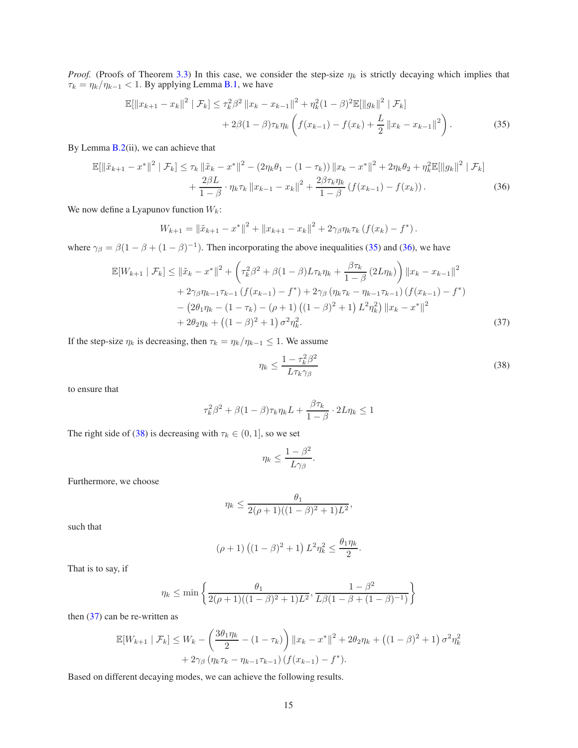*Proof.* (Proofs of Theorem 3.3) In this case, we consider the step-size $\eta_k$ is strictly decaying which implies that $\tau_k = \eta_k/\eta_{k-1} < 1$. By applying Lemma B.1, we have

$$
\begin{aligned}
\mathbb{E}[\|x_{k+1} - x_k\|^2 \mid \mathcal{F}_k] \le \tau_k^2 \beta^2 \|x_k - x_{k-1}\|^2 + \eta_k^2 (1-\beta)^2 \mathbb{E}[\|g_k\|^2 \mid \mathcal{F}_k] \\
+ 2\beta(1-\beta)\tau_k \eta_k \left( f(x_{k-1}) - f(x_k) + \frac{L}{2} \|x_k - x_{k-1}\|^2 \right).
\end{aligned} \tag{35}
$$

By Lemma B.2(ii), we can achieve that

$$
\begin{aligned}
\mathbb{E}[\|\tilde{x}_{k+1} - x^*\|^2 \mid \mathcal{F}_k] \le \tau_k \|\tilde{x}_k - x^*\|^2 - (2\eta_k \theta_1 - (1-\tau_k)) \|x_k - x^*\|^2 + 2\eta_k \theta_2 + \eta_k^2 \mathbb{E}[\|g_k\|^2 \mid \mathcal{F}_k] \\
+ \frac{2\beta L}{1-\beta} \cdot \eta_k \tau_k \|x_{k-1} - x_k\|^2 + \frac{2\beta \tau_k \eta_k}{1-\beta} (f(x_{k-1}) - f(x_k)).
\end{aligned} \tag{36}
$$

We now define a Lyapunov function $W_k$:

$$
W_{k+1} = \|\tilde{x}_{k+1} - x^*\|^2 + \|x_{k+1} - x_k\|^2 + 2\gamma_\beta \eta_k \tau_k (f(x_k) - f^*).
$$

where $\gamma_\beta = \beta(1 - \beta + (1-\beta)^{-1})$. Then incorporating the above inequalities (35) and (36), we have

$$
\begin{aligned}
\mathbb{E}[W_{k+1} \mid \mathcal{F}_k] \le \|\tilde{x}_k - x^*\|^2 + \left( \tau_k^2 \beta^2 + \beta(1-\beta) L \tau_k \eta_k + \frac{\beta \tau_k}{1-\beta} (2L\eta_k) \right) \|x_k - x_{k-1}\|^2 \\
+ 2\gamma_\beta \eta_{k-1} \tau_{k-1} (f(x_{k-1}) - f^*) + 2\gamma_\beta (\eta_k \tau_k - \eta_{k-1}\tau_{k-1}) (f(x_{k-1}) - f^*) \\
- \left( 2\theta_1 \eta_k - (1-\tau_k) - (\rho+1)\left((1-\beta)^2 + 1\right) L^2 \eta_k^2 \right) \|x_k - x^*\|^2 \\
+ 2\theta_2 \eta_k + \left((1-\beta)^2 + 1\right) \sigma^2 \eta_k^2.
\end{aligned} \tag{37}
$$

If the step-size $\eta_k$ is decreasing, then $\tau_k = \eta_k/\eta_{k-1} \le 1$. We assume

$$
\eta_k \le \frac{1 - \tau_k^2 \beta^2}{L \tau_k \gamma_\beta} \tag{38}
$$

to ensure that

$$
\tau_k^2 \beta^2 + \beta(1-\beta)\tau_k \eta_k L + \frac{\beta \tau_k}{1-\beta} \cdot 2L\eta_k \le 1
$$

The right side of (38) is decreasing with $\tau_k \in (0, 1]$, so we set

$$
\eta_k \le \frac{1-\beta^2}{L\gamma_\beta}.
$$

Furthermore, we choose

$$
\eta_k \le \frac{\theta_1}{2(\rho+1)((1-\beta)^2+1)L^2},
$$

such that

$$
(\rho+1)\left((1-\beta)^2+1\right) L^2 \eta_k^2 \le \frac{\theta_1 \eta_k}{2}.
$$

That is to say, if

$$
\eta_k \le \min\left\{ \frac{\theta_1}{2(\rho+1)((1-\beta)^2+1)L^2}, \frac{1-\beta^2}{L\beta(1-\beta+(1-\beta)^{-1})} \right\}
$$

then (37) can be re-written as

$$
\begin{aligned}
\mathbb{E}[W_{k+1} \mid \mathcal{F}_k] \le W_k - \left( \frac{3\theta_1 \eta_k}{2} - (1-\tau_k) \right) \|x_k - x^*\|^2 + 2\theta_2 \eta_k + \left((1-\beta)^2 + 1\right) \sigma^2 \eta_k^2 \\
+ 2\gamma_\beta (\eta_k \tau_k - \eta_{k-1}\tau_{k-1}) (f(x_{k-1}) - f^*).
\end{aligned}
$$

Based on different decaying modes, we can achieve the following results.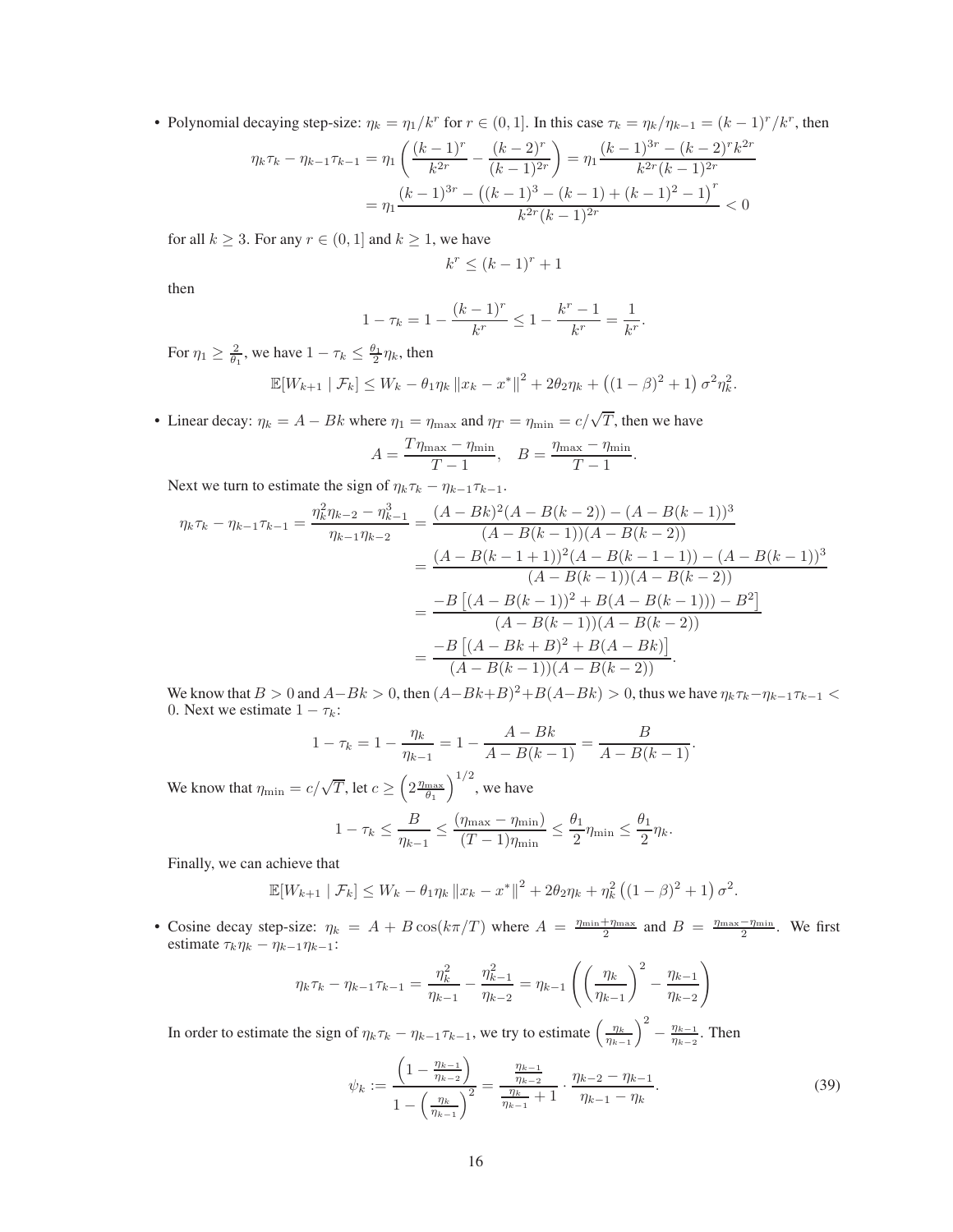- Polynomial decaying step-size: $\eta_k = \eta_1/k^r$ for $r \in (0, 1]$. In this case $\tau_k = \eta_k/\eta_{k-1} = (k-1)^r/k^r$, then

$$
\begin{aligned}
\eta_k\tau_k - \eta_{k-1}\tau_{k-1} &= \eta_1\left(\frac{(k-1)^r}{k^{2r}} - \frac{(k-2)^r}{(k-1)^{2r}}\right) = \eta_1\frac{(k-1)^{3r} - (k-2)^r k^{2r}}{k^{2r}(k-1)^{2r}} \\
&= \eta_1\frac{(k-1)^{3r} - \left((k-1)^3 - (k-1) + (k-1)^2 - 1\right)^r}{k^{2r}(k-1)^{2r}} < 0
\end{aligned}
$$

for all $k \geq 3$. For any $r \in (0, 1]$ and $k \geq 1$, we have

$$
k^r \leq (k-1)^r + 1
$$

then

$$
1 - \tau_k = 1 - \frac{(k-1)^r}{k^r} \leq 1 - \frac{k^r - 1}{k^r} = \frac{1}{k^r}.
$$

For $\eta_1 \geq \frac{2}{\theta_1}$, we have $1 - \tau_k \leq \frac{\theta_1}{2}\eta_k$, then

$$
\mathbb{E}[W_{k+1} \mid \mathcal{F}_k] \leq W_k - \theta_1\eta_k \left\|x_k - x^*\right\|^2 + 2\theta_2\eta_k + \left((1-\beta)^2 + 1\right)\sigma^2\eta_k^2.
$$

- Linear decay: $\eta_k = A - Bk$ where $\eta_1 = \eta_{\max}$ and $\eta_T = \eta_{\min} = c/\sqrt{T}$, then we have

$$
A = \frac{T\eta_{\max} - \eta_{\min}}{T-1}, \quad B = \frac{\eta_{\max} - \eta_{\min}}{T-1}.
$$

Next we turn to estimate the sign of $\eta_k\tau_k - \eta_{k-1}\tau_{k-1}$.

$$
\begin{aligned}
\eta_k\tau_k - \eta_{k-1}\tau_{k-1} = \frac{\eta_k^2\eta_{k-2} - \eta_{k-1}^3}{\eta_{k-1}\eta_{k-2}} &= \frac{(A-Bk)^2(A - B(k-2)) - (A - B(k-1))^3}{(A - B(k-1))(A - B(k-2))} \\
&= \frac{(A - B(k-1+1))^2(A - B(k-1-1)) - (A - B(k-1))^3}{(A - B(k-1))(A - B(k-2))} \\
&= \frac{-B\left[(A - B(k-1))^2 + B(A - B(k-1))) - B^2\right]}{(A - B(k-1))(A - B(k-2))} \\
&= \frac{-B\left[(A - Bk + B)^2 + B(A - Bk)\right]}{(A - B(k-1))(A - B(k-2))}.
\end{aligned}
$$

We know that $B > 0$ and $A - Bk > 0$, then $(A - Bk + B)^2 + B(A - Bk) > 0$, thus we have $\eta_k\tau_k - \eta_{k-1}\tau_{k-1} < 0$. Next we estimate $1 - \tau_k$:

$$
1 - \tau_k = 1 - \frac{\eta_k}{\eta_{k-1}} = 1 - \frac{A - Bk}{A - B(k-1)} = \frac{B}{A - B(k-1)}.
$$

We know that $\eta_{\min} = c/\sqrt{T}$, let $c \geq \left(2\frac{\eta_{\max}}{\theta_1}\right)^{1/2}$, we have

$$
1 - \tau_k \leq \frac{B}{\eta_{k-1}} \leq \frac{(\eta_{\max} - \eta_{\min})}{(T-1)\eta_{\min}} \leq \frac{\theta_1}{2}\eta_{\min} \leq \frac{\theta_1}{2}\eta_k.
$$

Finally, we can achieve that

$$
\mathbb{E}[W_{k+1} \mid \mathcal{F}_k] \leq W_k - \theta_1\eta_k \left\|x_k - x^*\right\|^2 + 2\theta_2\eta_k + \eta_k^2\left((1-\beta)^2 + 1\right)\sigma^2.
$$

- Cosine decay step-size: $\eta_k = A + B\cos(k\pi/T)$ where $A = \frac{\eta_{\min} + \eta_{\max}}{2}$ and $B = \frac{\eta_{\max} - \eta_{\min}}{2}$. We first estimate $\tau_k\eta_k - \eta_{k-1}\eta_{k-1}$:

$$
\eta_k\tau_k - \eta_{k-1}\tau_{k-1} = \frac{\eta_k^2}{\eta_{k-1}} - \frac{\eta_{k-1}^2}{\eta_{k-2}} = \eta_{k-1}\left(\left(\frac{\eta_k}{\eta_{k-1}}\right)^2 - \frac{\eta_{k-1}}{\eta_{k-2}}\right)
$$

In order to estimate the sign of $\eta_k\tau_k - \eta_{k-1}\tau_{k-1}$, we try to estimate $\left(\frac{\eta_k}{\eta_{k-1}}\right)^2 - \frac{\eta_{k-1}}{\eta_{k-2}}$. Then

$$
\psi_k := \frac{\left(1 - \frac{\eta_{k-1}}{\eta_{k-2}}\right)}{1 - \left(\frac{\eta_k}{\eta_{k-1}}\right)^2} = \frac{\frac{\eta_{k-1}}{\eta_{k-2}}}{\frac{\eta_k}{\eta_{k-1}} + 1} \cdot \frac{\eta_{k-2} - \eta_{k-1}}{\eta_{k-1} - \eta_k}. \tag{39}
$$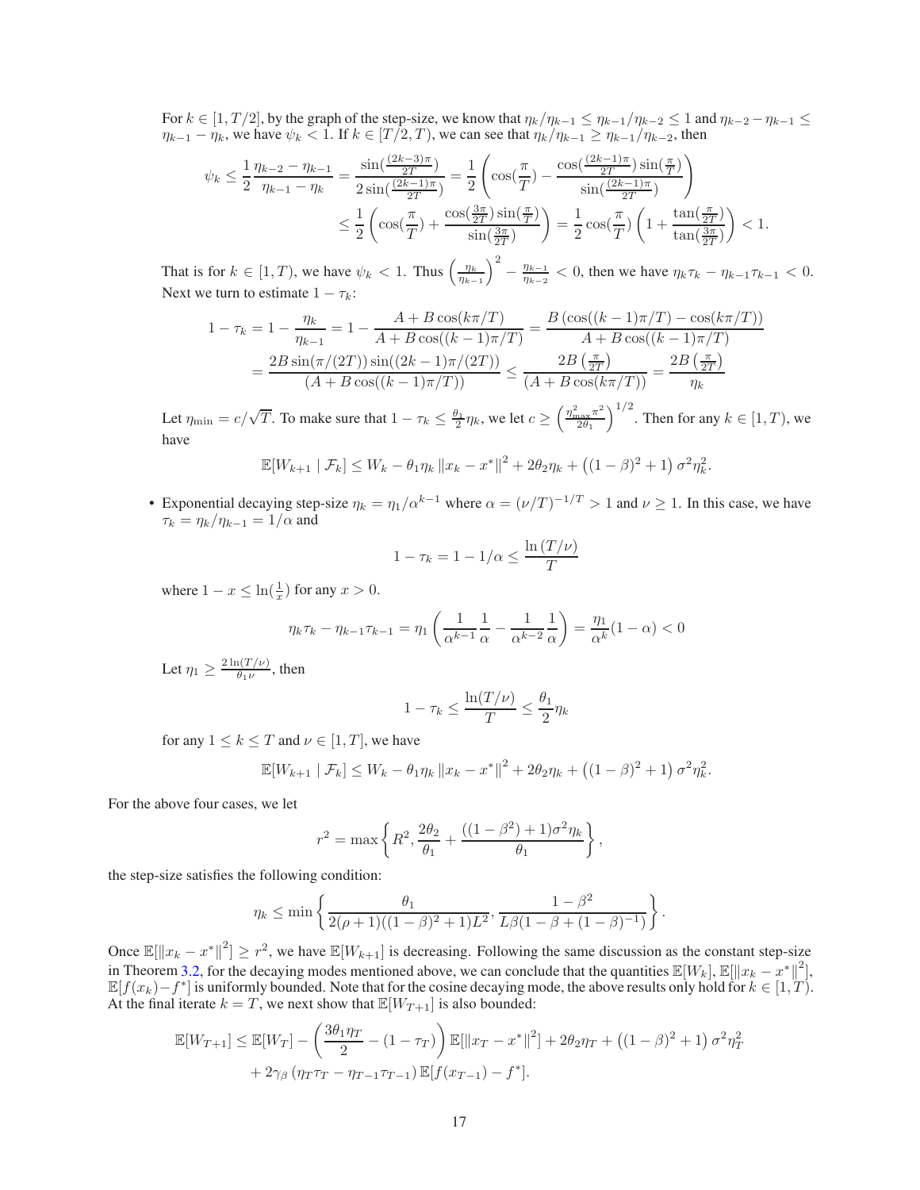For $k \in [1, T/2]$, by the graph of the step-size, we know that $\eta_k/\eta_{k-1} \le \eta_{k-1}/\eta_{k-2} \le 1$ and $\eta_{k-2} - \eta_{k-1} \le \eta_{k-1} - \eta_k$, we have $\psi_k < 1$. If $k \in [T/2, T)$, we can see that $\eta_k/\eta_{k-1} \ge \eta_{k-1}/\eta_{k-2}$, then

$$
\begin{aligned}
\psi_k \le \frac{1}{2}\frac{\eta_{k-2} - \eta_{k-1}}{\eta_{k-1} - \eta_k} = \frac{\sin(\frac{(2k-3)\pi}{2T})}{2\sin(\frac{(2k-1)\pi}{2T})} &= \frac{1}{2}\left(\cos(\frac{\pi}{T}) - \frac{\cos(\frac{(2k-1)\pi}{2T})\sin(\frac{\pi}{T})}{\sin(\frac{(2k-1)\pi}{2T})}\right) \\
&\le \frac{1}{2}\left(\cos(\frac{\pi}{T}) + \frac{\cos(\frac{3\pi}{2T})\sin(\frac{\pi}{T})}{\sin(\frac{3\pi}{2T})}\right) = \frac{1}{2}\cos(\frac{\pi}{T})\left(1 + \frac{\tan(\frac{\pi}{2T})}{\tan(\frac{3\pi}{2T})}\right) < 1.
\end{aligned}
$$

That is for $k \in [1, T)$, we have $\psi_k < 1$. Thus $\left(\frac{\eta_k}{\eta_{k-1}}\right)^2 - \frac{\eta_{k-1}}{\eta_{k-2}} < 0$, then we have $\eta_k\tau_k - \eta_{k-1}\tau_{k-1} < 0$. Next we turn to estimate $1 - \tau_k$:

$$
\begin{aligned}
1 - \tau_k = 1 - \frac{\eta_k}{\eta_{k-1}} &= 1 - \frac{A + B\cos(k\pi/T)}{A + B\cos((k-1)\pi/T)} = \frac{B\left(\cos((k-1)\pi/T) - \cos(k\pi/T)\right)}{A + B\cos((k-1)\pi/T)} \\
&= \frac{2B\sin(\pi/(2T))\sin((2k-1)\pi/(2T))}{(A + B\cos((k-1)\pi/T))} \le \frac{2B\left(\frac{\pi}{2T}\right)}{(A + B\cos(k\pi/T))} = \frac{2B\left(\frac{\pi}{2T}\right)}{\eta_k}
\end{aligned}
$$

Let $\eta_{\min} = c/\sqrt{T}$. To make sure that $1 - \tau_k \le \frac{\theta_1}{2}\eta_k$, we let $c \ge \left(\frac{\eta_{\max}^2\pi^2}{2\theta_1}\right)^{1/2}$. Then for any $k \in [1, T)$, we have

$$
\mathbb{E}[W_{k+1} \mid \mathcal{F}_k] \le W_k - \theta_1\eta_k \left\|x_k - x^*\right\|^2 + 2\theta_2\eta_k + \left((1-\beta)^2 + 1\right)\sigma^2\eta_k^2.
$$

- Exponential decaying step-size $\eta_k = \eta_1/\alpha^{k-1}$ where $\alpha = (\nu/T)^{-1/T} > 1$ and $\nu \ge 1$. In this case, we have $\tau_k = \eta_k/\eta_{k-1} = 1/\alpha$ and

$$
1 - \tau_k = 1 - 1/\alpha \le \frac{\ln(T/\nu)}{T}
$$

where $1 - x \le \ln(\frac{1}{x})$ for any $x > 0$.

$$
\eta_k\tau_k - \eta_{k-1}\tau_{k-1} = \eta_1\left(\frac{1}{\alpha^{k-1}}\frac{1}{\alpha} - \frac{1}{\alpha^{k-2}}\frac{1}{\alpha}\right) = \frac{\eta_1}{\alpha^k}(1-\alpha) < 0
$$

Let $\eta_1 \ge \frac{2\ln(T/\nu)}{\theta_1\nu}$, then

$$
1 - \tau_k \le \frac{\ln(T/\nu)}{T} \le \frac{\theta_1}{2}\eta_k
$$

for any $1 \le k \le T$ and $\nu \in [1, T]$, we have

$$
\mathbb{E}[W_{k+1} \mid \mathcal{F}_k] \le W_k - \theta_1\eta_k \left\|x_k - x^*\right\|^2 + 2\theta_2\eta_k + \left((1-\beta)^2 + 1\right)\sigma^2\eta_k^2.
$$

For the above four cases, we let

$$
r^2 = \max\left\{R^2, \frac{2\theta_2}{\theta_1} + \frac{((1-\beta^2)+1)\sigma^2\eta_k}{\theta_1}\right\},
$$

the step-size satisfies the following condition:

$$
\eta_k \le \min\left\{\frac{\theta_1}{2(\rho+1)((1-\beta)^2+1)L^2}, \frac{1-\beta^2}{L\beta(1-\beta+(1-\beta)^{-1})}\right\}.
$$

Once $\mathbb{E}[\left\|x_k - x^*\right\|^2] \ge r^2$, we have $\mathbb{E}[W_{k+1}]$ is decreasing. Following the same discussion as the constant step-size in Theorem 3.2, for the decaying modes mentioned above, we can conclude that the quantities $\mathbb{E}[W_k]$, $\mathbb{E}[\left\|x_k - x^*\right\|^2]$, $\mathbb{E}[f(x_k) - f^*]$ is uniformly bounded. Note that for the cosine decaying mode, the above results only hold for $k \in [1, T)$. At the final iterate $k = T$, we next show that $\mathbb{E}[W_{T+1}]$ is also bounded:

$$
\begin{aligned}
\mathbb{E}[W_{T+1}] \le \mathbb{E}[W_T] &- \left(\frac{3\theta_1\eta_T}{2} - (1-\tau_T)\right)\mathbb{E}[\left\|x_T - x^*\right\|^2] + 2\theta_2\eta_T + \left((1-\beta)^2 + 1\right)\sigma^2\eta_T^2 \\
&+ 2\gamma_\beta\left(\eta_T\tau_T - \eta_{T-1}\tau_{T-1}\right)\mathbb{E}[f(x_{T-1}) - f^*].
\end{aligned}
$$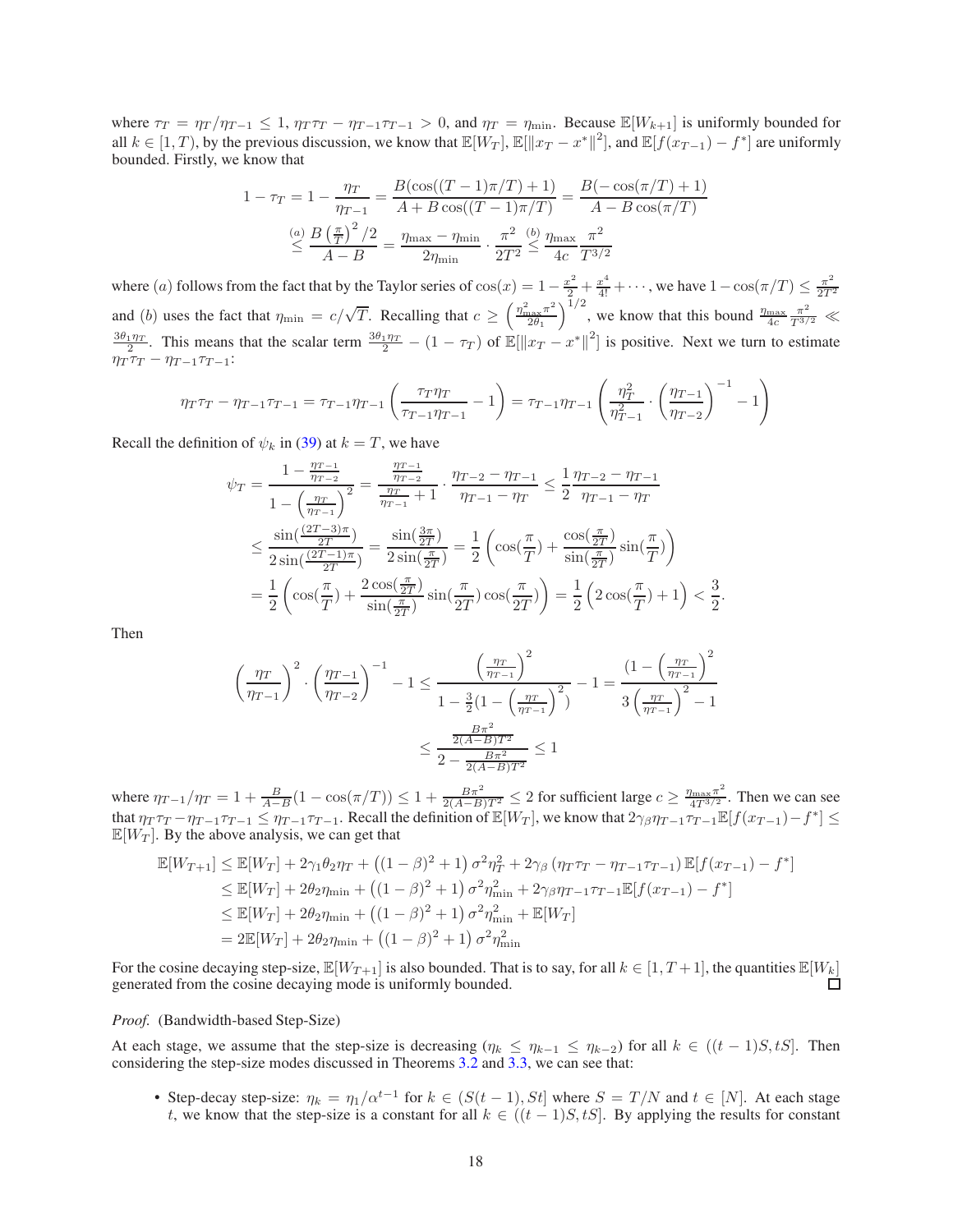where $\tau_T = \eta_T/\eta_{T-1} \leq 1$, $\eta_T\tau_T - \eta_{T-1}\tau_{T-1} > 0$, and $\eta_T = \eta_{\min}$. Because $\mathbb{E}[W_{k+1}]$ is uniformly bounded for all $k \in [1, T)$, by the previous discussion, we know that $\mathbb{E}[W_T]$, $\mathbb{E}[\|x_T - x^*\|^2]$, and $\mathbb{E}[f(x_{T-1}) - f^*]$ are uniformly bounded. Firstly, we know that

$$
\begin{aligned}
1 - \tau_T = 1 - \frac{\eta_T}{\eta_{T-1}} &= \frac{B(\cos((T-1)\pi/T) + 1)}{A + B\cos((T-1)\pi/T)} = \frac{B(-\cos(\pi/T) + 1)}{A - B\cos(\pi/T)} \\
&\overset{(a)}{\leq} \frac{B\left(\frac{\pi}{T}\right)^2/2}{A - B} = \frac{\eta_{\max} - \eta_{\min}}{2\eta_{\min}} \cdot \frac{\pi^2}{2T^2} \overset{(b)}{\leq} \frac{\eta_{\max}}{4c}\frac{\pi^2}{T^{3/2}}
\end{aligned}
$$

where $(a)$ follows from the fact that by the Taylor series of $\cos(x) = 1 - \frac{x^2}{2} + \frac{x^4}{4!} + \cdots$, we have $1 - \cos(\pi/T) \leq \frac{\pi^2}{2T^2}$ and $(b)$ uses the fact that $\eta_{\min} = c/\sqrt{T}$. Recalling that $c \geq \left(\frac{\eta_{\max}^2\pi^2}{2\theta_1}\right)^{1/2}$, we know that this bound $\frac{\eta_{\max}}{4c}\frac{\pi^2}{T^{3/2}} \ll \frac{3\theta_1\eta_T}{2}$. This means that the scalar term $\frac{3\theta_1\eta_T}{2} - (1 - \tau_T)$ of $\mathbb{E}[\|x_T - x^*\|^2]$ is positive. Next we turn to estimate $\eta_T\tau_T - \eta_{T-1}\tau_{T-1}$:

$$
\eta_T\tau_T - \eta_{T-1}\tau_{T-1} = \tau_{T-1}\eta_{T-1}\left(\frac{\tau_T\eta_T}{\tau_{T-1}\eta_{T-1}} - 1\right) = \tau_{T-1}\eta_{T-1}\left(\frac{\eta_T^2}{\eta_{T-1}^2} \cdot \left(\frac{\eta_{T-1}}{\eta_{T-2}}\right)^{-1} - 1\right)
$$

Recall the definition of $\psi_k$ in (39) at $k = T$, we have

$$
\begin{aligned}
\psi_T &= \frac{1 - \frac{\eta_{T-1}}{\eta_{T-2}}}{1 - \left(\frac{\eta_T}{\eta_{T-1}}\right)^2} = \frac{\frac{\eta_{T-1}}{\eta_{T-2}}}{\frac{\eta_T}{\eta_{T-1}} + 1} \cdot \frac{\eta_{T-2} - \eta_{T-1}}{\eta_{T-1} - \eta_T} \leq \frac{1}{2}\frac{\eta_{T-2} - \eta_{T-1}}{\eta_{T-1} - \eta_T} \\
&\leq \frac{\sin(\frac{(2T-3)\pi}{2T})}{2\sin(\frac{(2T-1)\pi}{2T})} = \frac{\sin(\frac{3\pi}{2T})}{2\sin(\frac{\pi}{2T})} = \frac{1}{2}\left(\cos(\frac{\pi}{T}) + \frac{\cos(\frac{\pi}{2T})}{\sin(\frac{\pi}{2T})}\sin(\frac{\pi}{T})\right) \\
&= \frac{1}{2}\left(\cos(\frac{\pi}{T}) + \frac{2\cos(\frac{\pi}{2T})}{\sin(\frac{\pi}{2T})}\sin(\frac{\pi}{2T})\cos(\frac{\pi}{2T})\right) = \frac{1}{2}\left(2\cos(\frac{\pi}{T}) + 1\right) < \frac{3}{2}.
\end{aligned}
$$

Then

$$
\begin{aligned}
\left(\frac{\eta_T}{\eta_{T-1}}\right)^2 \cdot \left(\frac{\eta_{T-1}}{\eta_{T-2}}\right)^{-1} - 1 &\leq \frac{\left(\frac{\eta_T}{\eta_{T-1}}\right)^2}{1 - \frac{3}{2}(1 - \left(\frac{\eta_T}{\eta_{T-1}}\right)^2)} - 1 = \frac{(1 - \left(\frac{\eta_T}{\eta_{T-1}}\right)^2}{3\left(\frac{\eta_T}{\eta_{T-1}}\right)^2 - 1} \\
&\leq \frac{\frac{B\pi^2}{2(A-B)T^2}}{2 - \frac{B\pi^2}{2(A-B)T^2}} \leq 1
\end{aligned}
$$

where $\eta_{T-1}/\eta_T = 1 + \frac{B}{A-B}(1 - \cos(\pi/T)) \leq 1 + \frac{B\pi^2}{2(A-B)T^2} \leq 2$ for sufficient large $c \geq \frac{\eta_{\max}\pi^2}{4T^{3/2}}$. Then we can see that $\eta_T\tau_T - \eta_{T-1}\tau_{T-1} \leq \eta_{T-1}\tau_{T-1}$. Recall the definition of $\mathbb{E}[W_T]$, we know that $2\gamma_\beta\eta_{T-1}\tau_{T-1}\mathbb{E}[f(x_{T-1}) - f^*] \leq \mathbb{E}[W_T]$. By the above analysis, we can get that

$$
\begin{aligned}
\mathbb{E}[W_{T+1}] &\leq \mathbb{E}[W_T] + 2\gamma_1\theta_2\eta_T + \left((1-\beta)^2 + 1\right)\sigma^2\eta_T^2 + 2\gamma_\beta\left(\eta_T\tau_T - \eta_{T-1}\tau_{T-1}\right)\mathbb{E}[f(x_{T-1}) - f^*] \\
&\leq \mathbb{E}[W_T] + 2\theta_2\eta_{\min} + \left((1-\beta)^2 + 1\right)\sigma^2\eta_{\min}^2 + 2\gamma_\beta\eta_{T-1}\tau_{T-1}\mathbb{E}[f(x_{T-1}) - f^*] \\
&\leq \mathbb{E}[W_T] + 2\theta_2\eta_{\min} + \left((1-\beta)^2 + 1\right)\sigma^2\eta_{\min}^2 + \mathbb{E}[W_T] \\
&= 2\mathbb{E}[W_T] + 2\theta_2\eta_{\min} + \left((1-\beta)^2 + 1\right)\sigma^2\eta_{\min}^2
\end{aligned}
$$

For the cosine decaying step-size, $\mathbb{E}[W_{T+1}]$ is also bounded. That is to say, for all $k \in [1, T+1]$, the quantities $\mathbb{E}[W_k]$ generated from the cosine decaying mode is uniformly bounded. □

*Proof.* (Bandwidth-based Step-Size)

At each stage, we assume that the step-size is decreasing ($\eta_k \leq \eta_{k-1} \leq \eta_{k-2}$) for all $k \in ((t-1)S, tS]$. Then considering the step-size modes discussed in Theorems 3.2 and 3.3, we can see that:

- Step-decay step-size: $\eta_k = \eta_1/\alpha^{t-1}$ for $k \in (S(t-1), St]$ where $S = T/N$ and $t \in [N]$. At each stage $t$, we know that the step-size is a constant for all $k \in ((t-1)S, tS]$. By applying the results for constant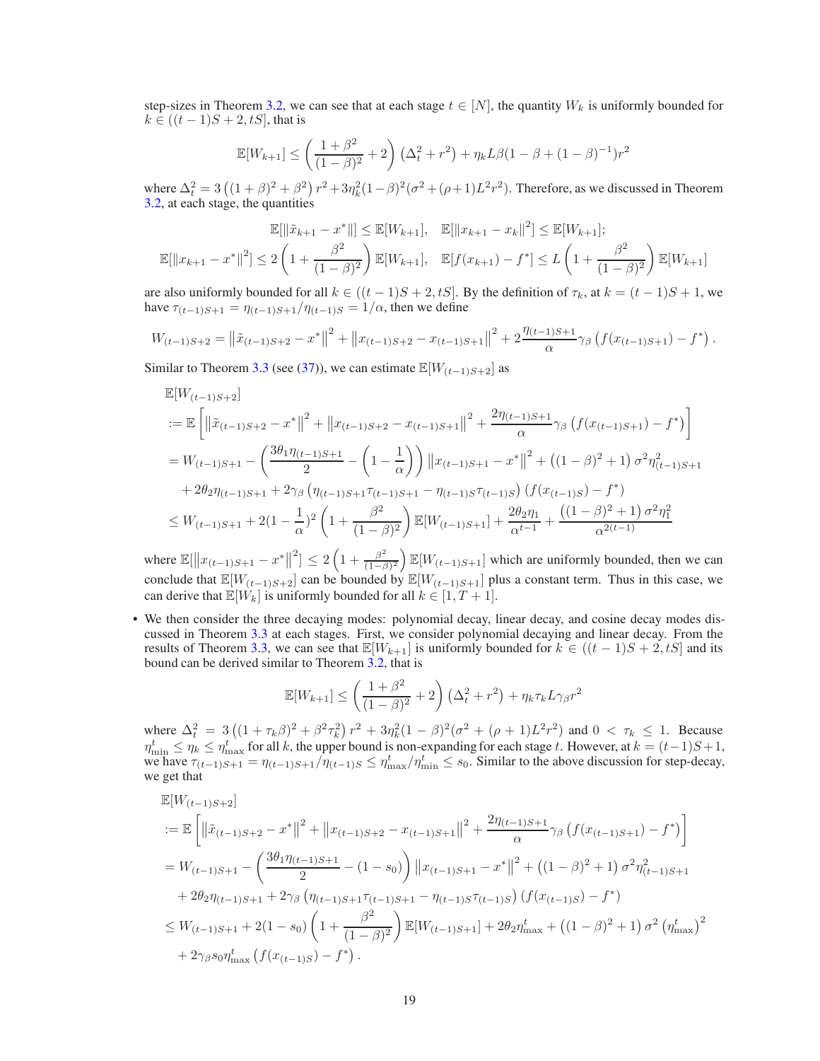step-sizes in Theorem 3.2, we can see that at each stage $t \in [N]$, the quantity $W_k$ is uniformly bounded for $k \in ((t-1)S+2, tS]$, that is

$$\mathbb{E}[W_{k+1}] \leq \left(\frac{1+\beta^2}{(1-\beta)^2} + 2\right)\left(\Delta_t^2 + r^2\right) + \eta_k L\beta(1-\beta+(1-\beta)^{-1})r^2$$

where $\Delta_t^2 = 3\left((1+\beta)^2 + \beta^2\right)r^2 + 3\eta_k^2(1-\beta)^2(\sigma^2 + (\rho+1)L^2r^2)$. Therefore, as we discussed in Theorem 3.2, at each stage, the quantities

$$\mathbb{E}[\|\tilde{x}_{k+1} - x^*\|] \leq \mathbb{E}[W_{k+1}], \quad \mathbb{E}[\|x_{k+1} - x_k\|^2] \leq \mathbb{E}[W_{k+1}];$$
$$\mathbb{E}[\|x_{k+1} - x^*\|^2] \leq 2\left(1 + \frac{\beta^2}{(1-\beta)^2}\right)\mathbb{E}[W_{k+1}], \quad \mathbb{E}[f(x_{k+1}) - f^*] \leq L\left(1 + \frac{\beta^2}{(1-\beta)^2}\right)\mathbb{E}[W_{k+1}]$$

are also uniformly bounded for all $k \in ((t-1)S+2, tS]$. By the definition of $\tau_k$, at $k = (t-1)S+1$, we have $\tau_{(t-1)S+1} = \eta_{(t-1)S+1}/\eta_{(t-1)S} = 1/\alpha$, then we define

$$W_{(t-1)S+2} = \left\|\tilde{x}_{(t-1)S+2} - x^*\right\|^2 + \left\|x_{(t-1)S+2} - x_{(t-1)S+1}\right\|^2 + 2\frac{\eta_{(t-1)S+1}}{\alpha}\gamma_\beta\left(f(x_{(t-1)S+1}) - f^*\right).$$

Similar to Theorem 3.3 (see (37)), we can estimate $\mathbb{E}[W_{(t-1)S+2}]$ as

$$\begin{aligned}
&\mathbb{E}[W_{(t-1)S+2}] \\
&:= \mathbb{E}\left[\left\|\tilde{x}_{(t-1)S+2} - x^*\right\|^2 + \left\|x_{(t-1)S+2} - x_{(t-1)S+1}\right\|^2 + \frac{2\eta_{(t-1)S+1}}{\alpha}\gamma_\beta\left(f(x_{(t-1)S+1}) - f^*\right)\right] \\
&= W_{(t-1)S+1} - \left(\frac{3\theta_1\eta_{(t-1)S+1}}{2} - \left(1 - \frac{1}{\alpha}\right)\right)\left\|x_{(t-1)S+1} - x^*\right\|^2 + \left((1-\beta)^2 + 1\right)\sigma^2\eta_{(t-1)S+1}^2 \\
&\quad + 2\theta_2\eta_{(t-1)S+1} + 2\gamma_\beta\left(\eta_{(t-1)S+1}\tau_{(t-1)S+1} - \eta_{(t-1)S}\tau_{(t-1)S}\right)\left(f(x_{(t-1)S}) - f^*\right) \\
&\leq W_{(t-1)S+1} + 2(1 - \frac{1}{\alpha})^2\left(1 + \frac{\beta^2}{(1-\beta)^2}\right)\mathbb{E}[W_{(t-1)S+1}] + \frac{2\theta_2\eta_1}{\alpha^{t-1}} + \frac{\left((1-\beta)^2+1\right)\sigma^2\eta_1^2}{\alpha^{2(t-1)}}
\end{aligned}$$

where $\mathbb{E}[\left\|x_{(t-1)S+1} - x^*\right\|^2] \leq 2\left(1 + \frac{\beta^2}{(1-\beta)^2}\right)\mathbb{E}[W_{(t-1)S+1}]$ which are uniformly bounded, then we can conclude that $\mathbb{E}[W_{(t-1)S+2}]$ can be bounded by $\mathbb{E}[W_{(t-1)S+1}]$ plus a constant term. Thus in this case, we can derive that $\mathbb{E}[W_k]$ is uniformly bounded for all $k \in [1, T+1]$.

- We then consider the three decaying modes: polynomial decay, linear decay, and cosine decay modes discussed in Theorem 3.3 at each stages. First, we consider polynomial decaying and linear decay. From the results of Theorem 3.3, we can see that $\mathbb{E}[W_{k+1}]$ is uniformly bounded for $k \in ((t-1)S+2, tS]$ and its bound can be derived similar to Theorem 3.2, that is

$$\mathbb{E}[W_{k+1}] \leq \left(\frac{1+\beta^2}{(1-\beta)^2} + 2\right)\left(\Delta_t^2 + r^2\right) + \eta_k\tau_k L\gamma_\beta r^2$$

where $\Delta_t^2 = 3\left((1+\tau_k\beta)^2 + \beta^2\tau_k^2\right)r^2 + 3\eta_k^2(1-\beta)^2(\sigma^2 + (\rho+1)L^2r^2)$ and $0 < \tau_k \leq 1$. Because $\eta_{\min}^t \leq \eta_k \leq \eta_{\max}^t$ for all $k$, the upper bound is non-expanding for each stage $t$. However, at $k = (t-1)S+1$, we have $\tau_{(t-1)S+1} = \eta_{(t-1)S+1}/\eta_{(t-1)S} \leq \eta_{\max}^t/\eta_{\min}^t \leq s_0$. Similar to the above discussion for step-decay, we get that

$$\begin{aligned}
&\mathbb{E}[W_{(t-1)S+2}] \\
&:= \mathbb{E}\left[\left\|\tilde{x}_{(t-1)S+2} - x^*\right\|^2 + \left\|x_{(t-1)S+2} - x_{(t-1)S+1}\right\|^2 + \frac{2\eta_{(t-1)S+1}}{\alpha}\gamma_\beta\left(f(x_{(t-1)S+1}) - f^*\right)\right] \\
&= W_{(t-1)S+1} - \left(\frac{3\theta_1\eta_{(t-1)S+1}}{2} - (1 - s_0)\right)\left\|x_{(t-1)S+1} - x^*\right\|^2 + \left((1-\beta)^2 + 1\right)\sigma^2\eta_{(t-1)S+1}^2 \\
&\quad + 2\theta_2\eta_{(t-1)S+1} + 2\gamma_\beta\left(\eta_{(t-1)S+1}\tau_{(t-1)S+1} - \eta_{(t-1)S}\tau_{(t-1)S}\right)\left(f(x_{(t-1)S}) - f^*\right) \\
&\leq W_{(t-1)S+1} + 2(1 - s_0)\left(1 + \frac{\beta^2}{(1-\beta)^2}\right)\mathbb{E}[W_{(t-1)S+1}] + 2\theta_2\eta_{\max}^t + \left((1-\beta)^2+1\right)\sigma^2\left(\eta_{\max}^t\right)^2 \\
&\quad + 2\gamma_\beta s_0\eta_{\max}^t\left(f(x_{(t-1)S}) - f^*\right).
\end{aligned}$$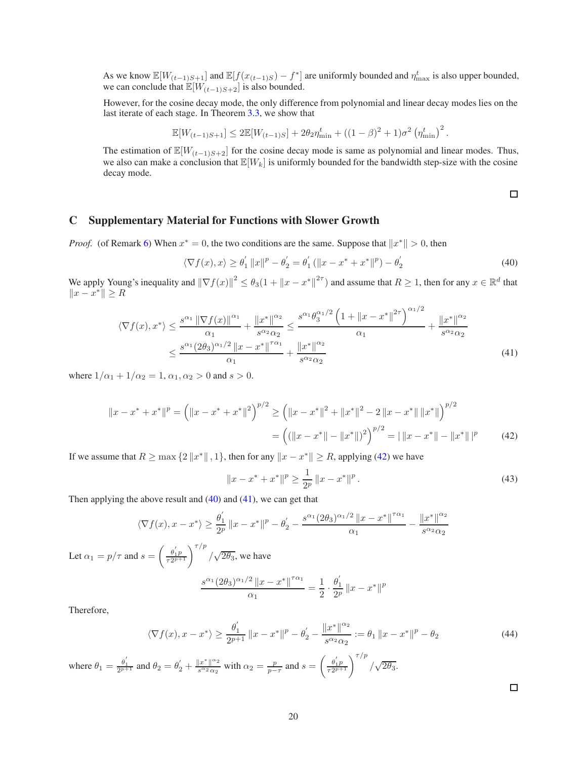As we know $\mathbb{E}[W_{(t-1)S+1}]$ and $\mathbb{E}[f(x_{(t-1)S}) - f^*]$ are uniformly bounded and $\eta^t_{\max}$ is also upper bounded, we can conclude that $\mathbb{E}[W_{(t-1)S+2}]$ is also bounded.

However, for the cosine decay mode, the only difference from polynomial and linear decay modes lies on the last iterate of each stage. In Theorem 3.3, we show that

$$\mathbb{E}[W_{(t-1)S+1}] \leq 2\mathbb{E}[W_{(t-1)S}] + 2\theta_2 \eta^t_{\min} + ((1-\beta)^2 + 1)\sigma^2 \left(\eta^t_{\min}\right)^2.$$

The estimation of $\mathbb{E}[W_{(t-1)S+2}]$ for the cosine decay mode is same as polynomial and linear modes. Thus, we also can make a conclusion that $\mathbb{E}[W_k]$ is uniformly bounded for the bandwidth step-size with the cosine decay mode.

□

## C Supplementary Material for Functions with Slower Growth

*Proof.* (of Remark 6) When $x^* = 0$, the two conditions are the same. Suppose that $\|x^*\| > 0$, then

$$\langle \nabla f(x), x \rangle \geq \theta_1^{'} \|x\|^p - \theta_2^{'} = \theta_1^{'} (\|x - x^* + x^*\|^p) - \theta_2^{'} \tag{40}$$

We apply Young's inequality and $\|\nabla f(x)\|^2 \leq \theta_3(1 + \|x - x^*\|^{2\tau})$ and assume that $R \geq 1$, then for any $x \in \mathbb{R}^d$ that $\|x - x^*\| \geq R$

$$\begin{aligned}
\langle \nabla f(x), x^* \rangle &\leq \frac{s^{\alpha_1} \|\nabla f(x)\|^{\alpha_1}}{\alpha_1} + \frac{\|x^*\|^{\alpha_2}}{s^{\alpha_2}\alpha_2} \leq \frac{s^{\alpha_1} \theta_3^{\alpha_1/2} \left(1 + \|x - x^*\|^{2\tau}\right)^{\alpha_1/2}}{\alpha_1} + \frac{\|x^*\|^{\alpha_2}}{s^{\alpha_2}\alpha_2} \\
&\leq \frac{s^{\alpha_1} (2\theta_3)^{\alpha_1/2} \|x - x^*\|^{\tau\alpha_1}}{\alpha_1} + \frac{\|x^*\|^{\alpha_2}}{s^{\alpha_2}\alpha_2}
\end{aligned} \tag{41}$$

where $1/\alpha_1 + 1/\alpha_2 = 1$, $\alpha_1, \alpha_2 > 0$ and $s > 0$.

$$\begin{aligned}
\|x - x^* + x^*\|^p = \left(\|x - x^* + x^*\|^2\right)^{p/2} &\geq \left(\|x - x^*\|^2 + \|x^*\|^2 - 2\|x - x^*\|\|x^*\|\right)^{p/2} \\
&= \left((\|x - x^*\| - \|x^*\|)^2\right)^{p/2} = |\,\|x - x^*\| - \|x^*\|\,|^p
\end{aligned} \tag{42}$$

If we assume that $R \geq \max\{2\|x^*\|, 1\}$, then for any $\|x - x^*\| \geq R$, applying (42) we have

$$\|x - x^* + x^*\|^p \geq \frac{1}{2^p}\|x - x^*\|^p. \tag{43}$$

Then applying the above result and (40) and (41), we can get that

$$\langle \nabla f(x), x - x^* \rangle \geq \frac{\theta_1^{'}}{2^p}\|x - x^*\|^p - \theta_2^{'} - \frac{s^{\alpha_1}(2\theta_3)^{\alpha_1/2}\|x - x^*\|^{\tau\alpha_1}}{\alpha_1} - \frac{\|x^*\|^{\alpha_2}}{s^{\alpha_2}\alpha_2}$$

Let $\alpha_1 = p/\tau$ and $s = \left(\frac{\theta_1^{'} p}{\tau 2^{p+1}}\right)^{\tau/p} / \sqrt{2\theta_3}$, we have

$$\frac{s^{\alpha_1}(2\theta_3)^{\alpha_1/2}\|x - x^*\|^{\tau\alpha_1}}{\alpha_1} = \frac{1}{2} \cdot \frac{\theta_1^{'}}{2^p}\|x - x^*\|^p$$

Therefore,

$$\langle \nabla f(x), x - x^* \rangle \geq \frac{\theta_1^{'}}{2^{p+1}}\|x - x^*\|^p - \theta_2^{'} - \frac{\|x^*\|^{\alpha_2}}{s^{\alpha_2}\alpha_2} := \theta_1\|x - x^*\|^p - \theta_2 \tag{44}$$

where $\theta_1 = \frac{\theta_1^{'}}{2^{p+1}}$ and $\theta_2 = \theta_2^{'} + \frac{\|x^*\|^{\alpha_2}}{s^{\alpha_2}\alpha_2}$ with $\alpha_2 = \frac{p}{p-\tau}$ and $s = \left(\frac{\theta_1^{'} p}{\tau 2^{p+1}}\right)^{\tau/p} / \sqrt{2\theta_3}$.

□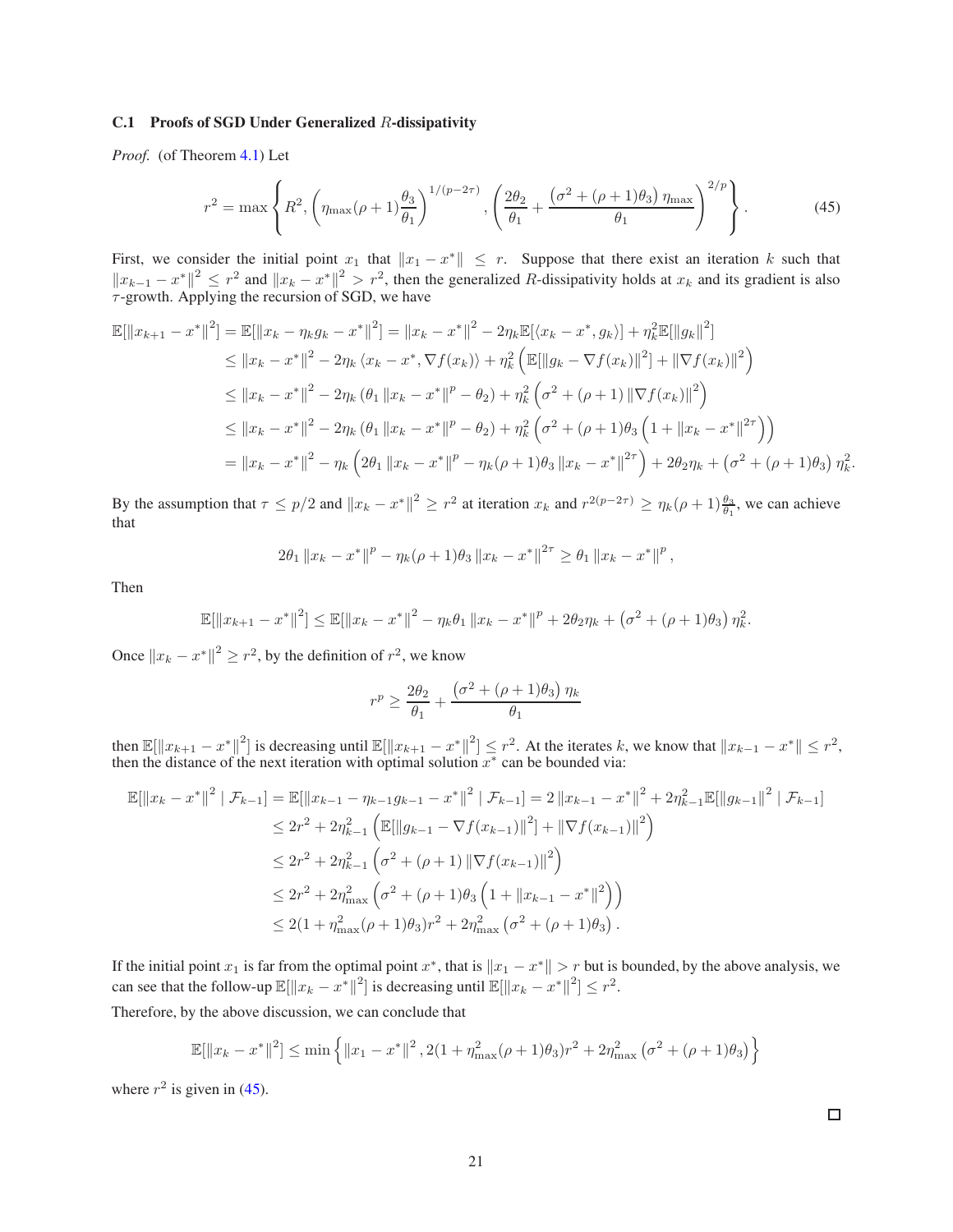### C.1 Proofs of SGD Under Generalized $R$-dissipativity

*Proof.* (of Theorem 4.1) Let

$$
r^2 = \max\left\{ R^2, \left(\eta_{\max}(\rho+1)\frac{\theta_3}{\theta_1}\right)^{1/(p-2\tau)}, \left(\frac{2\theta_2}{\theta_1} + \frac{\left(\sigma^2 + (\rho+1)\theta_3\right)\eta_{\max}}{\theta_1}\right)^{2/p} \right\}. \tag{45}
$$

First, we consider the initial point $x_1$ that $\|x_1 - x^*\| \leq r$. Suppose that there exist an iteration $k$ such that $\|x_{k-1} - x^*\|^2 \leq r^2$ and $\|x_k - x^*\|^2 > r^2$, then the generalized $R$-dissipativity holds at $x_k$ and its gradient is also $\tau$-growth. Applying the recursion of SGD, we have

$$
\begin{aligned}
\mathbb{E}[\|x_{k+1} - x^*\|^2] &= \mathbb{E}[\|x_k - \eta_k g_k - x^*\|^2] = \|x_k - x^*\|^2 - 2\eta_k \mathbb{E}[\langle x_k - x^*, g_k\rangle] + \eta_k^2 \mathbb{E}[\|g_k\|^2] \\
&\leq \|x_k - x^*\|^2 - 2\eta_k \langle x_k - x^*, \nabla f(x_k)\rangle + \eta_k^2\left(\mathbb{E}[\|g_k - \nabla f(x_k)\|^2] + \|\nabla f(x_k)\|^2\right) \\
&\leq \|x_k - x^*\|^2 - 2\eta_k\left(\theta_1 \|x_k - x^*\|^p - \theta_2\right) + \eta_k^2\left(\sigma^2 + (\rho+1)\|\nabla f(x_k)\|^2\right) \\
&\leq \|x_k - x^*\|^2 - 2\eta_k\left(\theta_1 \|x_k - x^*\|^p - \theta_2\right) + \eta_k^2\left(\sigma^2 + (\rho+1)\theta_3\left(1 + \|x_k - x^*\|^{2\tau}\right)\right) \\
&= \|x_k - x^*\|^2 - \eta_k\left(2\theta_1 \|x_k - x^*\|^p - \eta_k(\rho+1)\theta_3 \|x_k - x^*\|^{2\tau}\right) + 2\theta_2\eta_k + \left(\sigma^2 + (\rho+1)\theta_3\right)\eta_k^2.
\end{aligned}
$$

By the assumption that $\tau \leq p/2$ and $\|x_k - x^*\|^2 \geq r^2$ at iteration $x_k$ and $r^{2(p-2\tau)} \geq \eta_k(\rho+1)\frac{\theta_3}{\theta_1}$, we can achieve that

$$
2\theta_1 \|x_k - x^*\|^p - \eta_k(\rho+1)\theta_3 \|x_k - x^*\|^{2\tau} \geq \theta_1 \|x_k - x^*\|^p,
$$

Then

$$
\mathbb{E}[\|x_{k+1} - x^*\|^2] \leq \mathbb{E}[\|x_k - x^*\|^2 - \eta_k\theta_1 \|x_k - x^*\|^p + 2\theta_2\eta_k + \left(\sigma^2 + (\rho+1)\theta_3\right)\eta_k^2.
$$

Once $\|x_k - x^*\|^2 \geq r^2$, by the definition of $r^2$, we know

$$
r^p \geq \frac{2\theta_2}{\theta_1} + \frac{\left(\sigma^2 + (\rho+1)\theta_3\right)\eta_k}{\theta_1}
$$

then $\mathbb{E}[\|x_{k+1} - x^*\|^2]$ is decreasing until $\mathbb{E}[\|x_{k+1} - x^*\|^2] \leq r^2$. At the iterates $k$, we know that $\|x_{k-1} - x^*\| \leq r^2$, then the distance of the next iteration with optimal solution $x^*$ can be bounded via:

$$
\begin{aligned}
\mathbb{E}[\|x_k - x^*\|^2 \mid \mathcal{F}_{k-1}] &= \mathbb{E}[\|x_{k-1} - \eta_{k-1}g_{k-1} - x^*\|^2 \mid \mathcal{F}_{k-1}] = 2\|x_{k-1} - x^*\|^2 + 2\eta_{k-1}^2 \mathbb{E}[\|g_{k-1}\|^2 \mid \mathcal{F}_{k-1}] \\
&\leq 2r^2 + 2\eta_{k-1}^2\left(\mathbb{E}[\|g_{k-1} - \nabla f(x_{k-1})\|^2] + \|\nabla f(x_{k-1})\|^2\right) \\
&\leq 2r^2 + 2\eta_{k-1}^2\left(\sigma^2 + (\rho+1)\|\nabla f(x_{k-1})\|^2\right) \\
&\leq 2r^2 + 2\eta_{\max}^2\left(\sigma^2 + (\rho+1)\theta_3\left(1 + \|x_{k-1} - x^*\|^2\right)\right) \\
&\leq 2(1 + \eta_{\max}^2(\rho+1)\theta_3)r^2 + 2\eta_{\max}^2\left(\sigma^2 + (\rho+1)\theta_3\right).
\end{aligned}
$$

If the initial point $x_1$ is far from the optimal point $x^*$, that is $\|x_1 - x^*\| > r$ but is bounded, by the above analysis, we can see that the follow-up $\mathbb{E}[\|x_k - x^*\|^2]$ is decreasing until $\mathbb{E}[\|x_k - x^*\|^2] \leq r^2$.

Therefore, by the above discussion, we can conclude that

$$
\mathbb{E}[\|x_k - x^*\|^2] \leq \min\left\{\|x_1 - x^*\|^2, 2(1 + \eta_{\max}^2(\rho+1)\theta_3)r^2 + 2\eta_{\max}^2\left(\sigma^2 + (\rho+1)\theta_3\right)\right\}
$$

where $r^2$ is given in (45).

□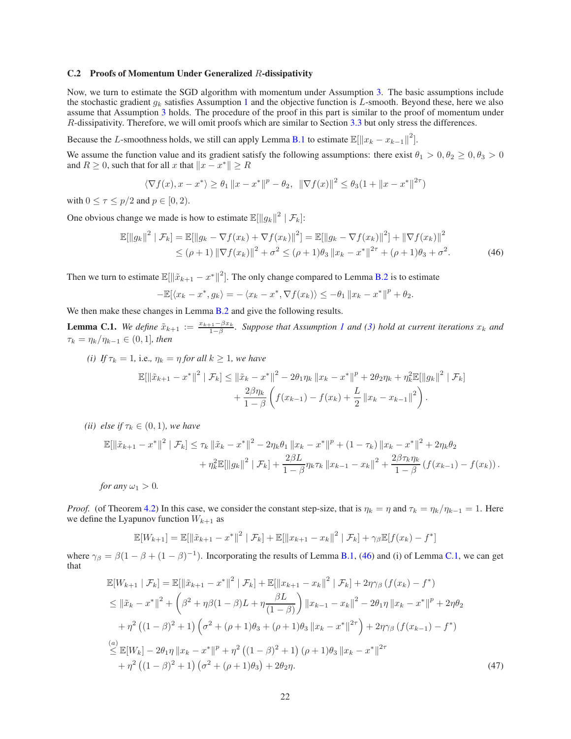### C.2 Proofs of Momentum Under Generalized $R$-dissipativity

Now, we turn to estimate the SGD algorithm with momentum under Assumption 3. The basic assumptions include the stochastic gradient $g_k$ satisfies Assumption 1 and the objective function is $L$-smooth. Beyond these, here we also assume that Assumption 3 holds. The procedure of the proof in this part is similar to the proof of momentum under $R$-dissipativity. Therefore, we will omit proofs which are similar to Section 3.3 but only stress the differences.

Because the $L$-smoothness holds, we still can apply Lemma B.1 to estimate $\mathbb{E}[\|x_k - x_{k-1}\|^2]$.

We assume the function value and its gradient satisfy the following assumptions: there exist $\theta_1 > 0, \theta_2 \geq 0, \theta_3 > 0$ and $R \geq 0$, such that for all $x$ that $\|x - x^*\| \geq R$

$$
\langle \nabla f(x), x - x^* \rangle \geq \theta_1 \|x - x^*\|^p - \theta_2, \quad \|\nabla f(x)\|^2 \leq \theta_3(1 + \|x - x^*\|^{2\tau})
$$

with $0 \leq \tau \leq p/2$ and $p \in [0, 2)$.

One obvious change we made is how to estimate $\mathbb{E}[\|g_k\|^2 \mid \mathcal{F}_k]$:

$$
\begin{aligned}
\mathbb{E}[\|g_k\|^2 \mid \mathcal{F}_k] &= \mathbb{E}[\|g_k - \nabla f(x_k) + \nabla f(x_k)\|^2] = \mathbb{E}[\|g_k - \nabla f(x_k)\|^2] + \|\nabla f(x_k)\|^2 \\
&\leq (\rho + 1)\|\nabla f(x_k)\|^2 + \sigma^2 \leq (\rho+1)\theta_3 \|x_k - x^*\|^{2\tau} + (\rho+1)\theta_3 + \sigma^2.
\end{aligned} \tag{46}
$$

Then we turn to estimate $\mathbb{E}[\|\tilde{x}_{k+1} - x^*\|^2]$. The only change compared to Lemma B.2 is to estimate

$$
-\mathbb{E}[\langle x_k - x^*, g_k \rangle = -\langle x_k - x^*, \nabla f(x_k) \rangle \leq -\theta_1 \|x_k - x^*\|^p + \theta_2.
$$

We then make these changes in Lemma B.2 and give the following results.

**Lemma C.1.** *We define $\tilde{x}_{k+1} := \frac{x_{k+1} - \beta x_k}{1 - \beta}$. Suppose that Assumption 1 and (3) hold at current iterations $x_k$ and $\tau_k = \eta_k / \eta_{k-1} \in (0, 1]$, then*

*(i) If $\tau_k = 1$, i.e., $\eta_k = \eta$ for all $k \geq 1$, we have*

$$
\begin{aligned}
\mathbb{E}[\|\tilde{x}_{k+1} - x^*\|^2 \mid \mathcal{F}_k] \leq \|\tilde{x}_k - x^*\|^2 - 2\theta_1 \eta_k \|x_k - x^*\|^p + 2\theta_2 \eta_k + \eta_k^2 \mathbb{E}[\|g_k\|^2 \mid \mathcal{F}_k] \\
+ \frac{2\beta \eta_k}{1 - \beta}\left( f(x_{k-1}) - f(x_k) + \frac{L}{2}\|x_k - x_{k-1}\|^2 \right).
\end{aligned}
$$

*(ii) else if $\tau_k \in (0, 1)$, we have*

$$
\begin{aligned}
\mathbb{E}[\|\tilde{x}_{k+1} - x^*\|^2 \mid \mathcal{F}_k] \leq \tau_k \|\tilde{x}_k - x^*\|^2 - 2\eta_k \theta_1 \|x_k - x^*\|^p + (1 - \tau_k)\|x_k - x^*\|^2 + 2\eta_k \theta_2 \\
+ \eta_k^2 \mathbb{E}[\|g_k\|^2 \mid \mathcal{F}_k] + \frac{2\beta L}{1 - \beta}\eta_k \tau_k \|x_{k-1} - x_k\|^2 + \frac{2\beta \tau_k \eta_k}{1 - \beta}(f(x_{k-1}) - f(x_k)).
\end{aligned}
$$

*for any $\omega_1 > 0$.*

*Proof.* (of Theorem 4.2) In this case, we consider the constant step-size, that is $\eta_k = \eta$ and $\tau_k = \eta_k/\eta_{k-1} = 1$. Here we define the Lyapunov function $W_{k+1}$ as

$$
\mathbb{E}[W_{k+1}] = \mathbb{E}[\|\tilde{x}_{k+1} - x^*\|^2 \mid \mathcal{F}_k] + \mathbb{E}[\|x_{k+1} - x_k\|^2 \mid \mathcal{F}_k] + \gamma_\beta \mathbb{E}[f(x_k) - f^*]
$$

where $\gamma_\beta = \beta(1 - \beta + (1-\beta)^{-1})$. Incorporating the results of Lemma B.1, (46) and (i) of Lemma C.1, we can get that

$$
\begin{aligned}
\mathbb{E}[W_{k+1} \mid \mathcal{F}_k] &= \mathbb{E}[\|\tilde{x}_{k+1} - x^*\|^2 \mid \mathcal{F}_k] + \mathbb{E}[\|x_{k+1} - x_k\|^2 \mid \mathcal{F}_k] + 2\eta\gamma_\beta (f(x_k) - f^*) \\
&\leq \|\tilde{x}_k - x^*\|^2 + \left( \beta^2 + \eta\beta(1-\beta)L + \eta\frac{\beta L}{(1-\beta)} \right)\|x_{k-1} - x_k\|^2 - 2\theta_1 \eta \|x_k - x^*\|^p + 2\eta\theta_2 \\
&\quad + \eta^2 \left( (1-\beta)^2 + 1 \right)\left( \sigma^2 + (\rho+1)\theta_3 + (\rho+1)\theta_3 \|x_k - x^*\|^{2\tau} \right) + 2\eta\gamma_\beta (f(x_{k-1}) - f^*) \\
&\overset{(a)}{\leq} \mathbb{E}[W_k] - 2\theta_1 \eta \|x_k - x^*\|^p + \eta^2 \left( (1-\beta)^2 + 1 \right)(\rho+1)\theta_3 \|x_k - x^*\|^{2\tau} \\
&\quad + \eta^2 \left( (1-\beta)^2 + 1 \right)\left( \sigma^2 + (\rho+1)\theta_3 \right) + 2\theta_2 \eta.
\end{aligned} \tag{47}
$$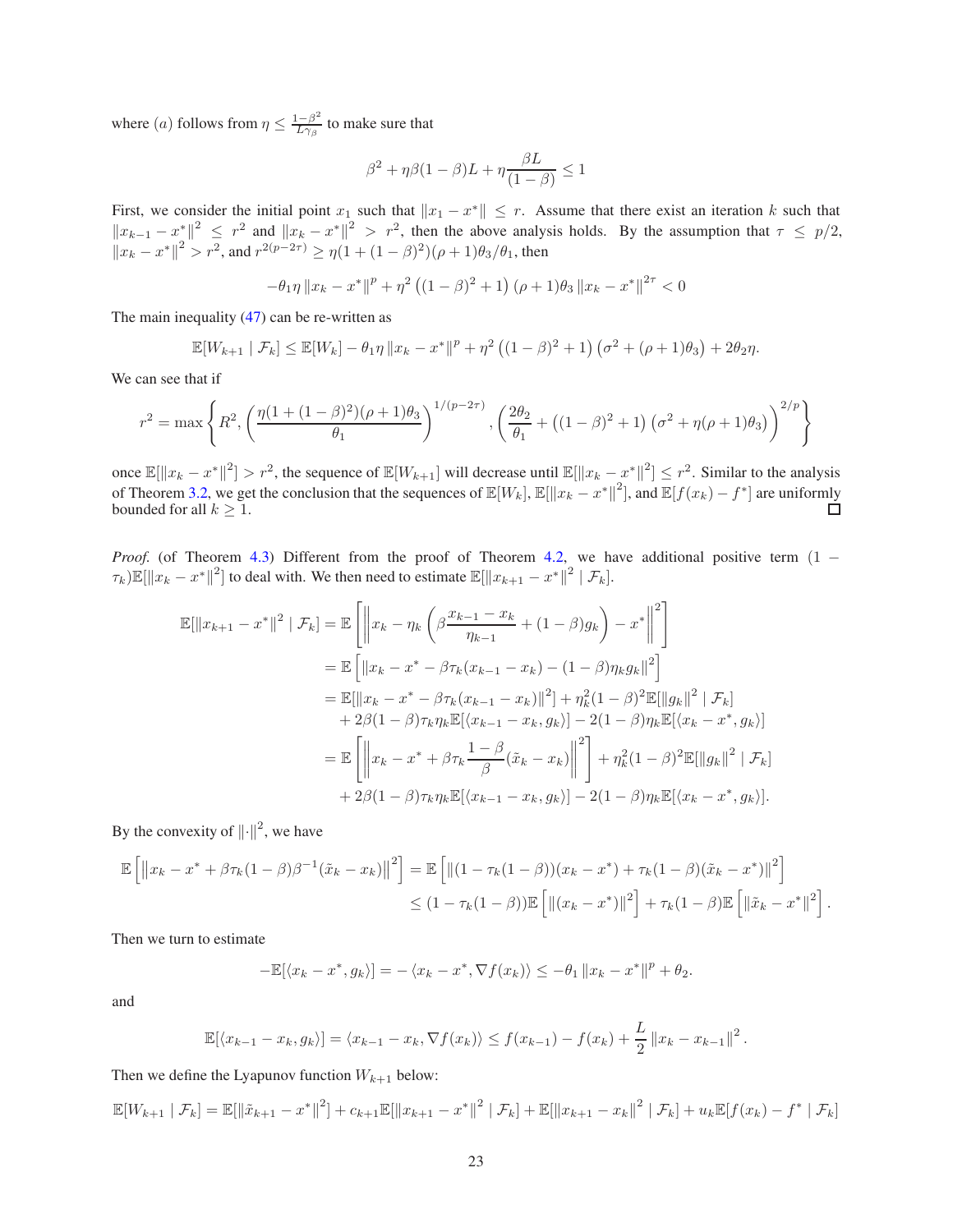where $(a)$ follows from $\eta \leq \frac{1-\beta^2}{L\gamma_\beta}$ to make sure that

$$
\beta^2 + \eta\beta(1-\beta)L + \eta\frac{\beta L}{(1-\beta)} \leq 1
$$

First, we consider the initial point $x_1$ such that $\|x_1 - x^*\| \leq r$. Assume that there exist an iteration $k$ such that $\|x_{k-1} - x^*\|^2 \leq r^2$ and $\|x_k - x^*\|^2 > r^2$, then the above analysis holds. By the assumption that $\tau \leq p/2$, $\|x_k - x^*\|^2 > r^2$, and $r^{2(p-2\tau)} \geq \eta(1+(1-\beta)^2)(\rho+1)\theta_3/\theta_1$, then

$$
-\theta_1\eta\|x_k - x^*\|^p + \eta^2\left((1-\beta)^2+1\right)(\rho+1)\theta_3\|x_k - x^*\|^{2\tau} < 0
$$

The main inequality (47) can be re-written as

$$
\mathbb{E}[W_{k+1} \mid \mathcal{F}_k] \leq \mathbb{E}[W_k] - \theta_1\eta\|x_k - x^*\|^p + \eta^2\left((1-\beta)^2+1\right)\left(\sigma^2 + (\rho+1)\theta_3\right) + 2\theta_2\eta.
$$

We can see that if

$$
r^2 = \max\left\{R^2, \left(\frac{\eta(1+(1-\beta)^2)(\rho+1)\theta_3}{\theta_1}\right)^{1/(p-2\tau)}, \left(\frac{2\theta_2}{\theta_1} + \left((1-\beta)^2+1\right)\left(\sigma^2 + \eta(\rho+1)\theta_3\right)\right)^{2/p}\right\}
$$

once $\mathbb{E}[\|x_k - x^*\|^2] > r^2$, the sequence of $\mathbb{E}[W_{k+1}]$ will decrease until $\mathbb{E}[\|x_k - x^*\|^2] \leq r^2$. Similar to the analysis of Theorem 3.2, we get the conclusion that the sequences of $\mathbb{E}[W_k]$, $\mathbb{E}[\|x_k - x^*\|^2]$, and $\mathbb{E}[f(x_k) - f^*]$ are uniformly bounded for all $k \geq 1$. □

*Proof.* (of Theorem 4.3) Different from the proof of Theorem 4.2, we have additional positive term $(1 - \tau_k)\mathbb{E}[\|x_k - x^*\|^2]$ to deal with. We then need to estimate $\mathbb{E}[\|x_{k+1} - x^*\|^2 \mid \mathcal{F}_k]$.

$$
\begin{aligned}
\mathbb{E}[\|x_{k+1} - x^*\|^2 \mid \mathcal{F}_k] &= \mathbb{E}\left[\left\|x_k - \eta_k\left(\beta\frac{x_{k-1} - x_k}{\eta_{k-1}} + (1-\beta)g_k\right) - x^*\right\|^2\right] \\
&= \mathbb{E}\left[\|x_k - x^* - \beta\tau_k(x_{k-1} - x_k) - (1-\beta)\eta_k g_k\|^2\right] \\
&= \mathbb{E}[\|x_k - x^* - \beta\tau_k(x_{k-1} - x_k)\|^2] + \eta_k^2(1-\beta)^2\mathbb{E}[\|g_k\|^2 \mid \mathcal{F}_k] \\
&\quad + 2\beta(1-\beta)\tau_k\eta_k\mathbb{E}[\langle x_{k-1} - x_k, g_k\rangle] - 2(1-\beta)\eta_k\mathbb{E}[\langle x_k - x^*, g_k\rangle] \\
&= \mathbb{E}\left[\left\|x_k - x^* + \beta\tau_k\frac{1-\beta}{\beta}(\tilde{x}_k - x_k)\right\|^2\right] + \eta_k^2(1-\beta)^2\mathbb{E}[\|g_k\|^2 \mid \mathcal{F}_k] \\
&\quad + 2\beta(1-\beta)\tau_k\eta_k\mathbb{E}[\langle x_{k-1} - x_k, g_k\rangle] - 2(1-\beta)\eta_k\mathbb{E}[\langle x_k - x^*, g_k\rangle].
\end{aligned}
$$

By the convexity of $\|\cdot\|^2$, we have

$$
\begin{aligned}
\mathbb{E}\left[\left\|x_k - x^* + \beta\tau_k(1-\beta)\beta^{-1}(\tilde{x}_k - x_k)\right\|^2\right] &= \mathbb{E}\left[\|(1-\tau_k(1-\beta))(x_k - x^*) + \tau_k(1-\beta)(\tilde{x}_k - x^*)\|^2\right] \\
&\leq (1-\tau_k(1-\beta))\mathbb{E}\left[\|(x_k - x^*)\|^2\right] + \tau_k(1-\beta)\mathbb{E}\left[\|\tilde{x}_k - x^*\|^2\right].
\end{aligned}
$$

Then we turn to estimate

$$
-\mathbb{E}[\langle x_k - x^*, g_k\rangle] = -\langle x_k - x^*, \nabla f(x_k)\rangle \leq -\theta_1\|x_k - x^*\|^p + \theta_2.
$$

and

$$
\mathbb{E}[\langle x_{k-1} - x_k, g_k\rangle] = \langle x_{k-1} - x_k, \nabla f(x_k)\rangle \leq f(x_{k-1}) - f(x_k) + \frac{L}{2}\|x_k - x_{k-1}\|^2.
$$

Then we define the Lyapunov function $W_{k+1}$ below:

$$
\mathbb{E}[W_{k+1} \mid \mathcal{F}_k] = \mathbb{E}[\|\tilde{x}_{k+1} - x^*\|^2] + c_{k+1}\mathbb{E}[\|x_{k+1} - x^*\|^2 \mid \mathcal{F}_k] + \mathbb{E}[\|x_{k+1} - x_k\|^2 \mid \mathcal{F}_k] + u_k\mathbb{E}[f(x_k) - f^* \mid \mathcal{F}_k]
$$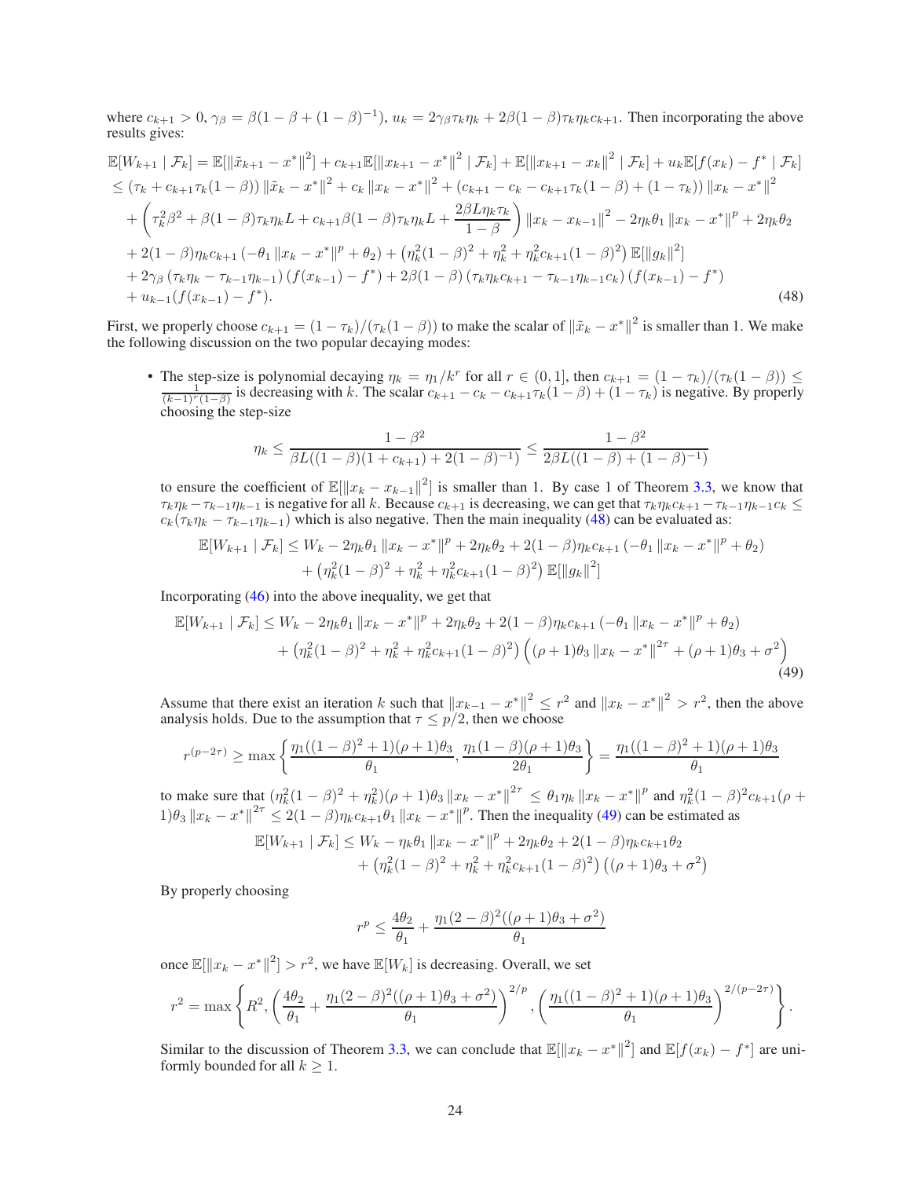where $c_{k+1} > 0$, $\gamma_\beta = \beta(1-\beta+(1-\beta)^{-1})$, $u_k = 2\gamma_\beta\tau_k\eta_k + 2\beta(1-\beta)\tau_k\eta_k c_{k+1}$. Then incorporating the above results gives:

$$
\begin{aligned}
\mathbb{E}[W_{k+1} \mid \mathcal{F}_k] &= \mathbb{E}[\|\tilde{x}_{k+1} - x^*\|^2] + c_{k+1}\mathbb{E}[\|x_{k+1} - x^*\|^2 \mid \mathcal{F}_k] + \mathbb{E}[\|x_{k+1} - x_k\|^2 \mid \mathcal{F}_k] + u_k\mathbb{E}[f(x_k) - f^* \mid \mathcal{F}_k] \\
&\leq (\tau_k + c_{k+1}\tau_k(1-\beta))\|\tilde{x}_k - x^*\|^2 + c_k\|x_k - x^*\|^2 + (c_{k+1} - c_k - c_{k+1}\tau_k(1-\beta) + (1-\tau_k))\|x_k - x^*\|^2 \\
&\quad + \left(\tau_k^2\beta^2 + \beta(1-\beta)\tau_k\eta_k L + c_{k+1}\beta(1-\beta)\tau_k\eta_k L + \frac{2\beta L\eta_k\tau_k}{1-\beta}\right)\|x_k - x_{k-1}\|^2 - 2\eta_k\theta_1\|x_k - x^*\|^p + 2\eta_k\theta_2 \\
&\quad + 2(1-\beta)\eta_k c_{k+1}\left(-\theta_1\|x_k - x^*\|^p + \theta_2\right) + \left(\eta_k^2(1-\beta)^2 + \eta_k^2 + \eta_k^2 c_{k+1}(1-\beta)^2\right)\mathbb{E}[\|g_k\|^2] \\
&\quad + 2\gamma_\beta\left(\tau_k\eta_k - \tau_{k-1}\eta_{k-1}\right)(f(x_{k-1}) - f^*) + 2\beta(1-\beta)\left(\tau_k\eta_k c_{k+1} - \tau_{k-1}\eta_{k-1}c_k\right)(f(x_{k-1}) - f^*) \\
&\quad + u_{k-1}(f(x_{k-1}) - f^*).
\end{aligned} \tag{48}
$$

First, we properly choose $c_{k+1} = (1-\tau_k)/(\tau_k(1-\beta))$ to make the scalar of $\|\tilde{x}_k - x^*\|^2$ is smaller than 1. We make the following discussion on the two popular decaying modes:

- The step-size is polynomial decaying $\eta_k = \eta_1/k^r$ for all $r \in (0,1]$, then $c_{k+1} = (1-\tau_k)/(\tau_k(1-\beta)) \leq \frac{1}{(k-1)^r(1-\beta)}$ is decreasing with $k$. The scalar $c_{k+1} - c_k - c_{k+1}\tau_k(1-\beta) + (1-\tau_k)$ is negative. By properly choosing the step-size

$$
\eta_k \leq \frac{1-\beta^2}{\beta L((1-\beta)(1+c_{k+1}) + 2(1-\beta)^{-1})} \leq \frac{1-\beta^2}{2\beta L((1-\beta) + (1-\beta)^{-1})}
$$

to ensure the coefficient of $\mathbb{E}[\|x_k - x_{k-1}\|^2]$ is smaller than 1. By case 1 of Theorem 3.3, we know that $\tau_k\eta_k - \tau_{k-1}\eta_{k-1}$ is negative for all $k$. Because $c_{k+1}$ is decreasing, we can get that $\tau_k\eta_k c_{k+1} - \tau_{k-1}\eta_{k-1}c_k \leq c_k(\tau_k\eta_k - \tau_{k-1}\eta_{k-1})$ which is also negative. Then the main inequality (48) can be evaluated as:

$$
\begin{aligned}
\mathbb{E}[W_{k+1} \mid \mathcal{F}_k] &\leq W_k - 2\eta_k\theta_1\|x_k - x^*\|^p + 2\eta_k\theta_2 + 2(1-\beta)\eta_k c_{k+1}\left(-\theta_1\|x_k - x^*\|^p + \theta_2\right) \\
&\quad + \left(\eta_k^2(1-\beta)^2 + \eta_k^2 + \eta_k^2 c_{k+1}(1-\beta)^2\right)\mathbb{E}[\|g_k\|^2]
\end{aligned}
$$

Incorporating (46) into the above inequality, we get that

$$
\begin{aligned}
\mathbb{E}[W_{k+1} \mid \mathcal{F}_k] &\leq W_k - 2\eta_k\theta_1\|x_k - x^*\|^p + 2\eta_k\theta_2 + 2(1-\beta)\eta_k c_{k+1}\left(-\theta_1\|x_k - x^*\|^p + \theta_2\right) \\
&\quad + \left(\eta_k^2(1-\beta)^2 + \eta_k^2 + \eta_k^2 c_{k+1}(1-\beta)^2\right)\left((\rho+1)\theta_3\|x_k - x^*\|^{2\tau} + (\rho+1)\theta_3 + \sigma^2\right)
\end{aligned} \tag{49}
$$

Assume that there exist an iteration $k$ such that $\|x_{k-1} - x^*\|^2 \leq r^2$ and $\|x_k - x^*\|^2 > r^2$, then the above analysis holds. Due to the assumption that $\tau \leq p/2$, then we choose

$$
r^{(p-2\tau)} \geq \max\left\{\frac{\eta_1((1-\beta)^2+1)(\rho+1)\theta_3}{\theta_1}, \frac{\eta_1(1-\beta)(\rho+1)\theta_3}{2\theta_1}\right\} = \frac{\eta_1((1-\beta)^2+1)(\rho+1)\theta_3}{\theta_1}
$$

to make sure that $(\eta_k^2(1-\beta)^2 + \eta_k^2)(\rho+1)\theta_3\|x_k - x^*\|^{2\tau} \leq \theta_1\eta_k\|x_k - x^*\|^p$ and $\eta_k^2(1-\beta)^2 c_{k+1}(\rho+1)\theta_3\|x_k - x^*\|^{2\tau} \leq 2(1-\beta)\eta_k c_{k+1}\theta_1\|x_k - x^*\|^p$. Then the inequality (49) can be estimated as

$$
\begin{aligned}
\mathbb{E}[W_{k+1} \mid \mathcal{F}_k] &\leq W_k - \eta_k\theta_1\|x_k - x^*\|^p + 2\eta_k\theta_2 + 2(1-\beta)\eta_k c_{k+1}\theta_2 \\
&\quad + \left(\eta_k^2(1-\beta)^2 + \eta_k^2 + \eta_k^2 c_{k+1}(1-\beta)^2\right)\left((\rho+1)\theta_3 + \sigma^2\right)
\end{aligned}
$$

By properly choosing

$$
r^p \leq \frac{4\theta_2}{\theta_1} + \frac{\eta_1(2-\beta)^2((\rho+1)\theta_3 + \sigma^2)}{\theta_1}
$$

once $\mathbb{E}[\|x_k - x^*\|^2] > r^2$, we have $\mathbb{E}[W_k]$ is decreasing. Overall, we set

$$
r^2 = \max\left\{R^2, \left(\frac{4\theta_2}{\theta_1} + \frac{\eta_1(2-\beta)^2((\rho+1)\theta_3 + \sigma^2)}{\theta_1}\right)^{2/p}, \left(\frac{\eta_1((1-\beta)^2+1)(\rho+1)\theta_3}{\theta_1}\right)^{2/(p-2\tau)}\right\}.
$$

Similar to the discussion of Theorem 3.3, we can conclude that $\mathbb{E}[\|x_k - x^*\|^2]$ and $\mathbb{E}[f(x_k) - f^*]$ are uniformly bounded for all $k \geq 1$.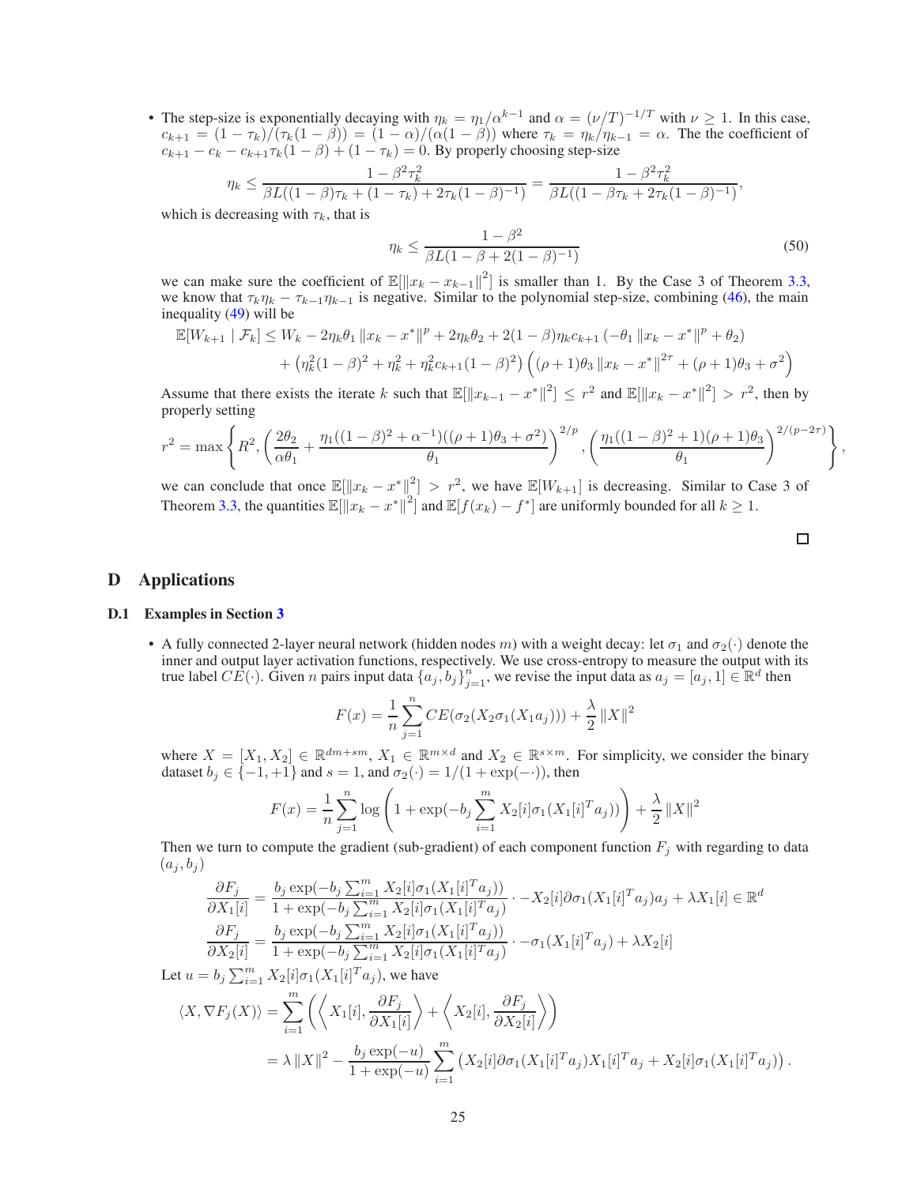- The step-size is exponentially decaying with $\eta_k = \eta_1/\alpha^{k-1}$ and $\alpha = (\nu/T)^{-1/T}$ with $\nu \geq 1$. In this case, $c_{k+1} = (1-\tau_k)/(\tau_k(1-\beta)) = (1-\alpha)/(\alpha(1-\beta))$ where $\tau_k = \eta_k/\eta_{k-1} = \alpha$. The the coefficient of $c_{k+1} - c_k - c_{k+1}\tau_k(1-\beta) + (1-\tau_k) = 0$. By properly choosing step-size

$$\eta_k \leq \frac{1-\beta^2\tau_k^2}{\beta L((1-\beta)\tau_k + (1-\tau_k) + 2\tau_k(1-\beta)^{-1})} = \frac{1-\beta^2\tau_k^2}{\beta L((1-\beta\tau_k + 2\tau_k(1-\beta)^{-1})},$$

which is decreasing with $\tau_k$, that is

$$\eta_k \leq \frac{1-\beta^2}{\beta L(1-\beta+2(1-\beta)^{-1})} \tag{50}$$

we can make sure the coefficient of $\mathbb{E}[\|x_k - x_{k-1}\|^2]$ is smaller than 1. By the Case 3 of Theorem 3.3, we know that $\tau_k\eta_k - \tau_{k-1}\eta_{k-1}$ is negative. Similar to the polynomial step-size, combining (46), the main inequality (49) will be

$$\begin{aligned}
\mathbb{E}[W_{k+1} \mid \mathcal{F}_k] &\leq W_k - 2\eta_k\theta_1 \|x_k - x^*\|^p + 2\eta_k\theta_2 + 2(1-\beta)\eta_k c_{k+1}\left(-\theta_1 \|x_k - x^*\|^p + \theta_2\right) \\
&\quad + \left(\eta_k^2(1-\beta)^2 + \eta_k^2 + \eta_k^2 c_{k+1}(1-\beta)^2\right)\left((\rho+1)\theta_3 \|x_k - x^*\|^{2\tau} + (\rho+1)\theta_3 + \sigma^2\right)
\end{aligned}$$

Assume that there exists the iterate $k$ such that $\mathbb{E}[\|x_{k-1} - x^*\|^2] \leq r^2$ and $\mathbb{E}[\|x_k - x^*\|^2] > r^2$, then by properly setting

$$r^2 = \max\left\{R^2, \left(\frac{2\theta_2}{\alpha\theta_1} + \frac{\eta_1((1-\beta)^2 + \alpha^{-1})((\rho+1)\theta_3 + \sigma^2)}{\theta_1}\right)^{2/p}, \left(\frac{\eta_1((1-\beta)^2+1)(\rho+1)\theta_3}{\theta_1}\right)^{2/(p-2\tau)}\right\},$$

we can conclude that once $\mathbb{E}[\|x_k - x^*\|^2] > r^2$, we have $\mathbb{E}[W_{k+1}]$ is decreasing. Similar to Case 3 of Theorem 3.3, the quantities $\mathbb{E}[\|x_k - x^*\|^2]$ and $\mathbb{E}[f(x_k) - f^*]$ are uniformly bounded for all $k \geq 1$.

□

# D Applications

## D.1 Examples in Section 3

- A fully connected 2-layer neural network (hidden nodes $m$) with a weight decay: let $\sigma_1$ and $\sigma_2(\cdot)$ denote the inner and output layer activation functions, respectively. We use cross-entropy to measure the output with its true label $CE(\cdot)$. Given $n$ pairs input data $\{a_j, b_j\}_{j=1}^n$, we revise the input data as $a_j = [a_j, 1] \in \mathbb{R}^d$ then

$$F(x) = \frac{1}{n}\sum_{j=1}^n CE(\sigma_2(X_2\sigma_1(X_1 a_j))) + \frac{\lambda}{2}\|X\|^2$$

where $X = [X_1, X_2] \in \mathbb{R}^{dm+sm}$, $X_1 \in \mathbb{R}^{m\times d}$ and $X_2 \in \mathbb{R}^{s\times m}$. For simplicity, we consider the binary dataset $b_j \in \{-1,+1\}$ and $s = 1$, and $\sigma_2(\cdot) = 1/(1+\exp(-\cdot))$, then

$$F(x) = \frac{1}{n}\sum_{j=1}^n \log\left(1 + \exp(-b_j\sum_{i=1}^m X_2[i]\sigma_1(X_1[i]^T a_j))\right) + \frac{\lambda}{2}\|X\|^2$$

Then we turn to compute the gradient (sub-gradient) of each component function $F_j$ with regarding to data $(a_j, b_j)$

$$\begin{aligned}
\frac{\partial F_j}{\partial X_1[i]} &= \frac{b_j\exp(-b_j\sum_{i=1}^m X_2[i]\sigma_1(X_1[i]^T a_j))}{1+\exp(-b_j\sum_{i=1}^m X_2[i]\sigma_1(X_1[i]^T a_j)} \cdot -X_2[i]\partial\sigma_1(X_1[i]^T a_j)a_j + \lambda X_1[i] \in \mathbb{R}^d \\
\frac{\partial F_j}{\partial X_2[i]} &= \frac{b_j\exp(-b_j\sum_{i=1}^m X_2[i]\sigma_1(X_1[i]^T a_j))}{1+\exp(-b_j\sum_{i=1}^m X_2[i]\sigma_1(X_1[i]^T a_j)} \cdot -\sigma_1(X_1[i]^T a_j) + \lambda X_2[i]
\end{aligned}$$

Let $u = b_j\sum_{i=1}^m X_2[i]\sigma_1(X_1[i]^T a_j)$, we have

$$\begin{aligned}
\langle X, \nabla F_j(X)\rangle &= \sum_{i=1}^m\left(\left\langle X_1[i], \frac{\partial F_j}{\partial X_1[i]}\right\rangle + \left\langle X_2[i], \frac{\partial F_j}{\partial X_2[i]}\right\rangle\right) \\
&= \lambda\|X\|^2 - \frac{b_j\exp(-u)}{1+\exp(-u)}\sum_{i=1}^m\left(X_2[i]\partial\sigma_1(X_1[i]^T a_j)X_1[i]^T a_j + X_2[i]\sigma_1(X_1[i]^T a_j)\right).
\end{aligned}$$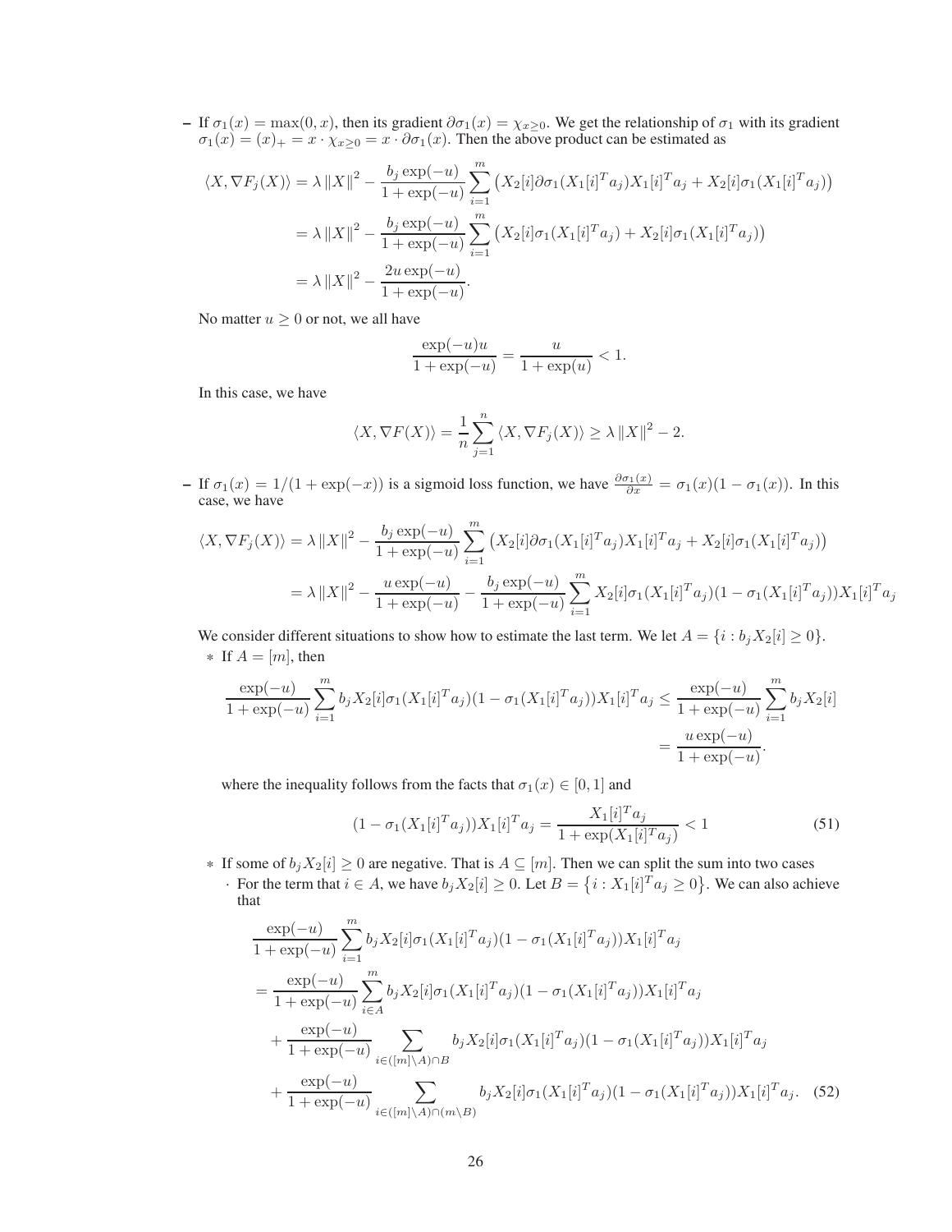- If $\sigma_1(x) = \max(0, x)$, then its gradient $\partial\sigma_1(x) = \chi_{x\geq 0}$. We get the relationship of $\sigma_1$ with its gradient $\sigma_1(x) = (x)_+ = x \cdot \chi_{x\geq 0} = x \cdot \partial\sigma_1(x)$. Then the above product can be estimated as

$$
\begin{aligned}
\langle X, \nabla F_j(X)\rangle &= \lambda \|X\|^2 - \frac{b_j \exp(-u)}{1+\exp(-u)} \sum_{i=1}^m \left(X_2[i]\partial\sigma_1(X_1[i]^T a_j) X_1[i]^T a_j + X_2[i]\sigma_1(X_1[i]^T a_j)\right) \\
&= \lambda \|X\|^2 - \frac{b_j \exp(-u)}{1+\exp(-u)} \sum_{i=1}^m \left(X_2[i]\sigma_1(X_1[i]^T a_j) + X_2[i]\sigma_1(X_1[i]^T a_j)\right) \\
&= \lambda \|X\|^2 - \frac{2u\exp(-u)}{1+\exp(-u)}.
\end{aligned}
$$

No matter $u \geq 0$ or not, we all have

$$
\frac{\exp(-u)u}{1+\exp(-u)} = \frac{u}{1+\exp(u)} < 1.
$$

In this case, we have

$$
\langle X, \nabla F(X)\rangle = \frac{1}{n}\sum_{j=1}^n \langle X, \nabla F_j(X)\rangle \geq \lambda \|X\|^2 - 2.
$$

- If $\sigma_1(x) = 1/(1+\exp(-x))$ is a sigmoid loss function, we have $\frac{\partial\sigma_1(x)}{\partial x} = \sigma_1(x)(1-\sigma_1(x))$. In this case, we have

$$
\begin{aligned}
\langle X, \nabla F_j(X)\rangle &= \lambda \|X\|^2 - \frac{b_j \exp(-u)}{1+\exp(-u)} \sum_{i=1}^m \left(X_2[i]\partial\sigma_1(X_1[i]^T a_j) X_1[i]^T a_j + X_2[i]\sigma_1(X_1[i]^T a_j)\right) \\
&= \lambda \|X\|^2 - \frac{u\exp(-u)}{1+\exp(-u)} - \frac{b_j \exp(-u)}{1+\exp(-u)} \sum_{i=1}^m X_2[i]\sigma_1(X_1[i]^T a_j)(1-\sigma_1(X_1[i]^T a_j)) X_1[i]^T a_j
\end{aligned}
$$

We consider different situations to show how to estimate the last term. We let $A = \{i : b_j X_2[i] \geq 0\}$.

* If $A = [m]$, then

$$
\begin{aligned}
\frac{\exp(-u)}{1+\exp(-u)} \sum_{i=1}^m b_j X_2[i]\sigma_1(X_1[i]^T a_j)(1-\sigma_1(X_1[i]^T a_j)) X_1[i]^T a_j &\leq \frac{\exp(-u)}{1+\exp(-u)} \sum_{i=1}^m b_j X_2[i] \\
&= \frac{u\exp(-u)}{1+\exp(-u)}.
\end{aligned}
$$

where the inequality follows from the facts that $\sigma_1(x) \in [0,1]$ and

$$
(1-\sigma_1(X_1[i]^T a_j)) X_1[i]^T a_j = \frac{X_1[i]^T a_j}{1+\exp(X_1[i]^T a_j)} < 1 \tag{51}
$$

* If some of $b_j X_2[i] \geq 0$ are negative. That is $A \subsetneq [m]$. Then we can split the sum into two cases
  - For the term that $i \in A$, we have $b_j X_2[i] \geq 0$. Let $B = \{i : X_1[i]^T a_j \geq 0\}$. We can also achieve that

$$
\begin{aligned}
&\frac{\exp(-u)}{1+\exp(-u)} \sum_{i=1}^m b_j X_2[i]\sigma_1(X_1[i]^T a_j)(1-\sigma_1(X_1[i]^T a_j)) X_1[i]^T a_j \\
&= \frac{\exp(-u)}{1+\exp(-u)} \sum_{i\in A} b_j X_2[i]\sigma_1(X_1[i]^T a_j)(1-\sigma_1(X_1[i]^T a_j)) X_1[i]^T a_j \\
&\quad + \frac{\exp(-u)}{1+\exp(-u)} \sum_{i\in([m]\setminus A)\cap B} b_j X_2[i]\sigma_1(X_1[i]^T a_j)(1-\sigma_1(X_1[i]^T a_j)) X_1[i]^T a_j \\
&\quad + \frac{\exp(-u)}{1+\exp(-u)} \sum_{i\in([m]\setminus A)\cap(m\setminus B)} b_j X_2[i]\sigma_1(X_1[i]^T a_j)(1-\sigma_1(X_1[i]^T a_j)) X_1[i]^T a_j.
\end{aligned} \tag{52}
$$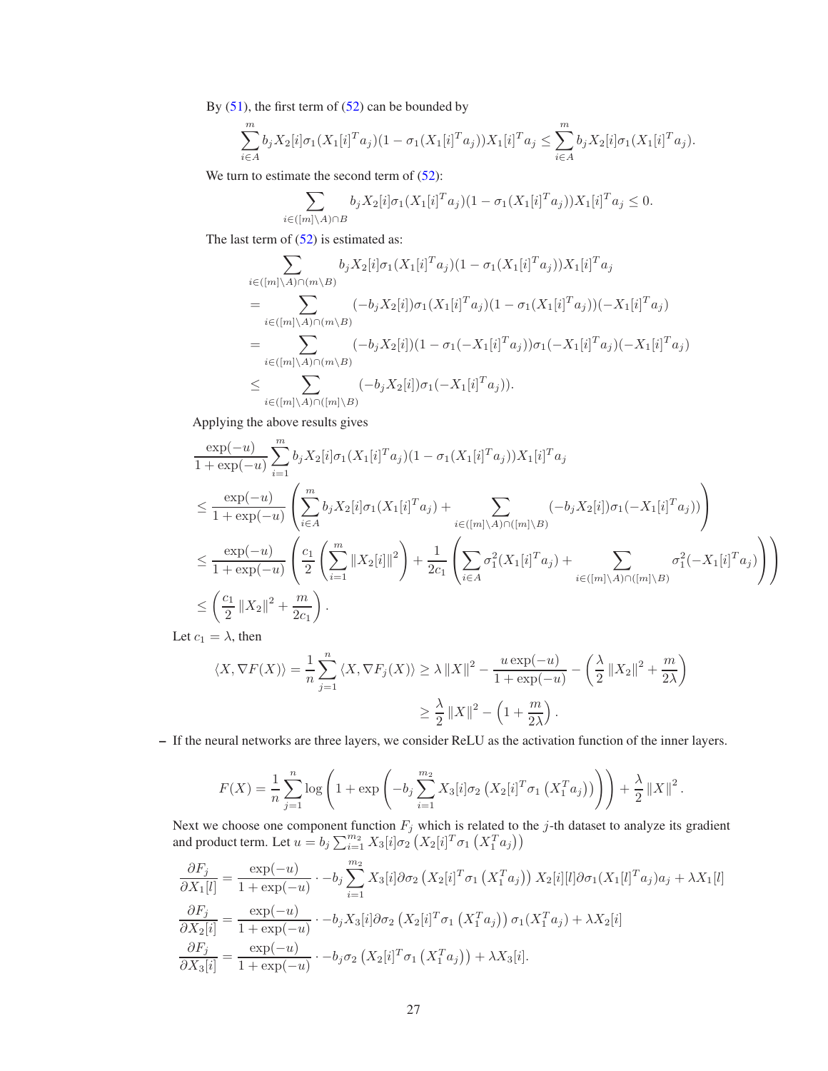By (51), the first term of (52) can be bounded by

$$\sum_{i\in A}^{m} b_j X_2[i]\sigma_1(X_1[i]^T a_j)(1-\sigma_1(X_1[i]^T a_j))X_1[i]^T a_j \leq \sum_{i\in A}^{m} b_j X_2[i]\sigma_1(X_1[i]^T a_j).$$

We turn to estimate the second term of (52):

$$\sum_{i\in([m]\setminus A)\cap B} b_j X_2[i]\sigma_1(X_1[i]^T a_j)(1-\sigma_1(X_1[i]^T a_j))X_1[i]^T a_j \leq 0.$$

The last term of (52) is estimated as:

$$\begin{aligned}
&\sum_{i\in([m]\setminus A)\cap(m\setminus B)} b_j X_2[i]\sigma_1(X_1[i]^T a_j)(1-\sigma_1(X_1[i]^T a_j))X_1[i]^T a_j \\
&= \sum_{i\in([m]\setminus A)\cap(m\setminus B)} (-b_j X_2[i])\sigma_1(X_1[i]^T a_j)(1-\sigma_1(X_1[i]^T a_j))(-X_1[i]^T a_j) \\
&= \sum_{i\in([m]\setminus A)\cap(m\setminus B)} (-b_j X_2[i])(1-\sigma_1(-X_1[i]^T a_j))\sigma_1(-X_1[i]^T a_j)(-X_1[i]^T a_j) \\
&\leq \sum_{i\in([m]\setminus A)\cap([m]\setminus B)} (-b_j X_2[i])\sigma_1(-X_1[i]^T a_j)).
\end{aligned}$$

Applying the above results gives

$$\begin{aligned}
&\frac{\exp(-u)}{1+\exp(-u)}\sum_{i=1}^{m} b_j X_2[i]\sigma_1(X_1[i]^T a_j)(1-\sigma_1(X_1[i]^T a_j))X_1[i]^T a_j \\
&\leq \frac{\exp(-u)}{1+\exp(-u)}\left(\sum_{i\in A}^{m} b_j X_2[i]\sigma_1(X_1[i]^T a_j) + \sum_{i\in([m]\setminus A)\cap([m]\setminus B)} (-b_j X_2[i])\sigma_1(-X_1[i]^T a_j))\right) \\
&\leq \frac{\exp(-u)}{1+\exp(-u)}\left(\frac{c_1}{2}\left(\sum_{i=1}^{m}\|X_2[i]\|^2\right) + \frac{1}{2c_1}\left(\sum_{i\in A}\sigma_1^2(X_1[i]^T a_j) + \sum_{i\in([m]\setminus A)\cap([m]\setminus B)}\sigma_1^2(-X_1[i]^T a_j)\right)\right) \\
&\leq \left(\frac{c_1}{2}\|X_2\|^2 + \frac{m}{2c_1}\right).
\end{aligned}$$

Let $c_1 = \lambda$, then

$$\begin{aligned}
\langle X, \nabla F(X)\rangle = \frac{1}{n}\sum_{j=1}^{n}\langle X, \nabla F_j(X)\rangle &\geq \lambda\|X\|^2 - \frac{u\exp(-u)}{1+\exp(-u)} - \left(\frac{\lambda}{2}\|X_2\|^2 + \frac{m}{2\lambda}\right) \\
&\geq \frac{\lambda}{2}\|X\|^2 - \left(1+\frac{m}{2\lambda}\right).
\end{aligned}$$

– If the neural networks are three layers, we consider ReLU as the activation function of the inner layers.

$$F(X) = \frac{1}{n}\sum_{j=1}^{n}\log\left(1+\exp\left(-b_j\sum_{i=1}^{m_2} X_3[i]\sigma_2\left(X_2[i]^T\sigma_1\left(X_1^T a_j\right)\right)\right)\right) + \frac{\lambda}{2}\|X\|^2.$$

Next we choose one component function $F_j$ which is related to the $j$-th dataset to analyze its gradient and product term. Let $u = b_j\sum_{i=1}^{m_2} X_3[i]\sigma_2\left(X_2[i]^T\sigma_1\left(X_1^T a_j\right)\right)$

$$\begin{aligned}
\frac{\partial F_j}{\partial X_1[l]} &= \frac{\exp(-u)}{1+\exp(-u)}\cdot -b_j\sum_{i=1}^{m_2} X_3[i]\partial\sigma_2\left(X_2[i]^T\sigma_1\left(X_1^T a_j\right)\right)X_2[i][l]\partial\sigma_1(X_1[l]^T a_j)a_j + \lambda X_1[l] \\
\frac{\partial F_j}{\partial X_2[i]} &= \frac{\exp(-u)}{1+\exp(-u)}\cdot -b_j X_3[i]\partial\sigma_2\left(X_2[i]^T\sigma_1\left(X_1^T a_j\right)\right)\sigma_1(X_1^T a_j) + \lambda X_2[i] \\
\frac{\partial F_j}{\partial X_3[i]} &= \frac{\exp(-u)}{1+\exp(-u)}\cdot -b_j\sigma_2\left(X_2[i]^T\sigma_1\left(X_1^T a_j\right)\right) + \lambda X_3[i].
\end{aligned}$$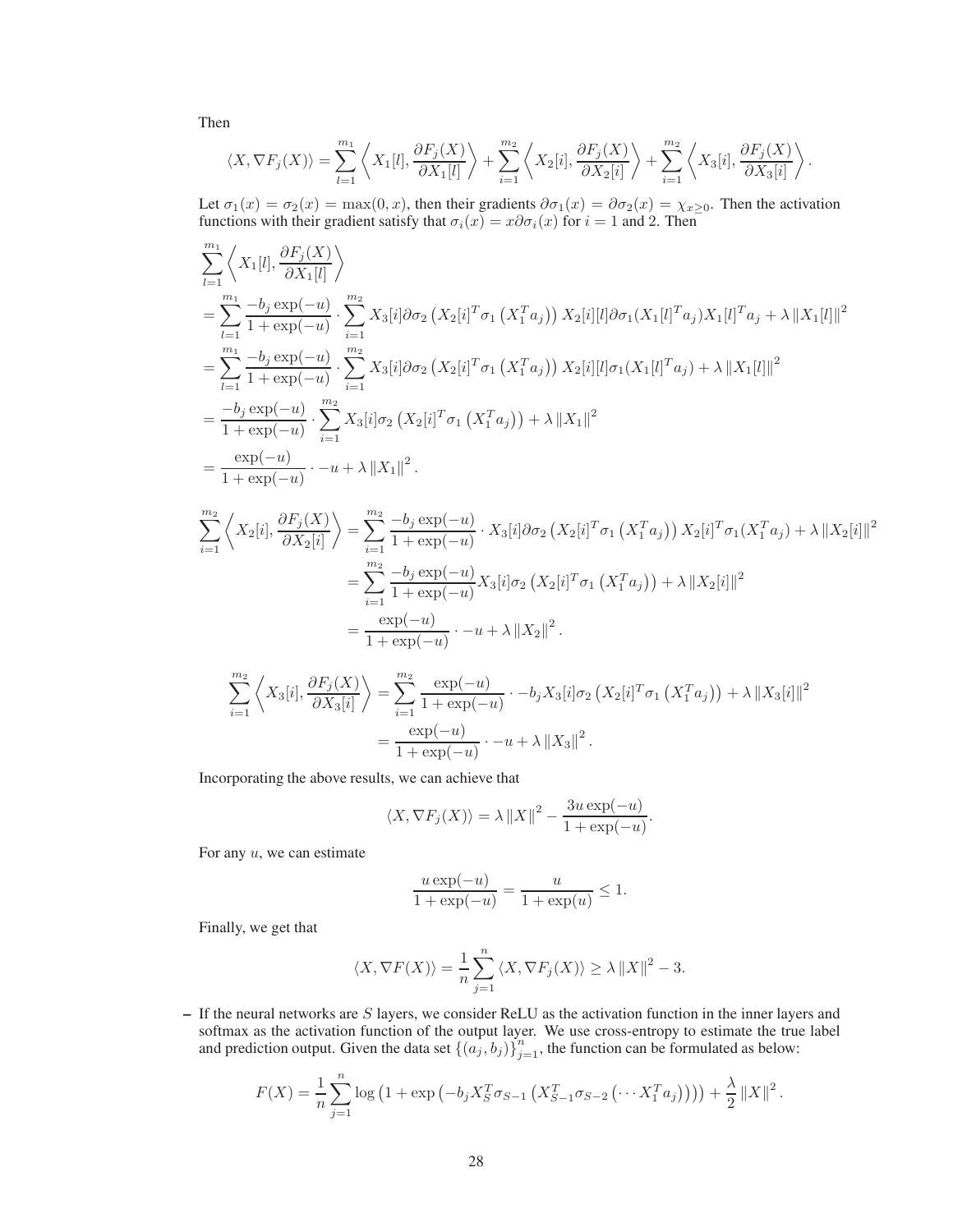Then

$$\langle X, \nabla F_j(X) \rangle = \sum_{l=1}^{m_1} \left\langle X_1[l], \frac{\partial F_j(X)}{\partial X_1[l]} \right\rangle + \sum_{i=1}^{m_2} \left\langle X_2[i], \frac{\partial F_j(X)}{\partial X_2[i]} \right\rangle + \sum_{i=1}^{m_2} \left\langle X_3[i], \frac{\partial F_j(X)}{\partial X_3[i]} \right\rangle.$$

Let $\sigma_1(x) = \sigma_2(x) = \max(0, x)$, then their gradients $\partial \sigma_1(x) = \partial \sigma_2(x) = \chi_{x \geq 0}$. Then the activation functions with their gradient satisfy that $\sigma_i(x) = x \partial \sigma_i(x)$ for $i = 1$ and 2. Then

$$\begin{aligned}
&\sum_{l=1}^{m_1} \left\langle X_1[l], \frac{\partial F_j(X)}{\partial X_1[l]} \right\rangle \\
&= \sum_{l=1}^{m_1} \frac{-b_j \exp(-u)}{1 + \exp(-u)} \cdot \sum_{i=1}^{m_2} X_3[i] \partial \sigma_2 \left( X_2[i]^T \sigma_1 \left( X_1^T a_j \right) \right) X_2[i][l] \partial \sigma_1 (X_1[l]^T a_j) X_1[l]^T a_j + \lambda \left\| X_1[l] \right\|^2 \\
&= \sum_{l=1}^{m_1} \frac{-b_j \exp(-u)}{1 + \exp(-u)} \cdot \sum_{i=1}^{m_2} X_3[i] \partial \sigma_2 \left( X_2[i]^T \sigma_1 \left( X_1^T a_j \right) \right) X_2[i][l] \sigma_1 (X_1[l]^T a_j) + \lambda \left\| X_1[l] \right\|^2 \\
&= \frac{-b_j \exp(-u)}{1 + \exp(-u)} \cdot \sum_{i=1}^{m_2} X_3[i] \sigma_2 \left( X_2[i]^T \sigma_1 \left( X_1^T a_j \right) \right) + \lambda \left\| X_1 \right\|^2 \\
&= \frac{\exp(-u)}{1 + \exp(-u)} \cdot -u + \lambda \left\| X_1 \right\|^2.
\end{aligned}$$

$$\begin{aligned}
\sum_{i=1}^{m_2} \left\langle X_2[i], \frac{\partial F_j(X)}{\partial X_2[i]} \right\rangle &= \sum_{i=1}^{m_2} \frac{-b_j \exp(-u)}{1 + \exp(-u)} \cdot X_3[i] \partial \sigma_2 \left( X_2[i]^T \sigma_1 \left( X_1^T a_j \right) \right) X_2[i]^T \sigma_1 (X_1^T a_j) + \lambda \left\| X_2[i] \right\|^2 \\
&= \sum_{i=1}^{m_2} \frac{-b_j \exp(-u)}{1 + \exp(-u)} X_3[i] \sigma_2 \left( X_2[i]^T \sigma_1 \left( X_1^T a_j \right) \right) + \lambda \left\| X_2[i] \right\|^2 \\
&= \frac{\exp(-u)}{1 + \exp(-u)} \cdot -u + \lambda \left\| X_2 \right\|^2.
\end{aligned}$$

$$\begin{aligned}
\sum_{i=1}^{m_2} \left\langle X_3[i], \frac{\partial F_j(X)}{\partial X_3[i]} \right\rangle &= \sum_{i=1}^{m_2} \frac{\exp(-u)}{1 + \exp(-u)} \cdot -b_j X_3[i] \sigma_2 \left( X_2[i]^T \sigma_1 \left( X_1^T a_j \right) \right) + \lambda \left\| X_3[i] \right\|^2 \\
&= \frac{\exp(-u)}{1 + \exp(-u)} \cdot -u + \lambda \left\| X_3 \right\|^2.
\end{aligned}$$

Incorporating the above results, we can achieve that

$$\langle X, \nabla F_j(X) \rangle = \lambda \left\| X \right\|^2 - \frac{3u \exp(-u)}{1 + \exp(-u)}.$$

For any $u$, we can estimate

$$\frac{u \exp(-u)}{1 + \exp(-u)} = \frac{u}{1 + \exp(u)} \leq 1.$$

Finally, we get that

$$\langle X, \nabla F(X) \rangle = \frac{1}{n} \sum_{j=1}^{n} \langle X, \nabla F_j(X) \rangle \geq \lambda \left\| X \right\|^2 - 3.$$

– If the neural networks are $S$ layers, we consider ReLU as the activation function in the inner layers and softmax as the activation function of the output layer. We use cross-entropy to estimate the true label and prediction output. Given the data set $\{(a_j, b_j)\}_{j=1}^{n}$, the function can be formulated as below:

$$F(X) = \frac{1}{n} \sum_{j=1}^{n} \log \left( 1 + \exp \left( -b_j X_S^T \sigma_{S-1} \left( X_{S-1}^T \sigma_{S-2} \left( \cdots X_1^T a_j \right) \right) \right) \right) + \frac{\lambda}{2} \left\| X \right\|^2.$$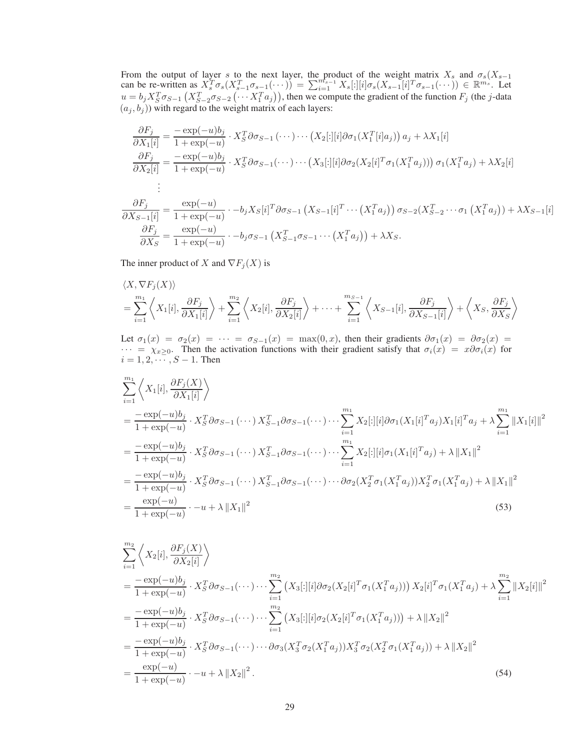From the output of layer $s$ to the next layer, the product of the weight matrix $X_s$ and $\sigma_s(X_{s-1}$ can be re-written as $X_s^T\sigma_s(X_{s-1}^T\sigma_{s-1}(\cdots)) = \sum_{i=1}^{m_{s-1}} X_s[:][i]\sigma_s(X_{s-1}[i]^T\sigma_{s-1}(\cdots)) \in \mathbb{R}^{m_s}$. Let $u = b_j X_S^T \sigma_{S-1}\left(X_{S-2}^T\sigma_{S-2}\left(\cdots X_1^T a_j\right)\right)$, then we compute the gradient of the function $F_j$ (the $j$-data $(a_j, b_j)$) with regard to the weight matrix of each layers:

$$
\begin{aligned}
\frac{\partial F_j}{\partial X_1[i]} &= \frac{-\exp(-u)b_j}{1+\exp(-u)} \cdot X_S^T \partial\sigma_{S-1}\left(\cdots\right)\cdots\left(X_2[:][i]\partial\sigma_1(X_1^T[i]a_j)\right)a_j + \lambda X_1[i] \\
\frac{\partial F_j}{\partial X_2[i]} &= \frac{-\exp(-u)b_j}{1+\exp(-u)} \cdot X_S^T \partial\sigma_{S-1}(\cdots)\cdots\left(X_3[:][i]\partial\sigma_2(X_2[i]^T\sigma_1(X_1^T a_j))\right)\sigma_1(X_1^T a_j) + \lambda X_2[i] \\
&\vdots \\
\frac{\partial F_j}{\partial X_{S-1}[i]} &= \frac{\exp(-u)}{1+\exp(-u)} \cdot -b_j X_S[i]^T \partial\sigma_{S-1}\left(X_{S-1}[i]^T\cdots\left(X_1^T a_j\right)\right)\sigma_{S-2}(X_{S-2}^T\cdots\sigma_1\left(X_1^T a_j\right)) + \lambda X_{S-1}[i] \\
\frac{\partial F_j}{\partial X_S} &= \frac{\exp(-u)}{1+\exp(-u)} \cdot -b_j\sigma_{S-1}\left(X_{S-1}^T\sigma_{S-1}\cdots\left(X_1^T a_j\right)\right) + \lambda X_S.
\end{aligned}
$$

The inner product of $X$ and $\nabla F_j(X)$ is

$$
\begin{aligned}
&\langle X, \nabla F_j(X)\rangle \\
&= \sum_{i=1}^{m_1}\left\langle X_1[i], \frac{\partial F_j}{\partial X_1[i]}\right\rangle + \sum_{i=1}^{m_2}\left\langle X_2[i], \frac{\partial F_j}{\partial X_2[i]}\right\rangle + \cdots + \sum_{i=1}^{m_{S-1}}\left\langle X_{S-1}[i], \frac{\partial F_j}{\partial X_{S-1}[i]}\right\rangle + \left\langle X_S, \frac{\partial F_j}{\partial X_S}\right\rangle
\end{aligned}
$$

Let $\sigma_1(x) = \sigma_2(x) = \cdots = \sigma_{S-1}(x) = \max(0, x)$, then their gradients $\partial\sigma_1(x) = \partial\sigma_2(x) = \cdots = \chi_{x\geq 0}$. Then the activation functions with their gradient satisfy that $\sigma_i(x) = x\partial\sigma_i(x)$ for $i = 1, 2, \cdots, S-1$. Then

$$
\begin{aligned}
&\sum_{i=1}^{m_1}\left\langle X_1[i], \frac{\partial F_j(X)}{\partial X_1[i]}\right\rangle \\
&= \frac{-\exp(-u)b_j}{1+\exp(-u)} \cdot X_S^T\partial\sigma_{S-1}\left(\cdots\right)X_{S-1}^T\partial\sigma_{S-1}(\cdots)\cdots\sum_{i=1}^{m_1} X_2[:][i]\partial\sigma_1(X_1[i]^T a_j)X_1[i]^T a_j + \lambda\sum_{i=1}^{m_1}\left\|X_1[i]\right\|^2 \\
&= \frac{-\exp(-u)b_j}{1+\exp(-u)} \cdot X_S^T\partial\sigma_{S-1}\left(\cdots\right)X_{S-1}^T\partial\sigma_{S-1}(\cdots)\cdots\sum_{i=1}^{m_1} X_2[:][i]\sigma_1(X_1[i]^T a_j) + \lambda\left\|X_1\right\|^2 \\
&= \frac{-\exp(-u)b_j}{1+\exp(-u)} \cdot X_S^T\partial\sigma_{S-1}\left(\cdots\right)X_{S-1}^T\partial\sigma_{S-1}(\cdots)\cdots\partial\sigma_2(X_2^T\sigma_1(X_1^T a_j))X_2^T\sigma_1(X_1^T a_j) + \lambda\left\|X_1\right\|^2 \\
&= \frac{\exp(-u)}{1+\exp(-u)} \cdot -u + \lambda\left\|X_1\right\|^2 
\end{aligned} \tag{53}
$$

$$
\begin{aligned}
&\sum_{i=1}^{m_2}\left\langle X_2[i], \frac{\partial F_j(X)}{\partial X_2[i]}\right\rangle \\
&= \frac{-\exp(-u)b_j}{1+\exp(-u)} \cdot X_S^T\partial\sigma_{S-1}(\cdots)\cdots\sum_{i=1}^{m_2}\left(X_3[:][i]\partial\sigma_2(X_2[i]^T\sigma_1(X_1^T a_j))\right)X_2[i]^T\sigma_1(X_1^T a_j) + \lambda\sum_{i=1}^{m_2}\left\|X_2[i]\right\|^2 \\
&= \frac{-\exp(-u)b_j}{1+\exp(-u)} \cdot X_S^T\partial\sigma_{S-1}(\cdots)\cdots\sum_{i=1}^{m_2}\left(X_3[:][i]\sigma_2(X_2[i]^T\sigma_1(X_1^T a_j))\right) + \lambda\left\|X_2\right\|^2 \\
&= \frac{-\exp(-u)b_j}{1+\exp(-u)} \cdot X_S^T\partial\sigma_{S-1}(\cdots)\cdots\partial\sigma_3(X_3^T\sigma_2(X_1^T a_j))X_3^T\sigma_2(X_2^T\sigma_1(X_1^T a_j)) + \lambda\left\|X_2\right\|^2 \\
&= \frac{\exp(-u)}{1+\exp(-u)} \cdot -u + \lambda\left\|X_2\right\|^2.
\end{aligned} \tag{54}
$$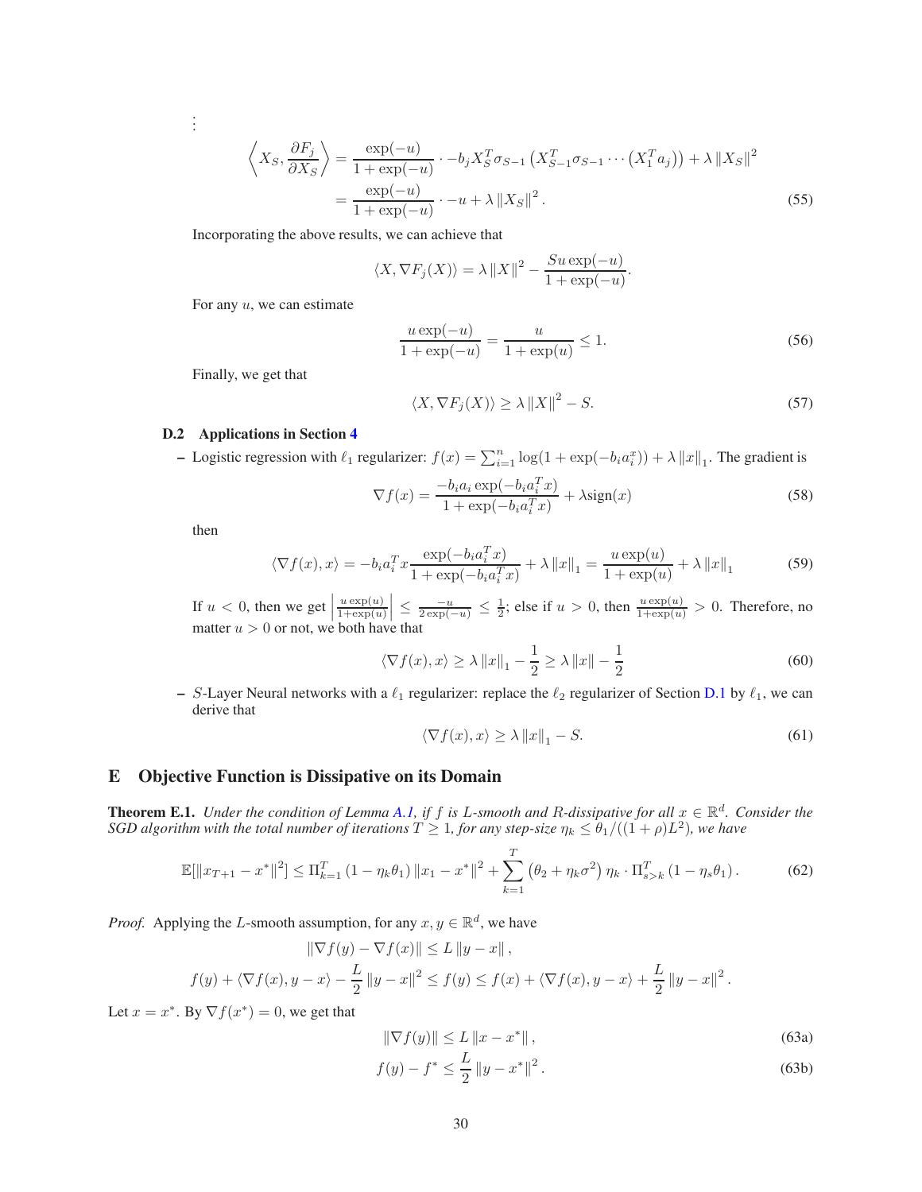$$\vdots$$

$$\begin{aligned}
\left\langle X_S, \frac{\partial F_j}{\partial X_S} \right\rangle &= \frac{\exp(-u)}{1+\exp(-u)} \cdot -b_j X_S^T \sigma_{S-1}\left(X_{S-1}^T \sigma_{S-1} \cdots \left(X_1^T a_j\right)\right) + \lambda \left\| X_S \right\|^2 \\
&= \frac{\exp(-u)}{1+\exp(-u)} \cdot -u + \lambda \left\| X_S \right\|^2 .
\end{aligned} \tag{55}$$

Incorporating the above results, we can achieve that

$$\langle X, \nabla F_j(X) \rangle = \lambda \left\| X \right\|^2 - \frac{S u \exp(-u)}{1+\exp(-u)}.$$

For any $u$, we can estimate

$$\frac{u \exp(-u)}{1+\exp(-u)} = \frac{u}{1+\exp(u)} \leq 1. \tag{56}$$

Finally, we get that

$$\langle X, \nabla F_j(X) \rangle \geq \lambda \left\| X \right\|^2 - S. \tag{57}$$

### D.2 Applications in Section 4

– Logistic regression with $\ell_1$ regularizer: $f(x) = \sum_{i=1}^n \log(1+\exp(-b_i a_i^x)) + \lambda \left\| x \right\|_1$. The gradient is

$$\nabla f(x) = \frac{-b_i a_i \exp(-b_i a_i^T x)}{1+\exp(-b_i a_i^T x)} + \lambda \mathrm{sign}(x) \tag{58}$$

then

$$\langle \nabla f(x), x \rangle = -b_i a_i^T x \frac{\exp(-b_i a_i^T x)}{1+\exp(-b_i a_i^T x)} + \lambda \left\| x \right\|_1 = \frac{u \exp(u)}{1+\exp(u)} + \lambda \left\| x \right\|_1 \tag{59}$$

If $u < 0$, then we get $\left| \frac{u \exp(u)}{1+\exp(u)} \right| \leq \frac{-u}{2\exp(-u)} \leq \frac{1}{2}$; else if $u > 0$, then $\frac{u \exp(u)}{1+\exp(u)} > 0$. Therefore, no matter $u > 0$ or not, we both have that

$$\langle \nabla f(x), x \rangle \geq \lambda \left\| x \right\|_1 - \frac{1}{2} \geq \lambda \left\| x \right\| - \frac{1}{2} \tag{60}$$

– $S$-Layer Neural networks with a $\ell_1$ regularizer: replace the $\ell_2$ regularizer of Section D.1 by $\ell_1$, we can derive that

$$\langle \nabla f(x), x \rangle \geq \lambda \left\| x \right\|_1 - S. \tag{61}$$

## E Objective Function is Dissipative on its Domain

**Theorem E.1.** *Under the condition of Lemma A.1, if $f$ is $L$-smooth and $R$-dissipative for all $x \in \mathbb{R}^d$. Consider the SGD algorithm with the total number of iterations $T \geq 1$, for any step-size $\eta_k \leq \theta_1/((1+\rho)L^2)$, we have*

$$\mathbb{E}[\left\| x_{T+1} - x^* \right\|^2] \leq \Pi_{k=1}^T \left(1 - \eta_k \theta_1\right) \left\| x_1 - x^* \right\|^2 + \sum_{k=1}^T \left(\theta_2 + \eta_k \sigma^2\right) \eta_k \cdot \Pi_{s>k}^T \left(1 - \eta_s \theta_1\right). \tag{62}$$

*Proof.* Applying the $L$-smooth assumption, for any $x, y \in \mathbb{R}^d$, we have

$$\begin{aligned}
&\left\| \nabla f(y) - \nabla f(x) \right\| \leq L \left\| y - x \right\|, \\
f(y) + \langle \nabla f(x), y - x \rangle - \frac{L}{2} &\left\| y - x \right\|^2 \leq f(y) \leq f(x) + \langle \nabla f(x), y - x \rangle + \frac{L}{2} \left\| y - x \right\|^2 .
\end{aligned}$$

Let $x = x^*$. By $\nabla f(x^*) = 0$, we get that

$$\left\| \nabla f(y) \right\| \leq L \left\| x - x^* \right\|, \tag{63a}$$

$$f(y) - f^* \leq \frac{L}{2} \left\| y - x^* \right\|^2 . \tag{63b}$$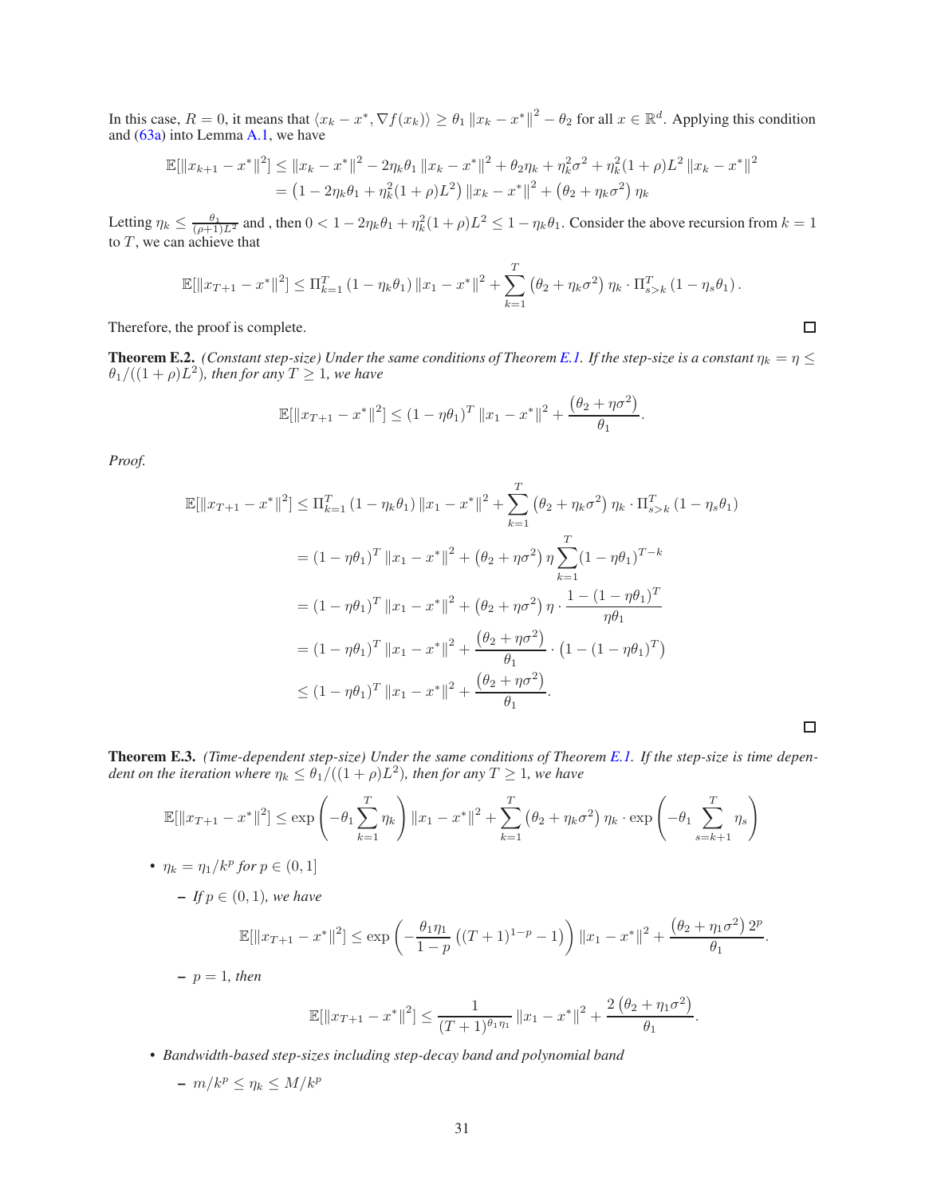In this case, $R = 0$, it means that $\langle x_k - x^*, \nabla f(x_k) \rangle \geq \theta_1 \|x_k - x^*\|^2 - \theta_2$ for all $x \in \mathbb{R}^d$. Applying this condition and (63a) into Lemma A.1, we have

$$
\begin{aligned}
\mathbb{E}[\|x_{k+1} - x^*\|^2] &\leq \|x_k - x^*\|^2 - 2\eta_k \theta_1 \|x_k - x^*\|^2 + \theta_2 \eta_k + \eta_k^2 \sigma^2 + \eta_k^2 (1+\rho) L^2 \|x_k - x^*\|^2 \\
&= \left(1 - 2\eta_k \theta_1 + \eta_k^2 (1+\rho) L^2\right) \|x_k - x^*\|^2 + \left(\theta_2 + \eta_k \sigma^2\right) \eta_k
\end{aligned}
$$

Letting $\eta_k \leq \frac{\theta_1}{(\rho+1)L^2}$ and , then $0 < 1 - 2\eta_k\theta_1 + \eta_k^2(1+\rho)L^2 \leq 1 - \eta_k \theta_1$. Consider the above recursion from $k = 1$ to $T$, we can achieve that

$$
\mathbb{E}[\|x_{T+1} - x^*\|^2] \leq \Pi_{k=1}^T \left(1 - \eta_k \theta_1\right) \|x_1 - x^*\|^2 + \sum_{k=1}^T \left(\theta_2 + \eta_k \sigma^2\right) \eta_k \cdot \Pi_{s>k}^T \left(1 - \eta_s \theta_1\right).
$$

Therefore, the proof is complete. □

**Theorem E.2.** *(Constant step-size) Under the same conditions of Theorem E.1. If the step-size is a constant $\eta_k = \eta \leq \theta_1/((1+\rho)L^2)$, then for any $T \geq 1$, we have*

$$
\mathbb{E}[\|x_{T+1} - x^*\|^2] \leq (1 - \eta\theta_1)^T \|x_1 - x^*\|^2 + \frac{\left(\theta_2 + \eta\sigma^2\right)}{\theta_1}.
$$

*Proof.*

$$
\begin{aligned}
\mathbb{E}[\|x_{T+1} - x^*\|^2] &\leq \Pi_{k=1}^T \left(1 - \eta_k \theta_1\right) \|x_1 - x^*\|^2 + \sum_{k=1}^T \left(\theta_2 + \eta_k \sigma^2\right) \eta_k \cdot \Pi_{s>k}^T \left(1 - \eta_s \theta_1\right) \\
&= (1 - \eta\theta_1)^T \|x_1 - x^*\|^2 + \left(\theta_2 + \eta\sigma^2\right) \eta \sum_{k=1}^T (1 - \eta\theta_1)^{T-k} \\
&= (1 - \eta\theta_1)^T \|x_1 - x^*\|^2 + \left(\theta_2 + \eta\sigma^2\right) \eta \cdot \frac{1 - (1 - \eta\theta_1)^T}{\eta\theta_1} \\
&= (1 - \eta\theta_1)^T \|x_1 - x^*\|^2 + \frac{\left(\theta_2 + \eta\sigma^2\right)}{\theta_1} \cdot \left(1 - (1 - \eta\theta_1)^T\right) \\
&\leq (1 - \eta\theta_1)^T \|x_1 - x^*\|^2 + \frac{\left(\theta_2 + \eta\sigma^2\right)}{\theta_1}.
\end{aligned}
$$

□

**Theorem E.3.** *(Time-dependent step-size) Under the same conditions of Theorem E.1. If the step-size is time dependent on the iteration where $\eta_k \leq \theta_1/((1+\rho)L^2)$, then for any $T \geq 1$, we have*

$$
\mathbb{E}[\|x_{T+1} - x^*\|^2] \leq \exp\left(-\theta_1 \sum_{k=1}^T \eta_k\right) \|x_1 - x^*\|^2 + \sum_{k=1}^T \left(\theta_2 + \eta_k \sigma^2\right) \eta_k \cdot \exp\left(-\theta_1 \sum_{s=k+1}^T \eta_s\right)
$$

- $\eta_k = \eta_1/k^p$ *for $p \in (0, 1]$*
  - *If $p \in (0, 1)$, we have*

$$
\mathbb{E}[\|x_{T+1} - x^*\|^2] \leq \exp\left(-\frac{\theta_1 \eta_1}{1-p}\left((T+1)^{1-p} - 1\right)\right) \|x_1 - x^*\|^2 + \frac{\left(\theta_2 + \eta_1 \sigma^2\right) 2^p}{\theta_1}.
$$

  - *$p = 1$, then*

$$
\mathbb{E}[\|x_{T+1} - x^*\|^2] \leq \frac{1}{(T+1)^{\theta_1 \eta_1}} \|x_1 - x^*\|^2 + \frac{2\left(\theta_2 + \eta_1 \sigma^2\right)}{\theta_1}.
$$

- *Bandwidth-based step-sizes including step-decay band and polynomial band*
  - *$m/k^p \leq \eta_k \leq M/k^p$*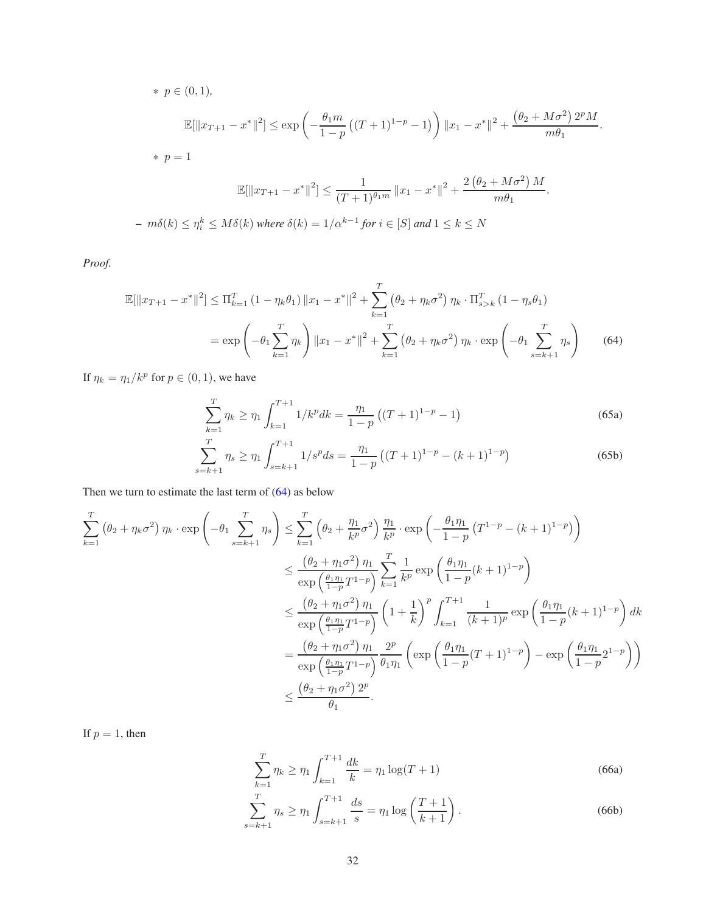* $p \in (0,1)$,

$$\mathbb{E}[\|x_{T+1} - x^*\|^2] \leq \exp\left(-\frac{\theta_1 m}{1-p}\left((T+1)^{1-p} - 1\right)\right)\|x_1 - x^*\|^2 + \frac{\left(\theta_2 + M\sigma^2\right)2^p M}{m\theta_1}.$$

* $p = 1$

$$\mathbb{E}[\|x_{T+1} - x^*\|^2] \leq \frac{1}{(T+1)^{\theta_1 m}}\|x_1 - x^*\|^2 + \frac{2\left(\theta_2 + M\sigma^2\right)M}{m\theta_1}.$$

– $m\delta(k) \leq \eta_i^k \leq M\delta(k)$ *where* $\delta(k) = 1/\alpha^{k-1}$ *for* $i \in [S]$ *and* $1 \leq k \leq N$

*Proof.*

$$\begin{aligned}
\mathbb{E}[\|x_{T+1} - x^*\|^2] &\leq \Pi_{k=1}^T\left(1 - \eta_k\theta_1\right)\|x_1 - x^*\|^2 + \sum_{k=1}^T\left(\theta_2 + \eta_k\sigma^2\right)\eta_k \cdot \Pi_{s>k}^T\left(1 - \eta_s\theta_1\right) \\
&= \exp\left(-\theta_1\sum_{k=1}^T\eta_k\right)\|x_1 - x^*\|^2 + \sum_{k=1}^T\left(\theta_2 + \eta_k\sigma^2\right)\eta_k \cdot \exp\left(-\theta_1\sum_{s=k+1}^T\eta_s\right) \qquad (64)
\end{aligned}$$

If $\eta_k = \eta_1/k^p$ for $p \in (0,1)$, we have

$$\sum_{k=1}^T\eta_k \geq \eta_1\int_{k=1}^{T+1}1/k^p dk = \frac{\eta_1}{1-p}\left((T+1)^{1-p} - 1\right) \qquad (65a)$$

$$\sum_{s=k+1}^T\eta_s \geq \eta_1\int_{s=k+1}^{T+1}1/s^p ds = \frac{\eta_1}{1-p}\left((T+1)^{1-p} - (k+1)^{1-p}\right) \qquad (65b)$$

Then we turn to estimate the last term of (64) as below

$$\begin{aligned}
\sum_{k=1}^T\left(\theta_2 + \eta_k\sigma^2\right)\eta_k \cdot \exp\left(-\theta_1\sum_{s=k+1}^T\eta_s\right) &\leq \sum_{k=1}^T\left(\theta_2 + \frac{\eta_1}{k^p}\sigma^2\right)\frac{\eta_1}{k^p} \cdot \exp\left(-\frac{\theta_1\eta_1}{1-p}\left(T^{1-p} - (k+1)^{1-p}\right)\right) \\
&\leq \frac{\left(\theta_2 + \eta_1\sigma^2\right)\eta_1}{\exp\left(\frac{\theta_1\eta_1}{1-p}T^{1-p}\right)}\sum_{k=1}^T\frac{1}{k^p}\exp\left(\frac{\theta_1\eta_1}{1-p}(k+1)^{1-p}\right) \\
&\leq \frac{\left(\theta_2 + \eta_1\sigma^2\right)\eta_1}{\exp\left(\frac{\theta_1\eta_1}{1-p}T^{1-p}\right)}\left(1 + \frac{1}{k}\right)^p\int_{k=1}^{T+1}\frac{1}{(k+1)^p}\exp\left(\frac{\theta_1\eta_1}{1-p}(k+1)^{1-p}\right)dk \\
&= \frac{\left(\theta_2 + \eta_1\sigma^2\right)\eta_1}{\exp\left(\frac{\theta_1\eta_1}{1-p}T^{1-p}\right)}\frac{2^p}{\theta_1\eta_1}\left(\exp\left(\frac{\theta_1\eta_1}{1-p}(T+1)^{1-p}\right) - \exp\left(\frac{\theta_1\eta_1}{1-p}2^{1-p}\right)\right) \\
&\leq \frac{\left(\theta_2 + \eta_1\sigma^2\right)2^p}{\theta_1}.
\end{aligned}$$

If $p = 1$, then

$$\sum_{k=1}^T\eta_k \geq \eta_1\int_{k=1}^{T+1}\frac{dk}{k} = \eta_1\log(T+1) \qquad (66a)$$

$$\sum_{s=k+1}^T\eta_s \geq \eta_1\int_{s=k+1}^{T+1}\frac{ds}{s} = \eta_1\log\left(\frac{T+1}{k+1}\right). \qquad (66b)$$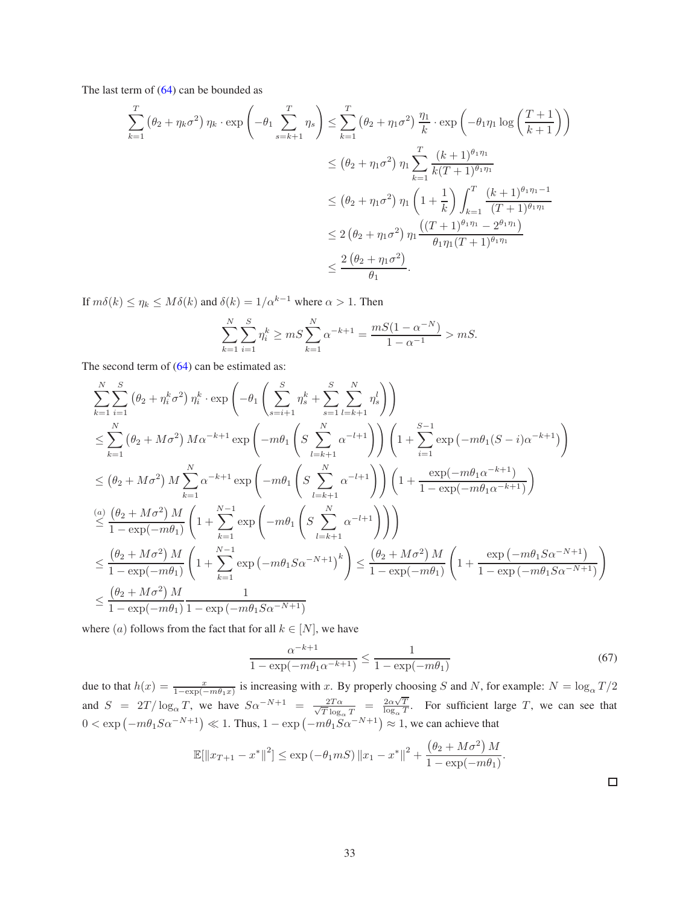The last term of (64) can be bounded as

$$
\begin{aligned}
\sum_{k=1}^{T} \left(\theta_2 + \eta_k \sigma^2\right) \eta_k \cdot \exp\left(-\theta_1 \sum_{s=k+1}^{T} \eta_s\right) &\leq \sum_{k=1}^{T} \left(\theta_2 + \eta_1 \sigma^2\right) \frac{\eta_1}{k} \cdot \exp\left(-\theta_1 \eta_1 \log\left(\frac{T+1}{k+1}\right)\right) \\
&\leq \left(\theta_2 + \eta_1 \sigma^2\right) \eta_1 \sum_{k=1}^{T} \frac{(k+1)^{\theta_1 \eta_1}}{k(T+1)^{\theta_1 \eta_1}} \\
&\leq \left(\theta_2 + \eta_1 \sigma^2\right) \eta_1 \left(1 + \frac{1}{k}\right) \int_{k=1}^{T} \frac{(k+1)^{\theta_1 \eta_1 - 1}}{(T+1)^{\theta_1 \eta_1}} \\
&\leq 2\left(\theta_2 + \eta_1 \sigma^2\right) \eta_1 \frac{\left((T+1)^{\theta_1 \eta_1} - 2^{\theta_1 \eta_1}\right)}{\theta_1 \eta_1 (T+1)^{\theta_1 \eta_1}} \\
&\leq \frac{2\left(\theta_2 + \eta_1 \sigma^2\right)}{\theta_1}.
\end{aligned}
$$

If $m\delta(k) \leq \eta_k \leq M\delta(k)$ and $\delta(k) = 1/\alpha^{k-1}$ where $\alpha > 1$. Then

$$
\sum_{k=1}^{N} \sum_{i=1}^{S} \eta_i^k \geq mS \sum_{k=1}^{N} \alpha^{-k+1} = \frac{mS(1-\alpha^{-N})}{1-\alpha^{-1}} > mS.
$$

The second term of (64) can be estimated as:

$$
\begin{aligned}
&\sum_{k=1}^{N} \sum_{i=1}^{S} \left(\theta_2 + \eta_i^k \sigma^2\right) \eta_i^k \cdot \exp\left(-\theta_1 \left(\sum_{s=i+1}^{S} \eta_s^k + \sum_{s=1}^{S} \sum_{l=k+1}^{N} \eta_s^l\right)\right) \\
&\leq \sum_{k=1}^{N} \left(\theta_2 + M\sigma^2\right) M\alpha^{-k+1} \exp\left(-m\theta_1 \left(S \sum_{l=k+1}^{N} \alpha^{-l+1}\right)\right) \left(1 + \sum_{i=1}^{S-1} \exp\left(-m\theta_1 (S-i)\alpha^{-k+1}\right)\right) \\
&\leq \left(\theta_2 + M\sigma^2\right) M \sum_{k=1}^{N} \alpha^{-k+1} \exp\left(-m\theta_1 \left(S \sum_{l=k+1}^{N} \alpha^{-l+1}\right)\right) \left(1 + \frac{\exp(-m\theta_1 \alpha^{-k+1})}{1 - \exp(-m\theta_1 \alpha^{-k+1})}\right) \\
&\overset{(a)}{\leq} \frac{\left(\theta_2 + M\sigma^2\right) M}{1 - \exp(-m\theta_1)} \left(1 + \sum_{k=1}^{N-1} \exp\left(-m\theta_1 \left(S \sum_{l=k+1}^{N} \alpha^{-l+1}\right)\right)\right) \\
&\leq \frac{\left(\theta_2 + M\sigma^2\right) M}{1 - \exp(-m\theta_1)} \left(1 + \sum_{k=1}^{N-1} \exp\left(-m\theta_1 S\alpha^{-N+1}\right)^k\right) \leq \frac{\left(\theta_2 + M\sigma^2\right) M}{1 - \exp(-m\theta_1)} \left(1 + \frac{\exp\left(-m\theta_1 S\alpha^{-N+1}\right)}{1 - \exp\left(-m\theta_1 S\alpha^{-N+1}\right)}\right) \\
&\leq \frac{\left(\theta_2 + M\sigma^2\right) M}{1 - \exp(-m\theta_1)} \frac{1}{1 - \exp\left(-m\theta_1 S\alpha^{-N+1}\right)}
\end{aligned}
$$

where $(a)$ follows from the fact that for all $k \in [N]$, we have

$$
\frac{\alpha^{-k+1}}{1 - \exp(-m\theta_1 \alpha^{-k+1})} \leq \frac{1}{1 - \exp(-m\theta_1)} \tag{67}
$$

due to that $h(x) = \frac{x}{1-\exp(-m\theta_1 x)}$ is increasing with $x$. By properly choosing $S$ and $N$, for example: $N = \log_\alpha T/2$ and $S = 2T/\log_\alpha T$, we have $S\alpha^{-N+1} = \frac{2T\alpha}{\sqrt{T}\log_\alpha T} = \frac{2\alpha\sqrt{T}}{\log_\alpha T}$. For sufficient large $T$, we can see that $0 < \exp\left(-m\theta_1 S\alpha^{-N+1}\right) \ll 1$. Thus, $1 - \exp\left(-m\theta_1 S\alpha^{-N+1}\right) \approx 1$, we can achieve that

$$
\mathbb{E}[\|x_{T+1} - x^*\|^2] \leq \exp\left(-\theta_1 mS\right) \|x_1 - x^*\|^2 + \frac{\left(\theta_2 + M\sigma^2\right) M}{1 - \exp(-m\theta_1)}.
$$

□